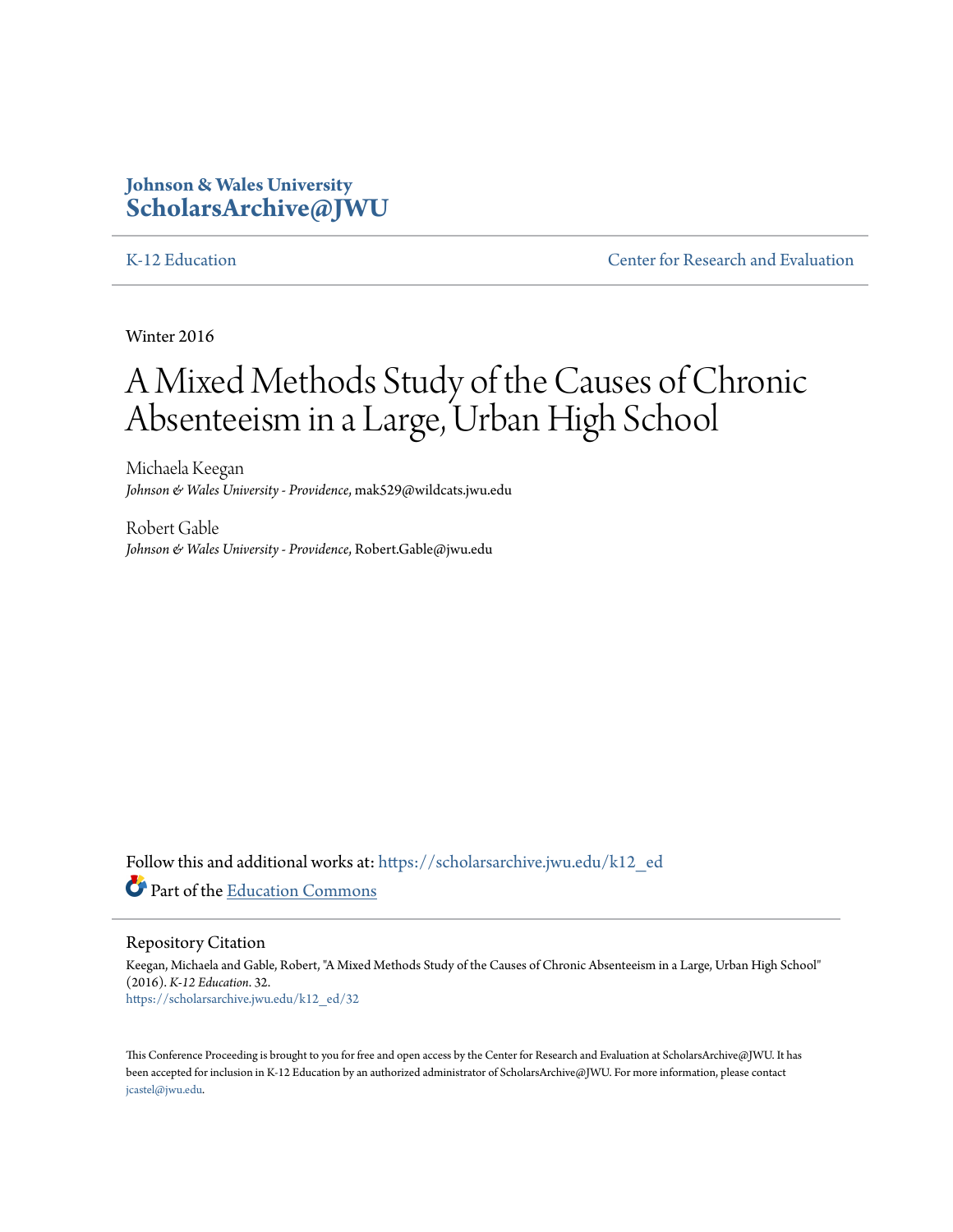**Johnson & Wales University**
**ScholarsArchive@JWU**

K-12 Education | Center for Research and Evaluation

Winter 2016

# A Mixed Methods Study of the Causes of Chronic Absenteeism in a Large, Urban High School

Michaela Keegan
*Johnson & Wales University - Providence*, mak529@wildcats.jwu.edu

Robert Gable
*Johnson & Wales University - Providence*, Robert.Gable@jwu.edu

Follow this and additional works at: https://scholarsarchive.jwu.edu/k12_ed

Part of the Education Commons

## Repository Citation

Keegan, Michaela and Gable, Robert, "A Mixed Methods Study of the Causes of Chronic Absenteeism in a Large, Urban High School" (2016). *K-12 Education*. 32.
https://scholarsarchive.jwu.edu/k12_ed/32

This Conference Proceeding is brought to you for free and open access by the Center for Research and Evaluation at ScholarsArchive@JWU. It has been accepted for inclusion in K-12 Education by an authorized administrator of ScholarsArchive@JWU. For more information, please contact jcastel@jwu.edu.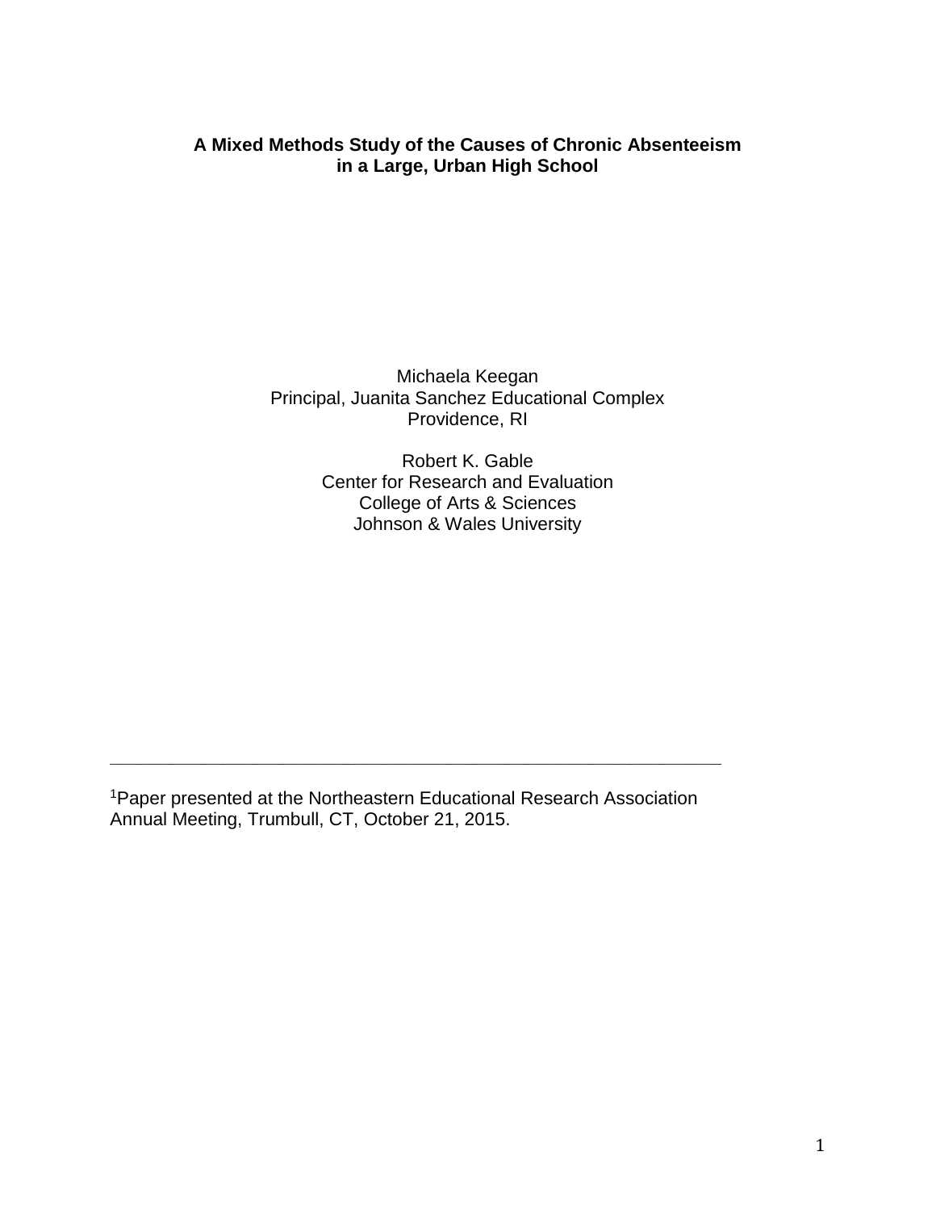# A Mixed Methods Study of the Causes of Chronic Absenteeism in a Large, Urban High School

Michaela Keegan
Principal, Juanita Sanchez Educational Complex
Providence, RI

Robert K. Gable
Center for Research and Evaluation
College of Arts & Sciences
Johnson & Wales University

---

[1]Paper presented at the Northeastern Educational Research Association Annual Meeting, Trumbull, CT, October 21, 2015.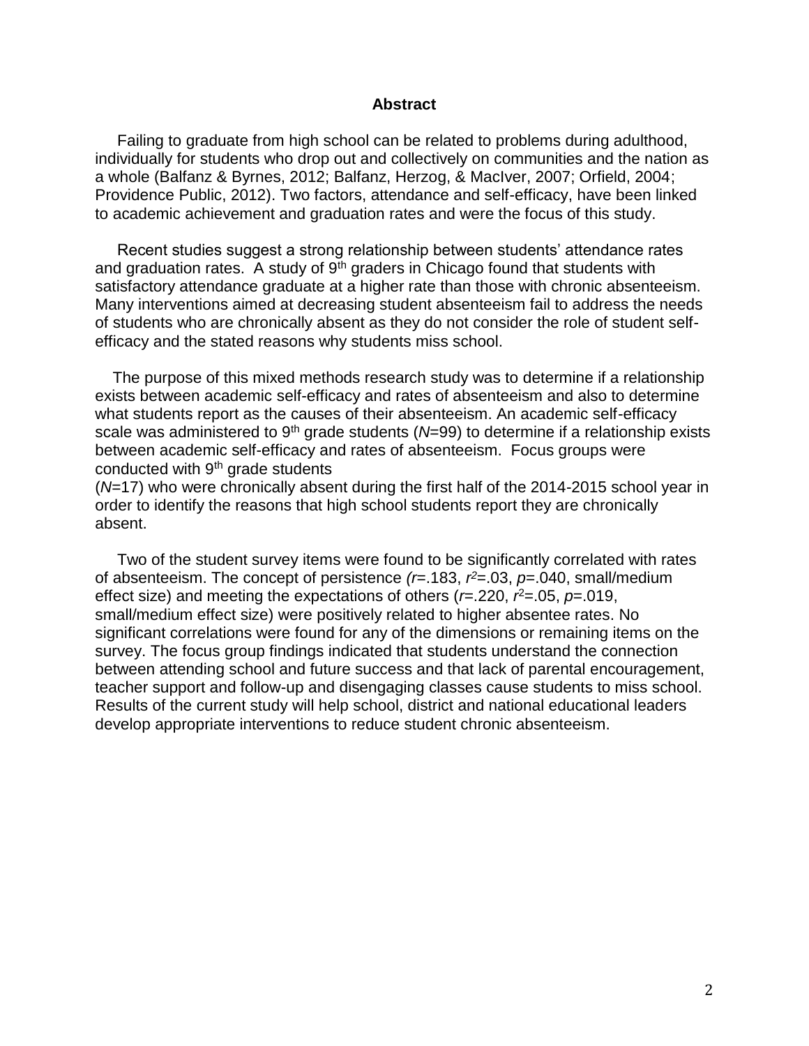## Abstract

Failing to graduate from high school can be related to problems during adulthood, individually for students who drop out and collectively on communities and the nation as a whole (Balfanz & Byrnes, 2012; Balfanz, Herzog, & MacIver, 2007; Orfield, 2004; Providence Public, 2012). Two factors, attendance and self-efficacy, have been linked to academic achievement and graduation rates and were the focus of this study.

Recent studies suggest a strong relationship between students' attendance rates and graduation rates. A study of 9th graders in Chicago found that students with satisfactory attendance graduate at a higher rate than those with chronic absenteeism. Many interventions aimed at decreasing student absenteeism fail to address the needs of students who are chronically absent as they do not consider the role of student self-efficacy and the stated reasons why students miss school.

The purpose of this mixed methods research study was to determine if a relationship exists between academic self-efficacy and rates of absenteeism and also to determine what students report as the causes of their absenteeism. An academic self-efficacy scale was administered to 9th grade students ($N$=99) to determine if a relationship exists between academic self-efficacy and rates of absenteeism. Focus groups were conducted with 9th grade students ($N$=17) who were chronically absent during the first half of the 2014-2015 school year in order to identify the reasons that high school students report they are chronically absent.

Two of the student survey items were found to be significantly correlated with rates of absenteeism. The concept of persistence ($r$=.183, $r^2$=.03, $p$=.040, small/medium effect size) and meeting the expectations of others ($r$=.220, $r^2$=.05, $p$=.019, small/medium effect size) were positively related to higher absentee rates. No significant correlations were found for any of the dimensions or remaining items on the survey. The focus group findings indicated that students understand the connection between attending school and future success and that lack of parental encouragement, teacher support and follow-up and disengaging classes cause students to miss school. Results of the current study will help school, district and national educational leaders develop appropriate interventions to reduce student chronic absenteeism.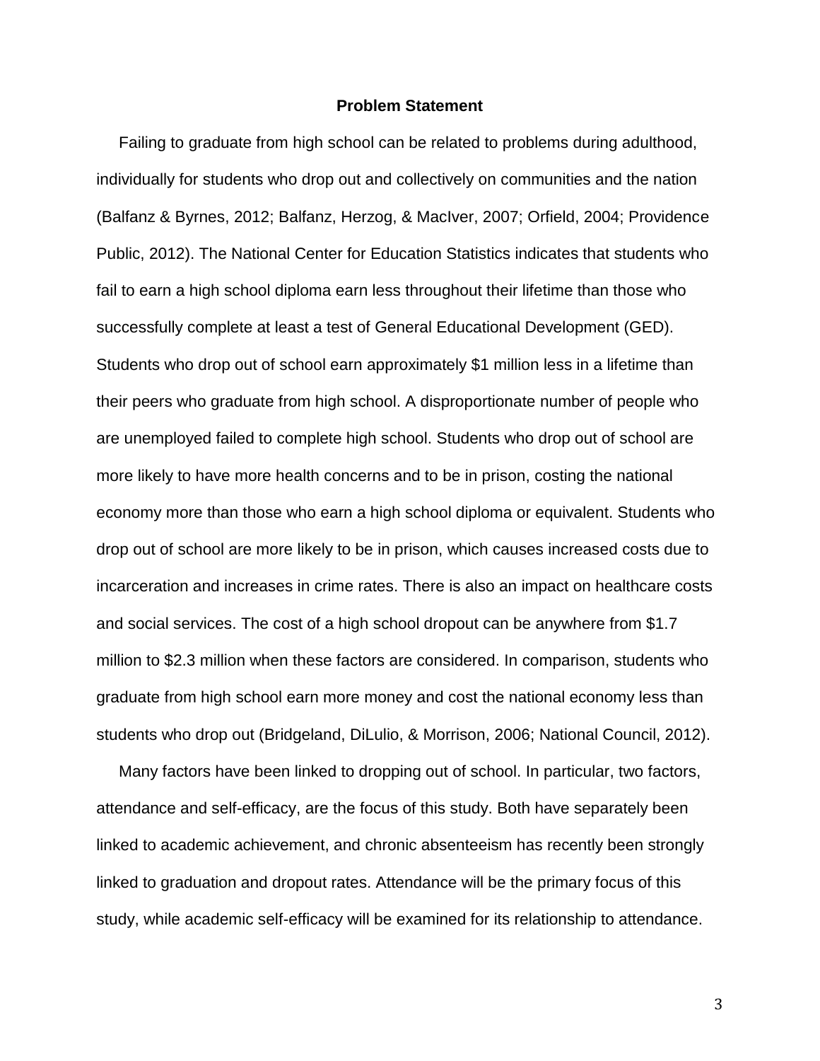## Problem Statement

Failing to graduate from high school can be related to problems during adulthood, individually for students who drop out and collectively on communities and the nation (Balfanz & Byrnes, 2012; Balfanz, Herzog, & MacIver, 2007; Orfield, 2004; Providence Public, 2012). The National Center for Education Statistics indicates that students who fail to earn a high school diploma earn less throughout their lifetime than those who successfully complete at least a test of General Educational Development (GED). Students who drop out of school earn approximately $1 million less in a lifetime than their peers who graduate from high school. A disproportionate number of people who are unemployed failed to complete high school. Students who drop out of school are more likely to have more health concerns and to be in prison, costing the national economy more than those who earn a high school diploma or equivalent. Students who drop out of school are more likely to be in prison, which causes increased costs due to incarceration and increases in crime rates. There is also an impact on healthcare costs and social services. The cost of a high school dropout can be anywhere from $1.7 million to $2.3 million when these factors are considered. In comparison, students who graduate from high school earn more money and cost the national economy less than students who drop out (Bridgeland, DiLulio, & Morrison, 2006; National Council, 2012).

Many factors have been linked to dropping out of school. In particular, two factors, attendance and self-efficacy, are the focus of this study. Both have separately been linked to academic achievement, and chronic absenteeism has recently been strongly linked to graduation and dropout rates. Attendance will be the primary focus of this study, while academic self-efficacy will be examined for its relationship to attendance.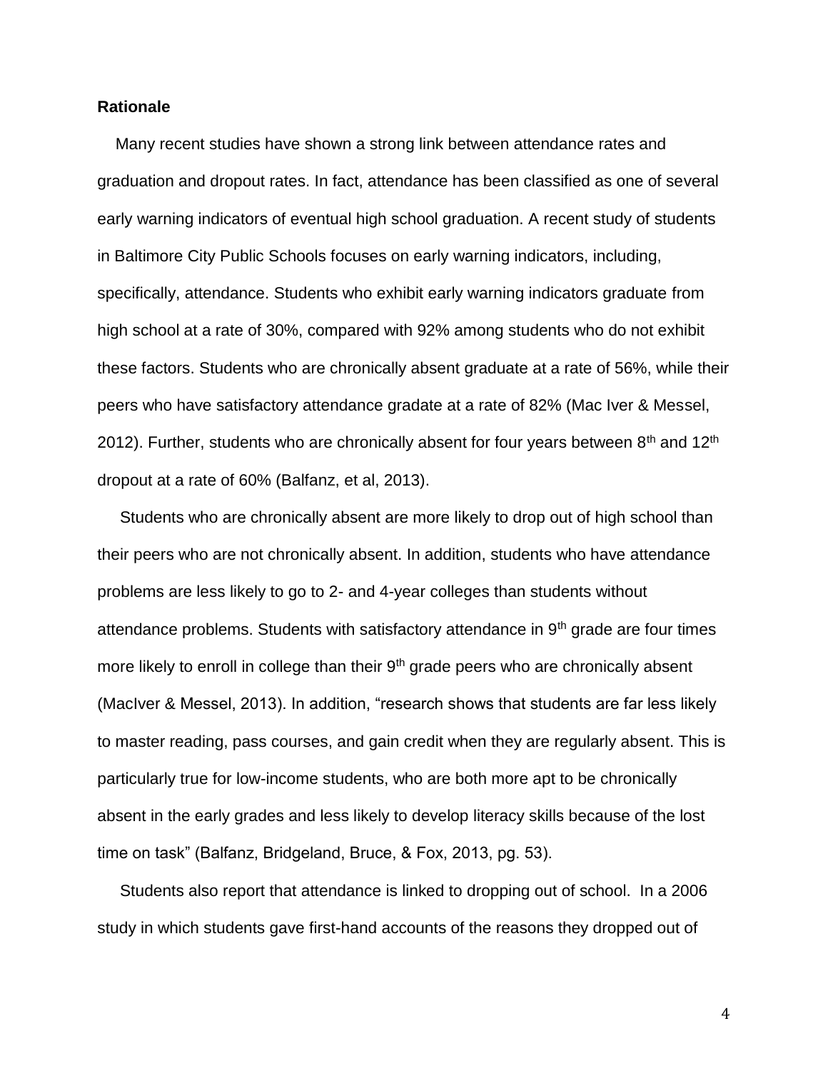**Rationale**

Many recent studies have shown a strong link between attendance rates and graduation and dropout rates. In fact, attendance has been classified as one of several early warning indicators of eventual high school graduation. A recent study of students in Baltimore City Public Schools focuses on early warning indicators, including, specifically, attendance. Students who exhibit early warning indicators graduate from high school at a rate of 30%, compared with 92% among students who do not exhibit these factors. Students who are chronically absent graduate at a rate of 56%, while their peers who have satisfactory attendance gradate at a rate of 82% (Mac Iver & Messel, 2012). Further, students who are chronically absent for four years between 8th and 12th dropout at a rate of 60% (Balfanz, et al, 2013).

Students who are chronically absent are more likely to drop out of high school than their peers who are not chronically absent. In addition, students who have attendance problems are less likely to go to 2- and 4-year colleges than students without attendance problems. Students with satisfactory attendance in 9th grade are four times more likely to enroll in college than their 9th grade peers who are chronically absent (MacIver & Messel, 2013). In addition, "research shows that students are far less likely to master reading, pass courses, and gain credit when they are regularly absent. This is particularly true for low-income students, who are both more apt to be chronically absent in the early grades and less likely to develop literacy skills because of the lost time on task" (Balfanz, Bridgeland, Bruce, & Fox, 2013, pg. 53).

Students also report that attendance is linked to dropping out of school. In a 2006 study in which students gave first-hand accounts of the reasons they dropped out of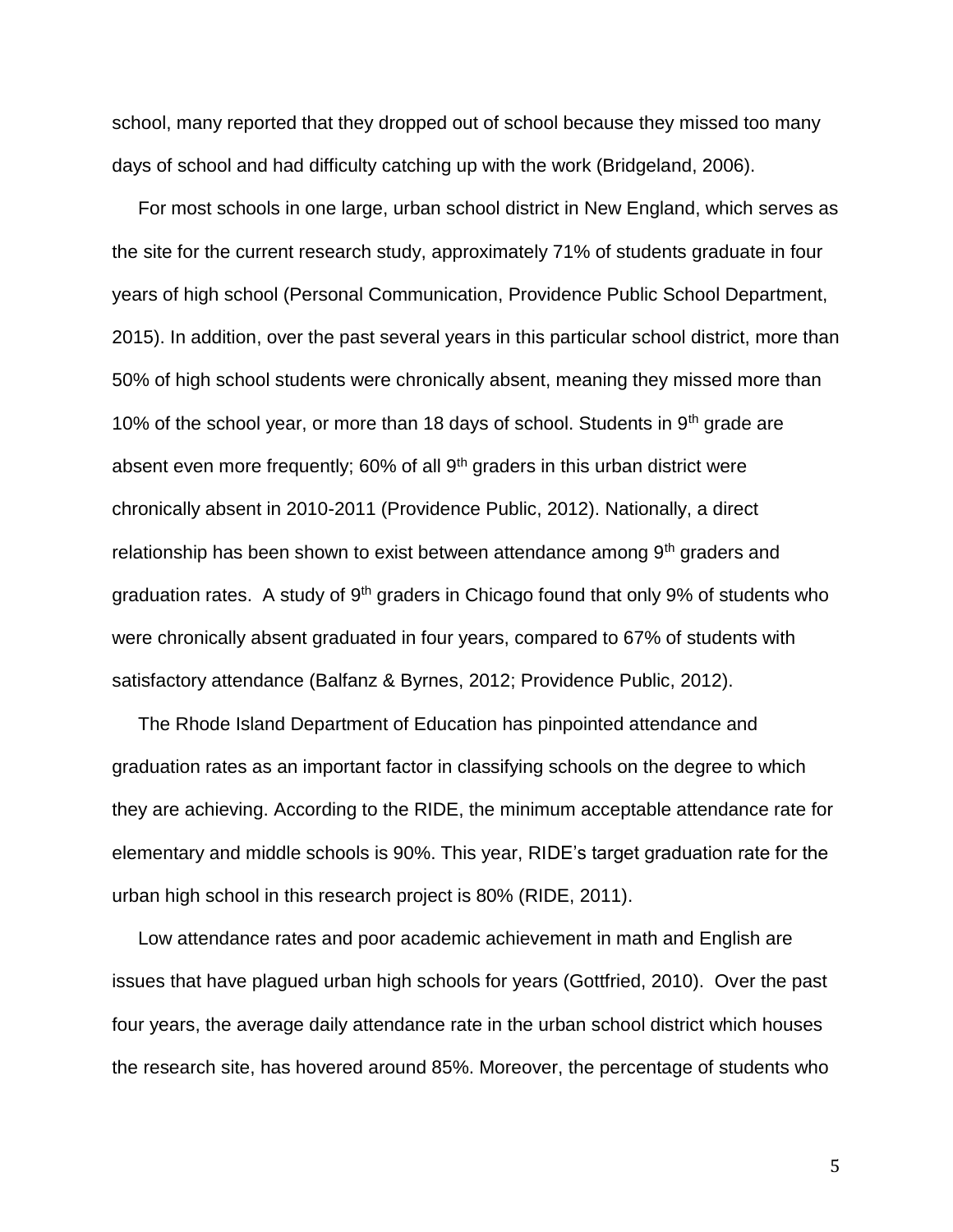school, many reported that they dropped out of school because they missed too many days of school and had difficulty catching up with the work (Bridgeland, 2006).

For most schools in one large, urban school district in New England, which serves as the site for the current research study, approximately 71% of students graduate in four years of high school (Personal Communication, Providence Public School Department, 2015). In addition, over the past several years in this particular school district, more than 50% of high school students were chronically absent, meaning they missed more than 10% of the school year, or more than 18 days of school. Students in 9th grade are absent even more frequently; 60% of all 9th graders in this urban district were chronically absent in 2010-2011 (Providence Public, 2012). Nationally, a direct relationship has been shown to exist between attendance among 9th graders and graduation rates. A study of 9th graders in Chicago found that only 9% of students who were chronically absent graduated in four years, compared to 67% of students with satisfactory attendance (Balfanz & Byrnes, 2012; Providence Public, 2012).

The Rhode Island Department of Education has pinpointed attendance and graduation rates as an important factor in classifying schools on the degree to which they are achieving. According to the RIDE, the minimum acceptable attendance rate for elementary and middle schools is 90%. This year, RIDE's target graduation rate for the urban high school in this research project is 80% (RIDE, 2011).

Low attendance rates and poor academic achievement in math and English are issues that have plagued urban high schools for years (Gottfried, 2010). Over the past four years, the average daily attendance rate in the urban school district which houses the research site, has hovered around 85%. Moreover, the percentage of students who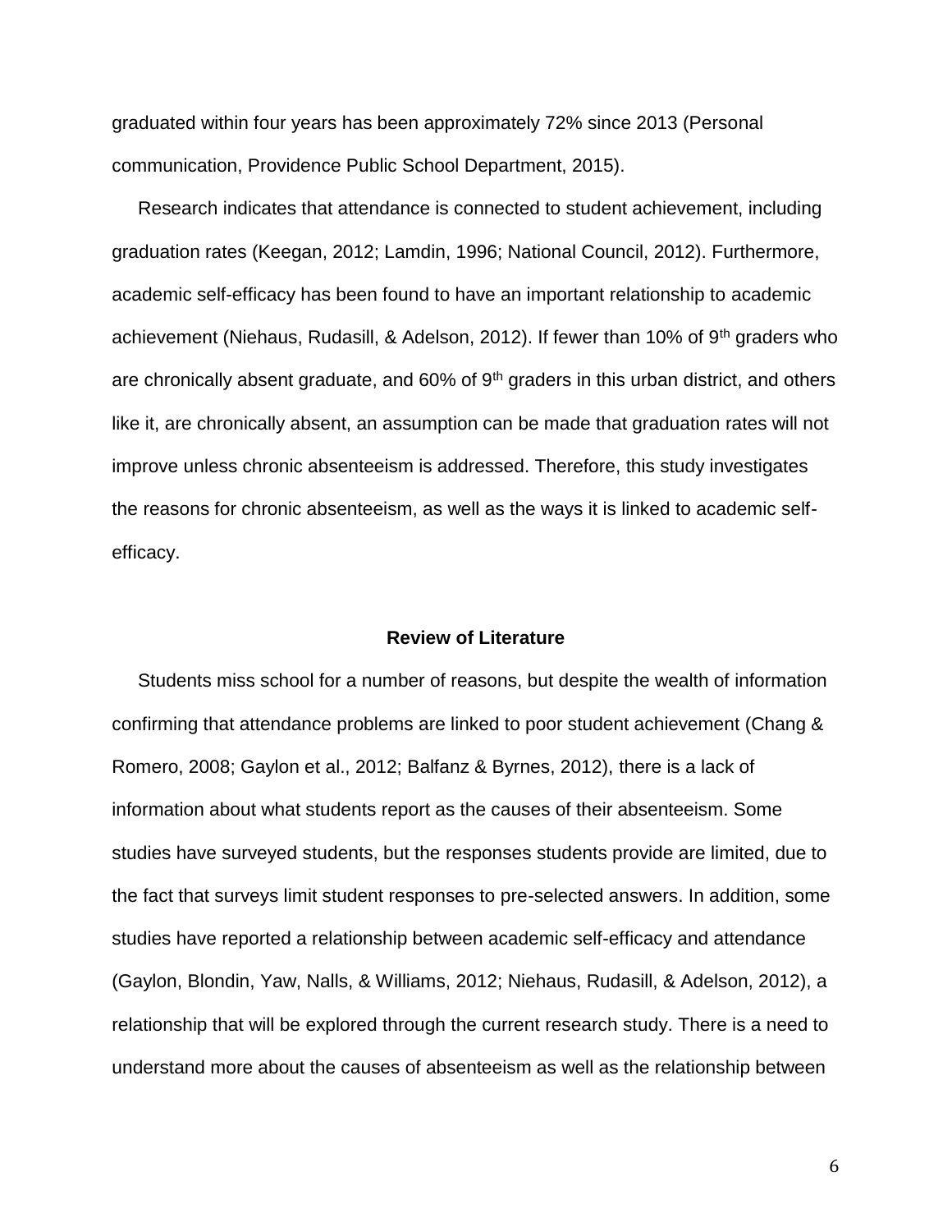graduated within four years has been approximately 72% since 2013 (Personal communication, Providence Public School Department, 2015).

Research indicates that attendance is connected to student achievement, including graduation rates (Keegan, 2012; Lamdin, 1996; National Council, 2012). Furthermore, academic self-efficacy has been found to have an important relationship to academic achievement (Niehaus, Rudasill, & Adelson, 2012). If fewer than 10% of 9th graders who are chronically absent graduate, and 60% of 9th graders in this urban district, and others like it, are chronically absent, an assumption can be made that graduation rates will not improve unless chronic absenteeism is addressed. Therefore, this study investigates the reasons for chronic absenteeism, as well as the ways it is linked to academic self-efficacy.

## Review of Literature

Students miss school for a number of reasons, but despite the wealth of information confirming that attendance problems are linked to poor student achievement (Chang & Romero, 2008; Gaylon et al., 2012; Balfanz & Byrnes, 2012), there is a lack of information about what students report as the causes of their absenteeism. Some studies have surveyed students, but the responses students provide are limited, due to the fact that surveys limit student responses to pre-selected answers. In addition, some studies have reported a relationship between academic self-efficacy and attendance (Gaylon, Blondin, Yaw, Nalls, & Williams, 2012; Niehaus, Rudasill, & Adelson, 2012), a relationship that will be explored through the current research study. There is a need to understand more about the causes of absenteeism as well as the relationship between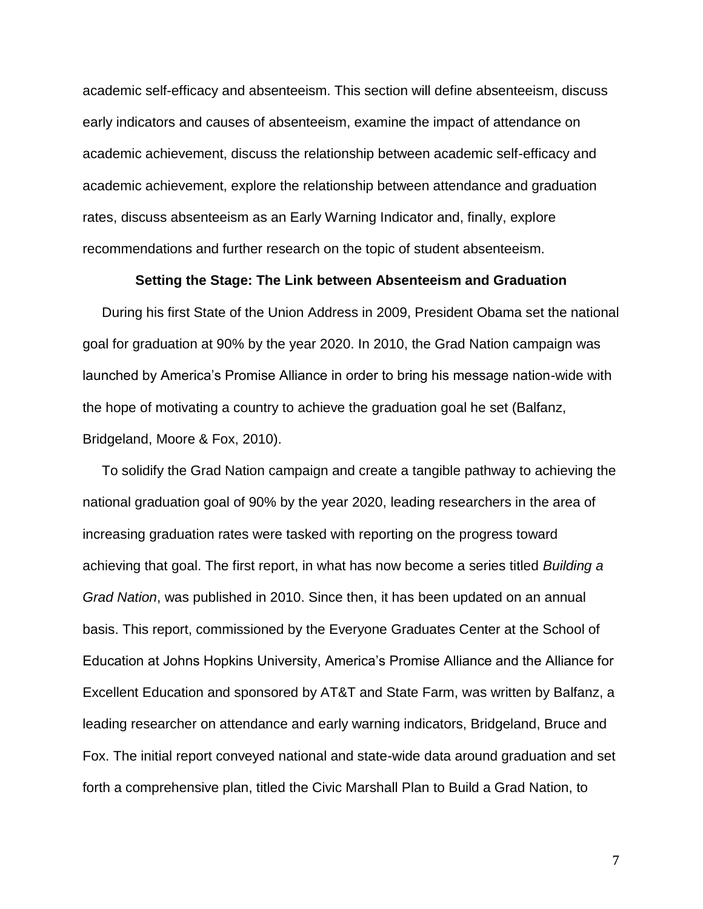academic self-efficacy and absenteeism. This section will define absenteeism, discuss early indicators and causes of absenteeism, examine the impact of attendance on academic achievement, discuss the relationship between academic self-efficacy and academic achievement, explore the relationship between attendance and graduation rates, discuss absenteeism as an Early Warning Indicator and, finally, explore recommendations and further research on the topic of student absenteeism.

## Setting the Stage: The Link between Absenteeism and Graduation

During his first State of the Union Address in 2009, President Obama set the national goal for graduation at 90% by the year 2020. In 2010, the Grad Nation campaign was launched by America's Promise Alliance in order to bring his message nation-wide with the hope of motivating a country to achieve the graduation goal he set (Balfanz, Bridgeland, Moore & Fox, 2010).

To solidify the Grad Nation campaign and create a tangible pathway to achieving the national graduation goal of 90% by the year 2020, leading researchers in the area of increasing graduation rates were tasked with reporting on the progress toward achieving that goal. The first report, in what has now become a series titled *Building a Grad Nation*, was published in 2010. Since then, it has been updated on an annual basis. This report, commissioned by the Everyone Graduates Center at the School of Education at Johns Hopkins University, America's Promise Alliance and the Alliance for Excellent Education and sponsored by AT&T and State Farm, was written by Balfanz, a leading researcher on attendance and early warning indicators, Bridgeland, Bruce and Fox. The initial report conveyed national and state-wide data around graduation and set forth a comprehensive plan, titled the Civic Marshall Plan to Build a Grad Nation, to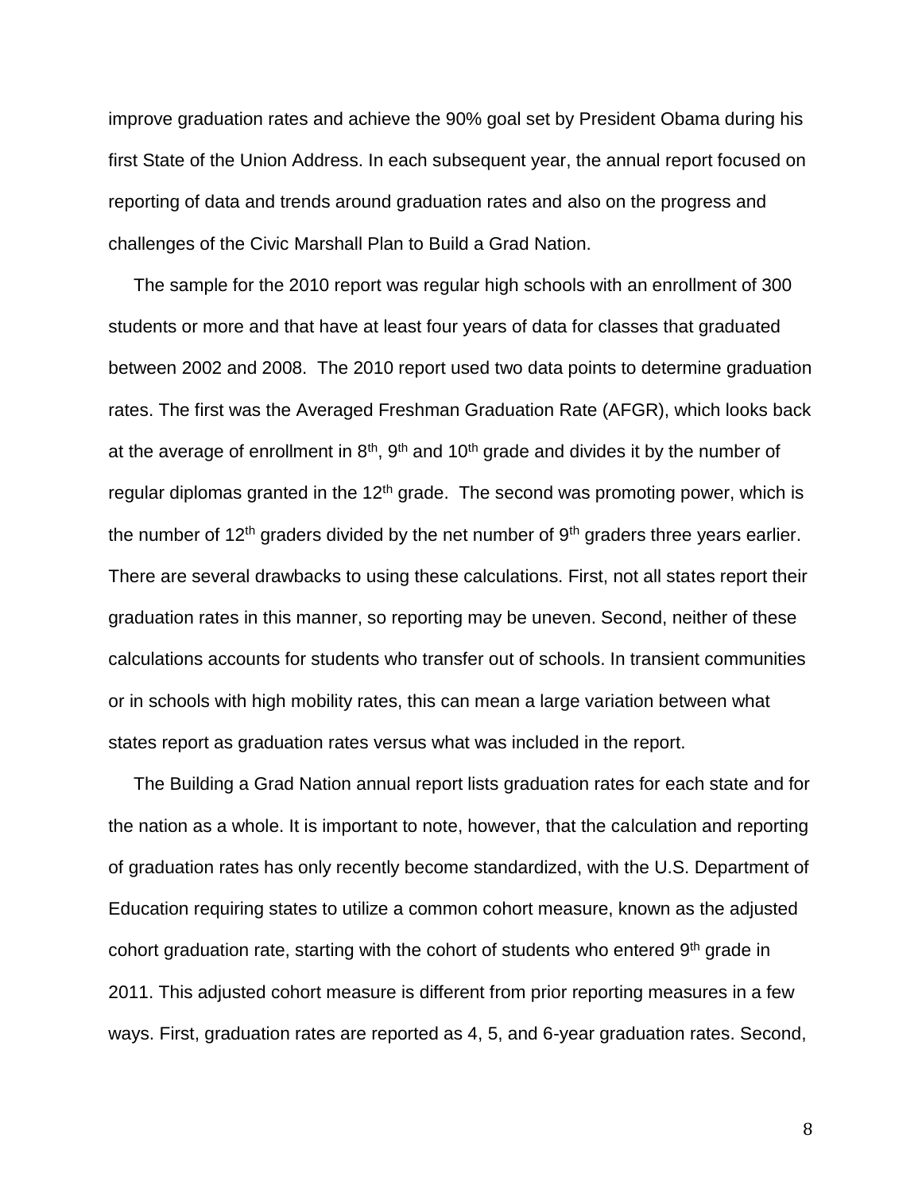improve graduation rates and achieve the 90% goal set by President Obama during his first State of the Union Address. In each subsequent year, the annual report focused on reporting of data and trends around graduation rates and also on the progress and challenges of the Civic Marshall Plan to Build a Grad Nation.

The sample for the 2010 report was regular high schools with an enrollment of 300 students or more and that have at least four years of data for classes that graduated between 2002 and 2008. The 2010 report used two data points to determine graduation rates. The first was the Averaged Freshman Graduation Rate (AFGR), which looks back at the average of enrollment in 8th, 9th and 10th grade and divides it by the number of regular diplomas granted in the 12th grade. The second was promoting power, which is the number of 12th graders divided by the net number of 9th graders three years earlier. There are several drawbacks to using these calculations. First, not all states report their graduation rates in this manner, so reporting may be uneven. Second, neither of these calculations accounts for students who transfer out of schools. In transient communities or in schools with high mobility rates, this can mean a large variation between what states report as graduation rates versus what was included in the report.

The Building a Grad Nation annual report lists graduation rates for each state and for the nation as a whole. It is important to note, however, that the calculation and reporting of graduation rates has only recently become standardized, with the U.S. Department of Education requiring states to utilize a common cohort measure, known as the adjusted cohort graduation rate, starting with the cohort of students who entered 9th grade in 2011. This adjusted cohort measure is different from prior reporting measures in a few ways. First, graduation rates are reported as 4, 5, and 6-year graduation rates. Second,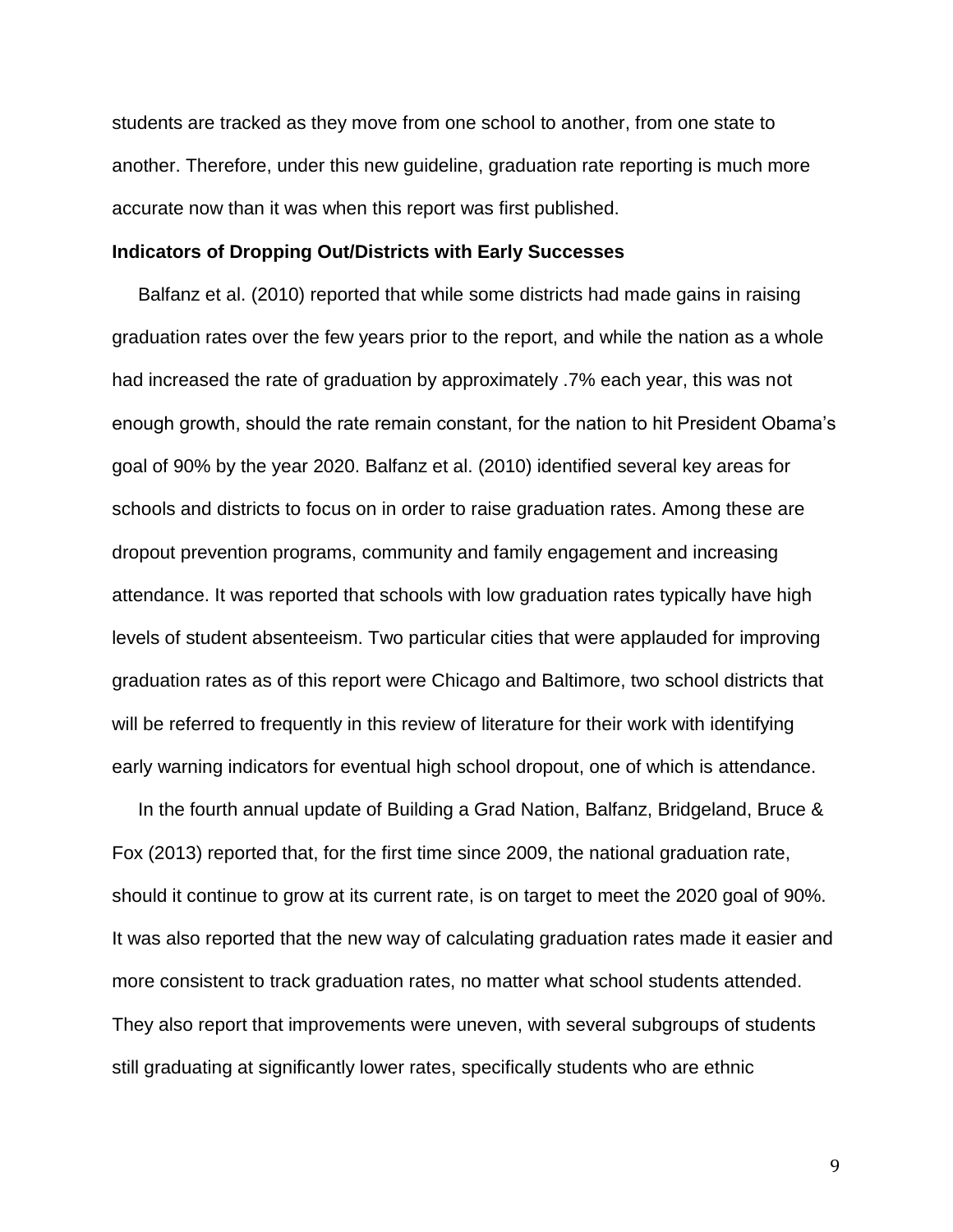students are tracked as they move from one school to another, from one state to another. Therefore, under this new guideline, graduation rate reporting is much more accurate now than it was when this report was first published.

**Indicators of Dropping Out/Districts with Early Successes**

Balfanz et al. (2010) reported that while some districts had made gains in raising graduation rates over the few years prior to the report, and while the nation as a whole had increased the rate of graduation by approximately .7% each year, this was not enough growth, should the rate remain constant, for the nation to hit President Obama's goal of 90% by the year 2020. Balfanz et al. (2010) identified several key areas for schools and districts to focus on in order to raise graduation rates. Among these are dropout prevention programs, community and family engagement and increasing attendance. It was reported that schools with low graduation rates typically have high levels of student absenteeism. Two particular cities that were applauded for improving graduation rates as of this report were Chicago and Baltimore, two school districts that will be referred to frequently in this review of literature for their work with identifying early warning indicators for eventual high school dropout, one of which is attendance.

In the fourth annual update of Building a Grad Nation, Balfanz, Bridgeland, Bruce & Fox (2013) reported that, for the first time since 2009, the national graduation rate, should it continue to grow at its current rate, is on target to meet the 2020 goal of 90%. It was also reported that the new way of calculating graduation rates made it easier and more consistent to track graduation rates, no matter what school students attended. They also report that improvements were uneven, with several subgroups of students still graduating at significantly lower rates, specifically students who are ethnic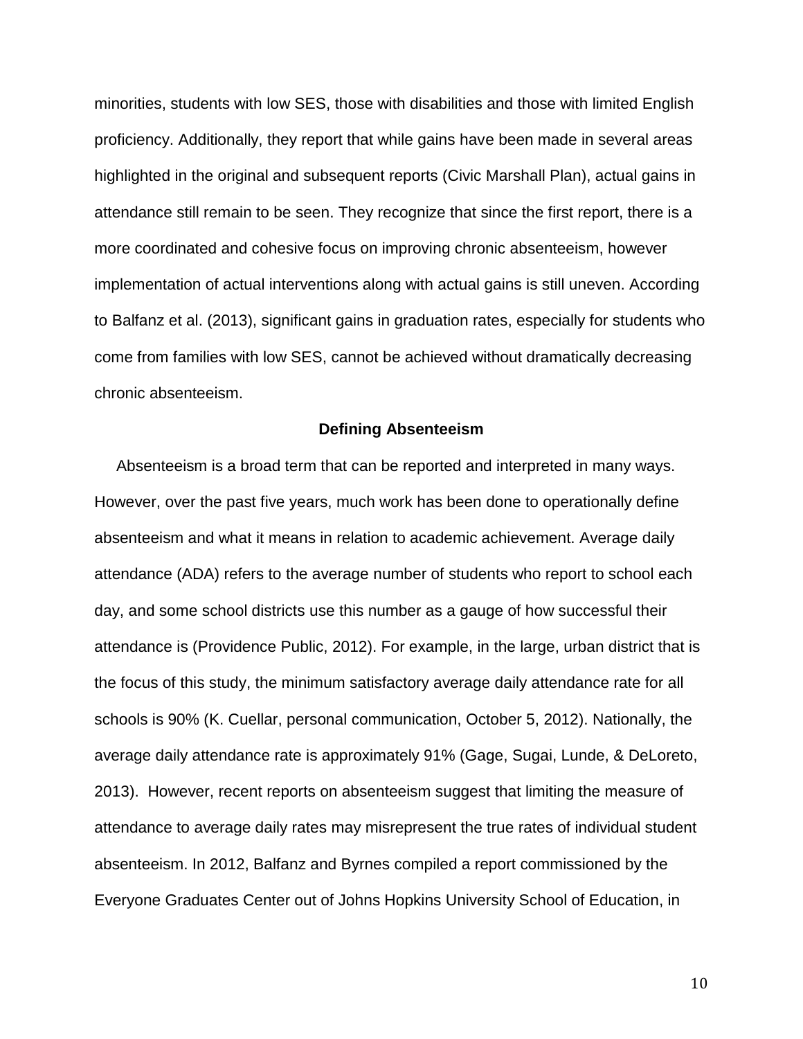minorities, students with low SES, those with disabilities and those with limited English proficiency. Additionally, they report that while gains have been made in several areas highlighted in the original and subsequent reports (Civic Marshall Plan), actual gains in attendance still remain to be seen. They recognize that since the first report, there is a more coordinated and cohesive focus on improving chronic absenteeism, however implementation of actual interventions along with actual gains is still uneven. According to Balfanz et al. (2013), significant gains in graduation rates, especially for students who come from families with low SES, cannot be achieved without dramatically decreasing chronic absenteeism.

## Defining Absenteeism

Absenteeism is a broad term that can be reported and interpreted in many ways. However, over the past five years, much work has been done to operationally define absenteeism and what it means in relation to academic achievement. Average daily attendance (ADA) refers to the average number of students who report to school each day, and some school districts use this number as a gauge of how successful their attendance is (Providence Public, 2012). For example, in the large, urban district that is the focus of this study, the minimum satisfactory average daily attendance rate for all schools is 90% (K. Cuellar, personal communication, October 5, 2012). Nationally, the average daily attendance rate is approximately 91% (Gage, Sugai, Lunde, & DeLoreto, 2013). However, recent reports on absenteeism suggest that limiting the measure of attendance to average daily rates may misrepresent the true rates of individual student absenteeism. In 2012, Balfanz and Byrnes compiled a report commissioned by the Everyone Graduates Center out of Johns Hopkins University School of Education, in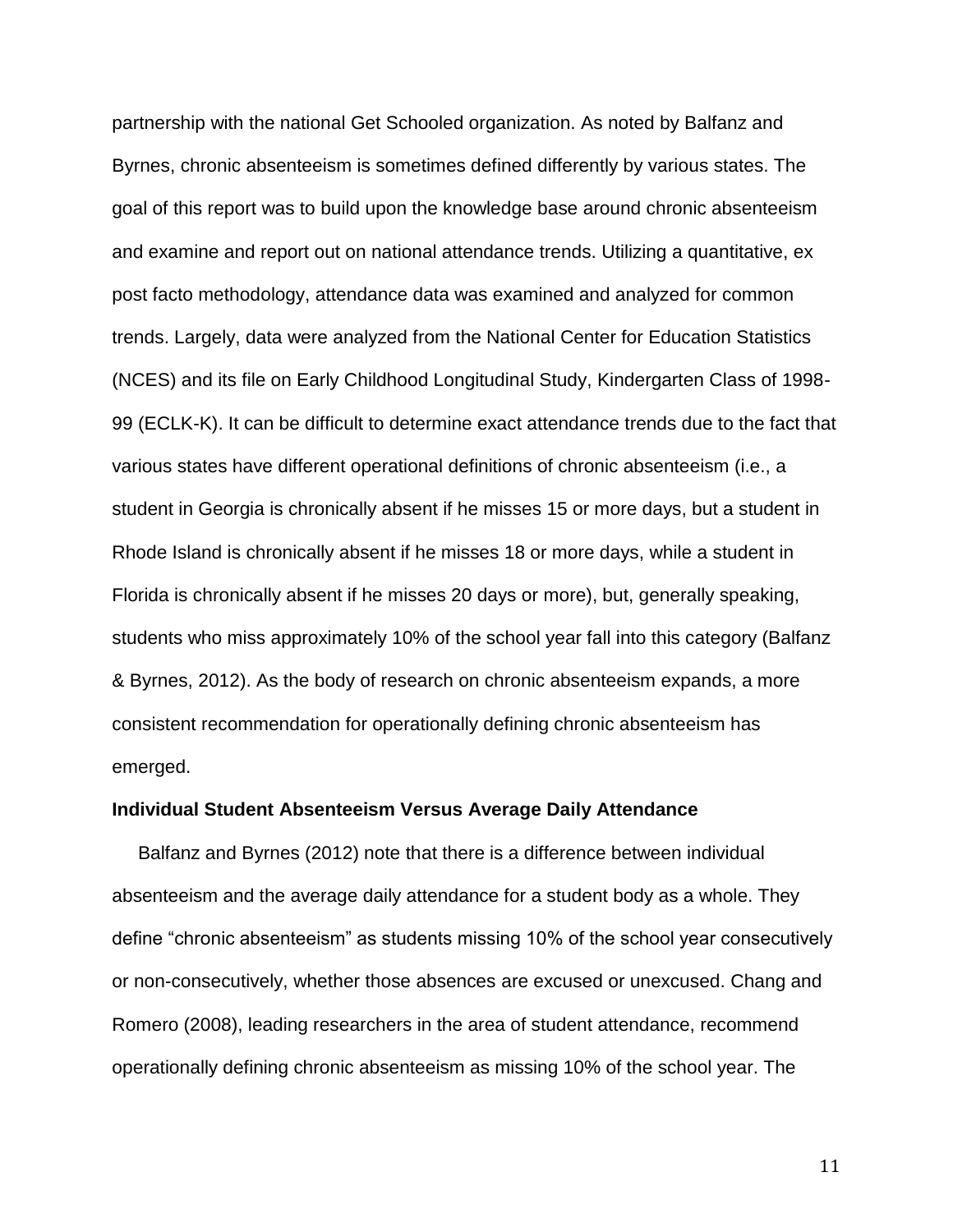partnership with the national Get Schooled organization. As noted by Balfanz and Byrnes, chronic absenteeism is sometimes defined differently by various states. The goal of this report was to build upon the knowledge base around chronic absenteeism and examine and report out on national attendance trends. Utilizing a quantitative, ex post facto methodology, attendance data was examined and analyzed for common trends. Largely, data were analyzed from the National Center for Education Statistics (NCES) and its file on Early Childhood Longitudinal Study, Kindergarten Class of 1998-99 (ECLK-K). It can be difficult to determine exact attendance trends due to the fact that various states have different operational definitions of chronic absenteeism (i.e., a student in Georgia is chronically absent if he misses 15 or more days, but a student in Rhode Island is chronically absent if he misses 18 or more days, while a student in Florida is chronically absent if he misses 20 days or more), but, generally speaking, students who miss approximately 10% of the school year fall into this category (Balfanz & Byrnes, 2012). As the body of research on chronic absenteeism expands, a more consistent recommendation for operationally defining chronic absenteeism has emerged.

**Individual Student Absenteeism Versus Average Daily Attendance**

Balfanz and Byrnes (2012) note that there is a difference between individual absenteeism and the average daily attendance for a student body as a whole. They define "chronic absenteeism" as students missing 10% of the school year consecutively or non-consecutively, whether those absences are excused or unexcused. Chang and Romero (2008), leading researchers in the area of student attendance, recommend operationally defining chronic absenteeism as missing 10% of the school year. The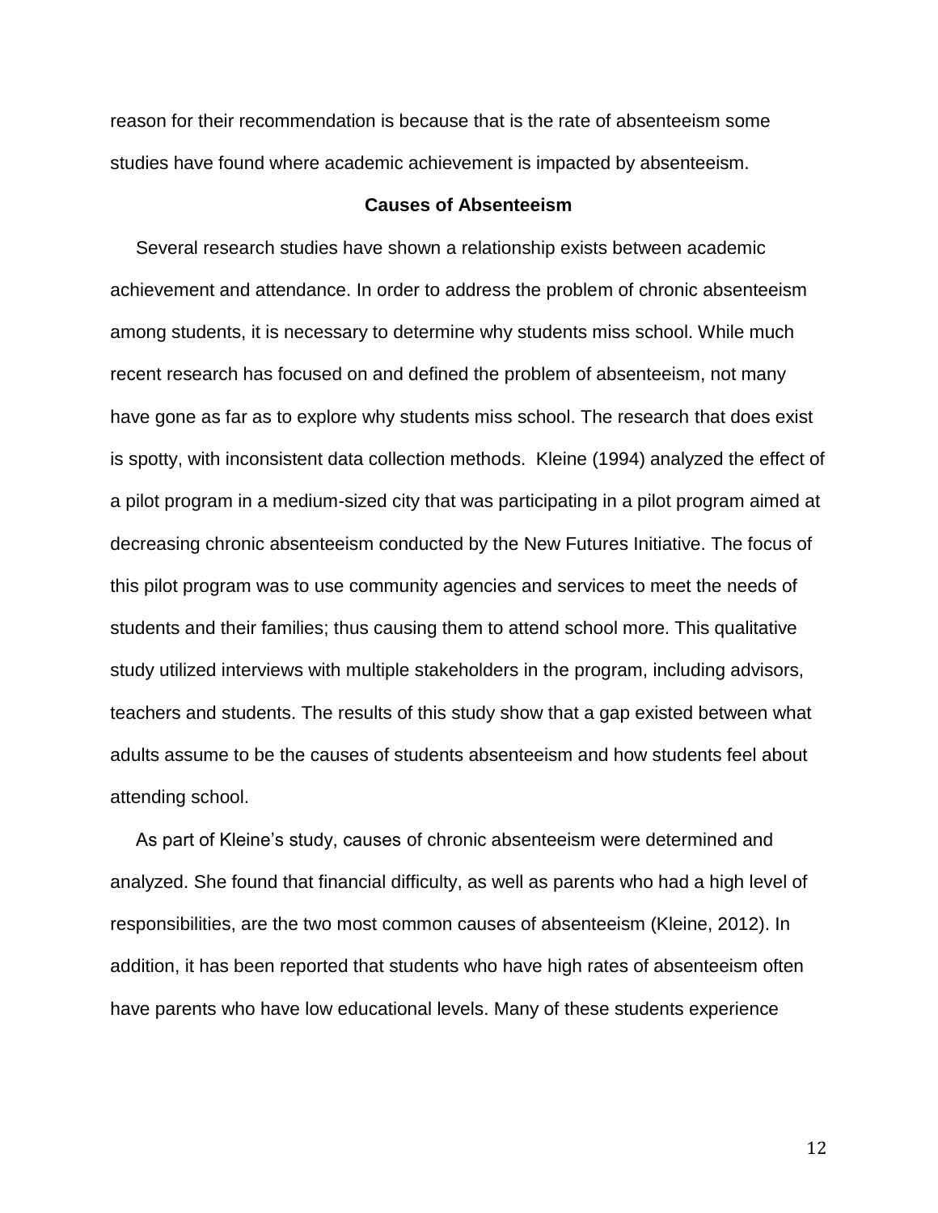reason for their recommendation is because that is the rate of absenteeism some studies have found where academic achievement is impacted by absenteeism.

## Causes of Absenteeism

Several research studies have shown a relationship exists between academic achievement and attendance. In order to address the problem of chronic absenteeism among students, it is necessary to determine why students miss school. While much recent research has focused on and defined the problem of absenteeism, not many have gone as far as to explore why students miss school. The research that does exist is spotty, with inconsistent data collection methods. Kleine (1994) analyzed the effect of a pilot program in a medium-sized city that was participating in a pilot program aimed at decreasing chronic absenteeism conducted by the New Futures Initiative. The focus of this pilot program was to use community agencies and services to meet the needs of students and their families; thus causing them to attend school more. This qualitative study utilized interviews with multiple stakeholders in the program, including advisors, teachers and students. The results of this study show that a gap existed between what adults assume to be the causes of students absenteeism and how students feel about attending school.

As part of Kleine's study, causes of chronic absenteeism were determined and analyzed. She found that financial difficulty, as well as parents who had a high level of responsibilities, are the two most common causes of absenteeism (Kleine, 2012). In addition, it has been reported that students who have high rates of absenteeism often have parents who have low educational levels. Many of these students experience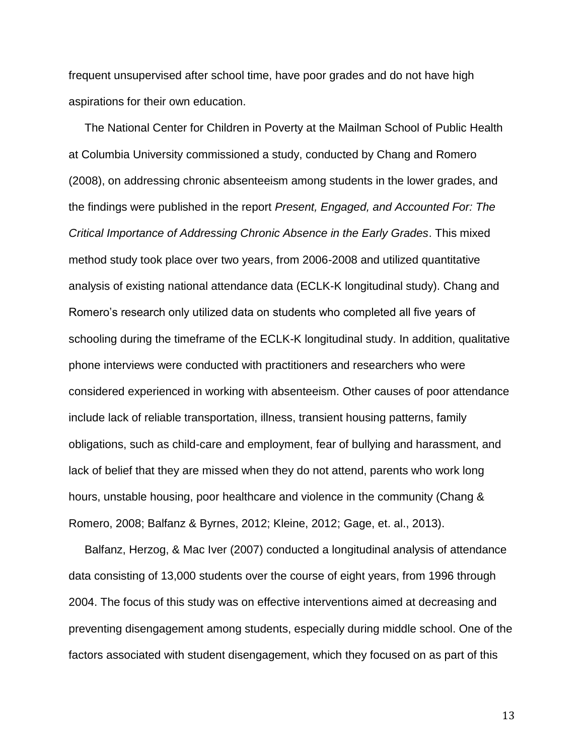frequent unsupervised after school time, have poor grades and do not have high aspirations for their own education.

The National Center for Children in Poverty at the Mailman School of Public Health at Columbia University commissioned a study, conducted by Chang and Romero (2008), on addressing chronic absenteeism among students in the lower grades, and the findings were published in the report *Present, Engaged, and Accounted For: The Critical Importance of Addressing Chronic Absence in the Early Grades*. This mixed method study took place over two years, from 2006-2008 and utilized quantitative analysis of existing national attendance data (ECLK-K longitudinal study). Chang and Romero's research only utilized data on students who completed all five years of schooling during the timeframe of the ECLK-K longitudinal study. In addition, qualitative phone interviews were conducted with practitioners and researchers who were considered experienced in working with absenteeism. Other causes of poor attendance include lack of reliable transportation, illness, transient housing patterns, family obligations, such as child-care and employment, fear of bullying and harassment, and lack of belief that they are missed when they do not attend, parents who work long hours, unstable housing, poor healthcare and violence in the community (Chang & Romero, 2008; Balfanz & Byrnes, 2012; Kleine, 2012; Gage, et. al., 2013).

Balfanz, Herzog, & Mac Iver (2007) conducted a longitudinal analysis of attendance data consisting of 13,000 students over the course of eight years, from 1996 through 2004. The focus of this study was on effective interventions aimed at decreasing and preventing disengagement among students, especially during middle school. One of the factors associated with student disengagement, which they focused on as part of this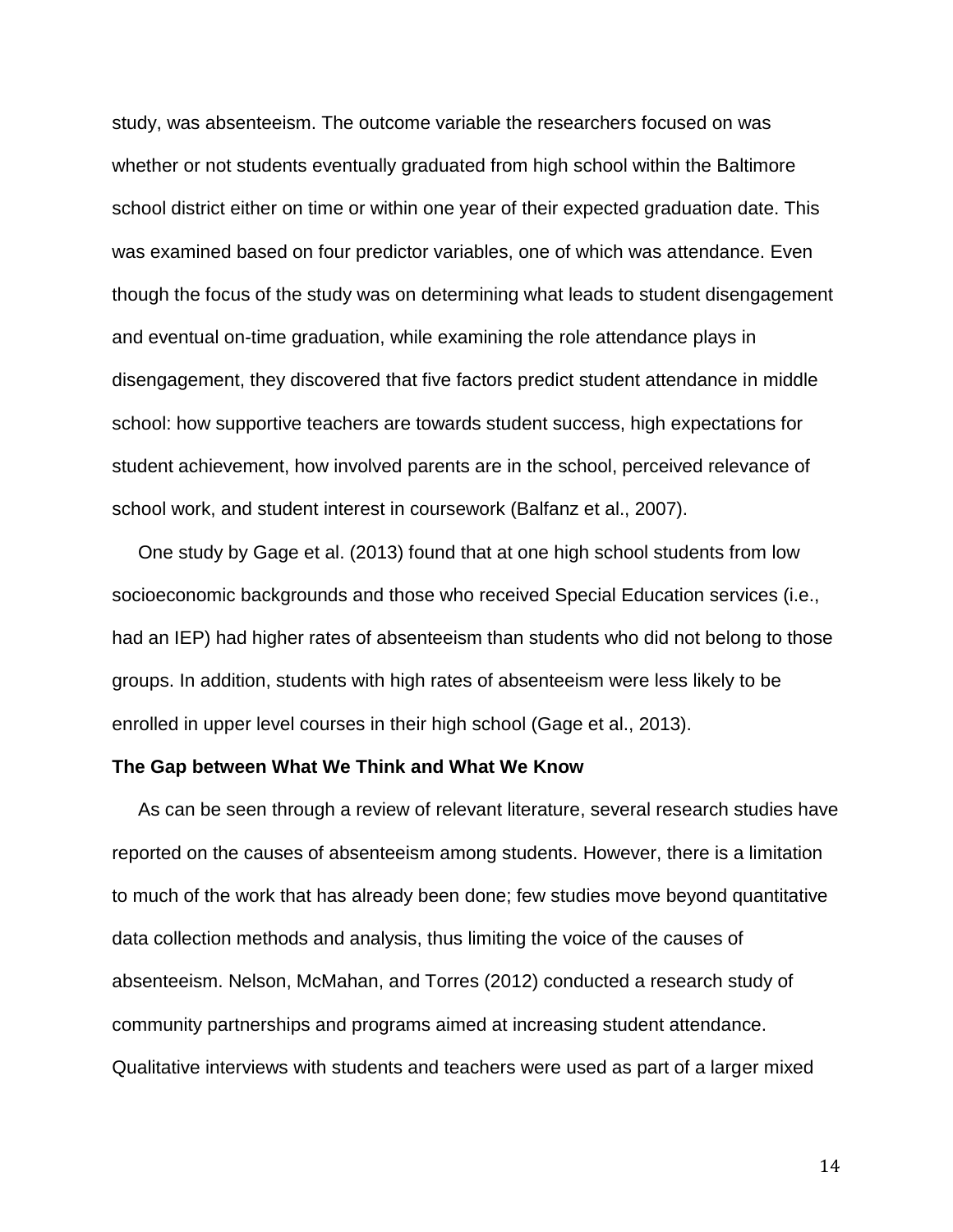study, was absenteeism. The outcome variable the researchers focused on was whether or not students eventually graduated from high school within the Baltimore school district either on time or within one year of their expected graduation date. This was examined based on four predictor variables, one of which was attendance. Even though the focus of the study was on determining what leads to student disengagement and eventual on-time graduation, while examining the role attendance plays in disengagement, they discovered that five factors predict student attendance in middle school: how supportive teachers are towards student success, high expectations for student achievement, how involved parents are in the school, perceived relevance of school work, and student interest in coursework (Balfanz et al., 2007).

One study by Gage et al. (2013) found that at one high school students from low socioeconomic backgrounds and those who received Special Education services (i.e., had an IEP) had higher rates of absenteeism than students who did not belong to those groups. In addition, students with high rates of absenteeism were less likely to be enrolled in upper level courses in their high school (Gage et al., 2013).

### The Gap between What We Think and What We Know

As can be seen through a review of relevant literature, several research studies have reported on the causes of absenteeism among students. However, there is a limitation to much of the work that has already been done; few studies move beyond quantitative data collection methods and analysis, thus limiting the voice of the causes of absenteeism. Nelson, McMahan, and Torres (2012) conducted a research study of community partnerships and programs aimed at increasing student attendance. Qualitative interviews with students and teachers were used as part of a larger mixed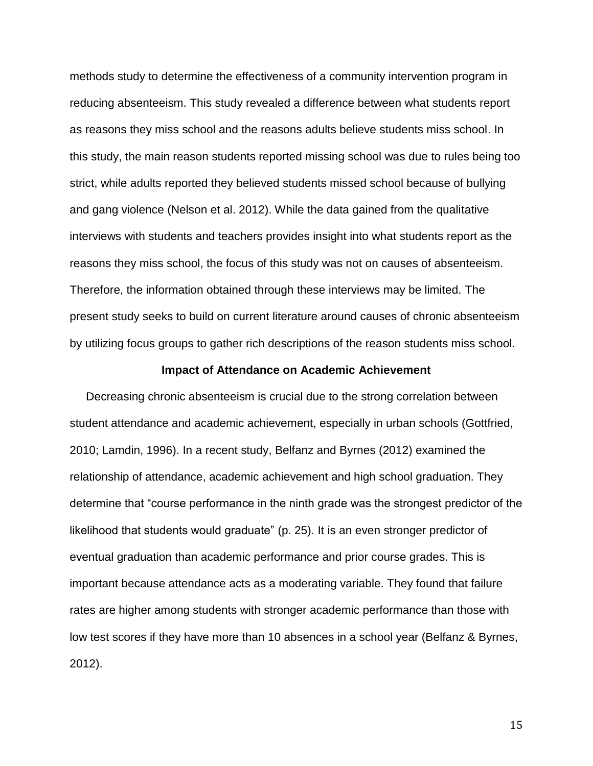methods study to determine the effectiveness of a community intervention program in reducing absenteeism. This study revealed a difference between what students report as reasons they miss school and the reasons adults believe students miss school. In this study, the main reason students reported missing school was due to rules being too strict, while adults reported they believed students missed school because of bullying and gang violence (Nelson et al. 2012). While the data gained from the qualitative interviews with students and teachers provides insight into what students report as the reasons they miss school, the focus of this study was not on causes of absenteeism. Therefore, the information obtained through these interviews may be limited. The present study seeks to build on current literature around causes of chronic absenteeism by utilizing focus groups to gather rich descriptions of the reason students miss school.

## Impact of Attendance on Academic Achievement

Decreasing chronic absenteeism is crucial due to the strong correlation between student attendance and academic achievement, especially in urban schools (Gottfried, 2010; Lamdin, 1996). In a recent study, Belfanz and Byrnes (2012) examined the relationship of attendance, academic achievement and high school graduation. They determine that "course performance in the ninth grade was the strongest predictor of the likelihood that students would graduate" (p. 25). It is an even stronger predictor of eventual graduation than academic performance and prior course grades. This is important because attendance acts as a moderating variable. They found that failure rates are higher among students with stronger academic performance than those with low test scores if they have more than 10 absences in a school year (Belfanz & Byrnes, 2012).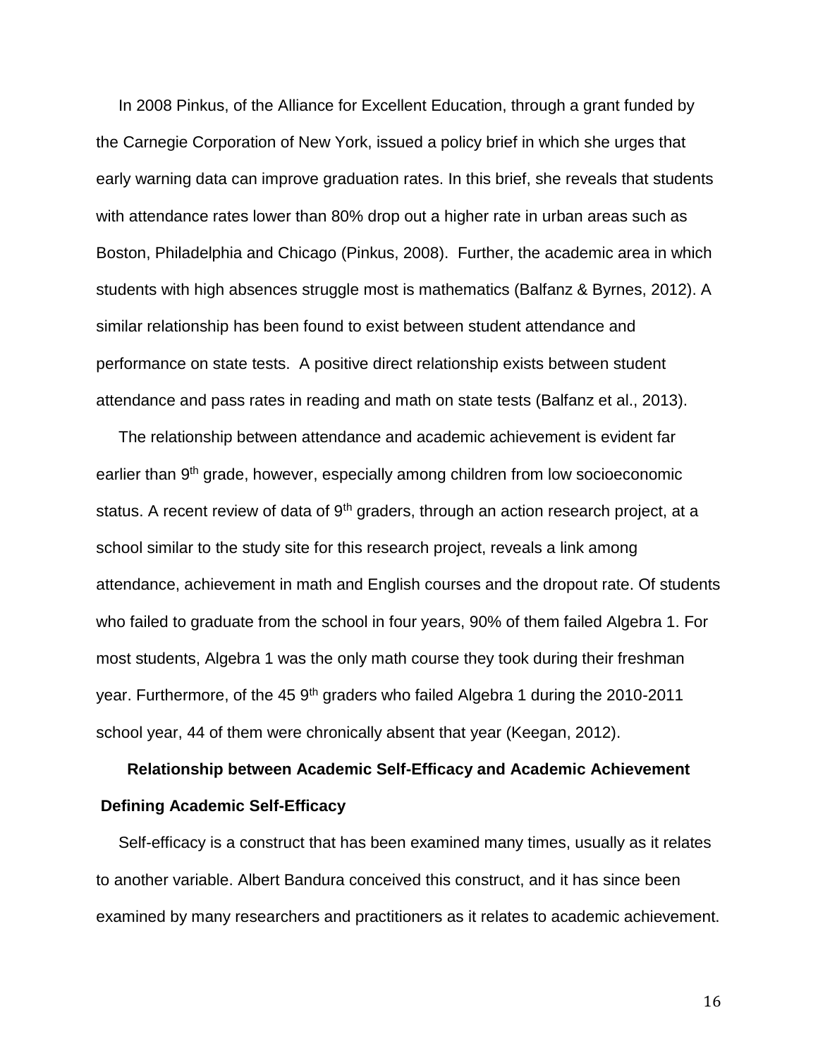In 2008 Pinkus, of the Alliance for Excellent Education, through a grant funded by the Carnegie Corporation of New York, issued a policy brief in which she urges that early warning data can improve graduation rates. In this brief, she reveals that students with attendance rates lower than 80% drop out a higher rate in urban areas such as Boston, Philadelphia and Chicago (Pinkus, 2008). Further, the academic area in which students with high absences struggle most is mathematics (Balfanz & Byrnes, 2012). A similar relationship has been found to exist between student attendance and performance on state tests. A positive direct relationship exists between student attendance and pass rates in reading and math on state tests (Balfanz et al., 2013).

The relationship between attendance and academic achievement is evident far earlier than 9th grade, however, especially among children from low socioeconomic status. A recent review of data of 9th graders, through an action research project, at a school similar to the study site for this research project, reveals a link among attendance, achievement in math and English courses and the dropout rate. Of students who failed to graduate from the school in four years, 90% of them failed Algebra 1. For most students, Algebra 1 was the only math course they took during their freshman year. Furthermore, of the 45 9th graders who failed Algebra 1 during the 2010-2011 school year, 44 of them were chronically absent that year (Keegan, 2012).

## Relationship between Academic Self-Efficacy and Academic Achievement

### Defining Academic Self-Efficacy

Self-efficacy is a construct that has been examined many times, usually as it relates to another variable. Albert Bandura conceived this construct, and it has since been examined by many researchers and practitioners as it relates to academic achievement.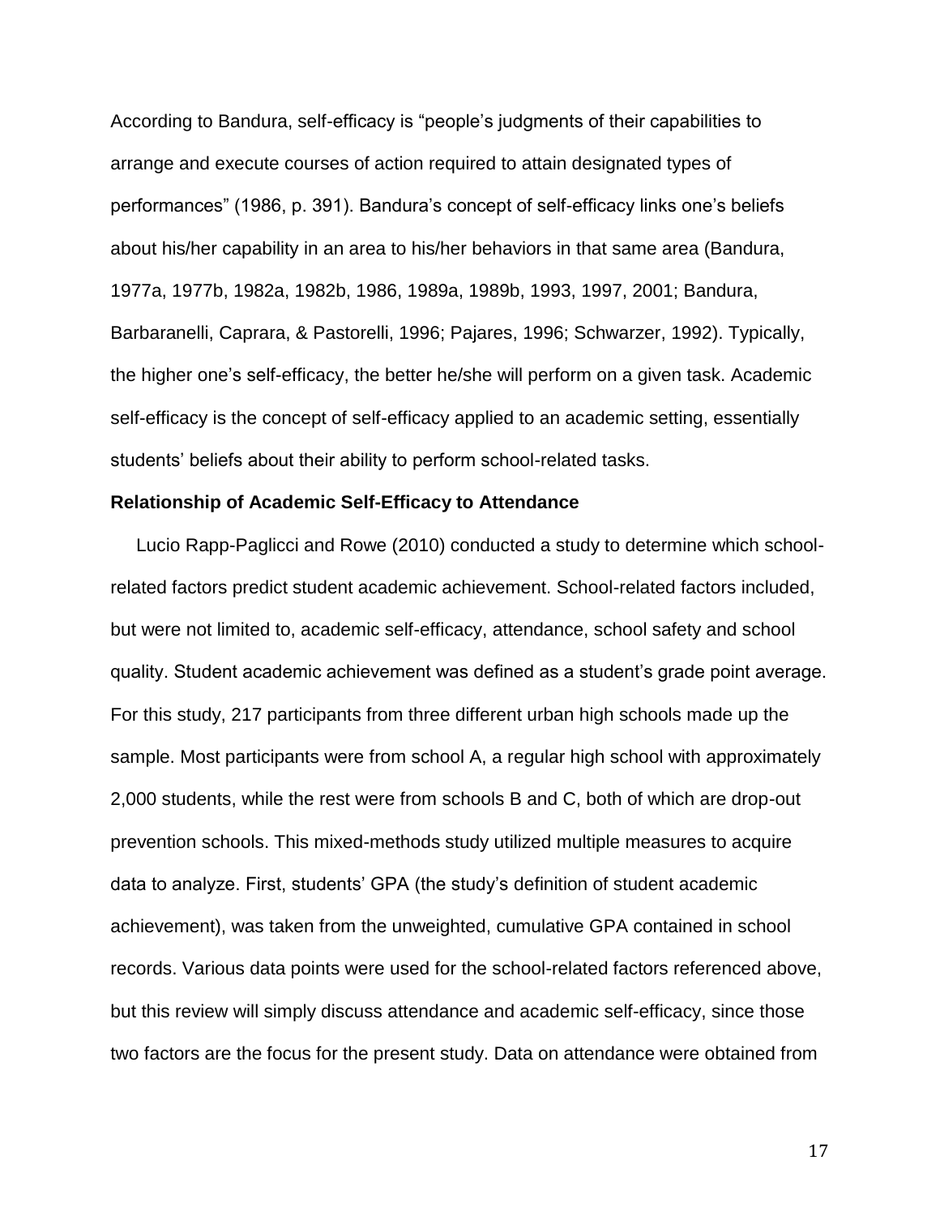According to Bandura, self-efficacy is "people's judgments of their capabilities to arrange and execute courses of action required to attain designated types of performances" (1986, p. 391). Bandura's concept of self-efficacy links one's beliefs about his/her capability in an area to his/her behaviors in that same area (Bandura, 1977a, 1977b, 1982a, 1982b, 1986, 1989a, 1989b, 1993, 1997, 2001; Bandura, Barbaranelli, Caprara, & Pastorelli, 1996; Pajares, 1996; Schwarzer, 1992). Typically, the higher one's self-efficacy, the better he/she will perform on a given task. Academic self-efficacy is the concept of self-efficacy applied to an academic setting, essentially students' beliefs about their ability to perform school-related tasks.

**Relationship of Academic Self-Efficacy to Attendance**

Lucio Rapp-Paglicci and Rowe (2010) conducted a study to determine which school-related factors predict student academic achievement. School-related factors included, but were not limited to, academic self-efficacy, attendance, school safety and school quality. Student academic achievement was defined as a student's grade point average. For this study, 217 participants from three different urban high schools made up the sample. Most participants were from school A, a regular high school with approximately 2,000 students, while the rest were from schools B and C, both of which are drop-out prevention schools. This mixed-methods study utilized multiple measures to acquire data to analyze. First, students' GPA (the study's definition of student academic achievement), was taken from the unweighted, cumulative GPA contained in school records. Various data points were used for the school-related factors referenced above, but this review will simply discuss attendance and academic self-efficacy, since those two factors are the focus for the present study. Data on attendance were obtained from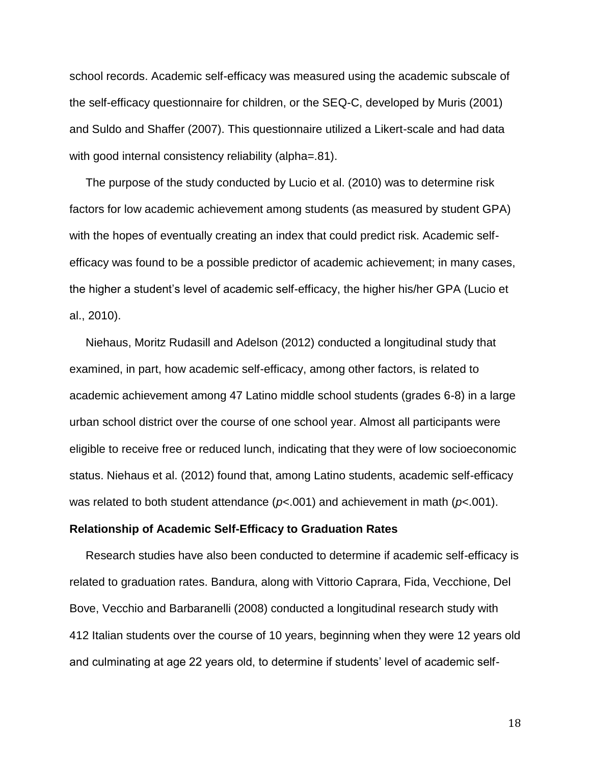school records. Academic self-efficacy was measured using the academic subscale of the self-efficacy questionnaire for children, or the SEQ-C, developed by Muris (2001) and Suldo and Shaffer (2007). This questionnaire utilized a Likert-scale and had data with good internal consistency reliability (alpha=.81).

The purpose of the study conducted by Lucio et al. (2010) was to determine risk factors for low academic achievement among students (as measured by student GPA) with the hopes of eventually creating an index that could predict risk. Academic self-efficacy was found to be a possible predictor of academic achievement; in many cases, the higher a student's level of academic self-efficacy, the higher his/her GPA (Lucio et al., 2010).

Niehaus, Moritz Rudasill and Adelson (2012) conducted a longitudinal study that examined, in part, how academic self-efficacy, among other factors, is related to academic achievement among 47 Latino middle school students (grades 6-8) in a large urban school district over the course of one school year. Almost all participants were eligible to receive free or reduced lunch, indicating that they were of low socioeconomic status. Niehaus et al. (2012) found that, among Latino students, academic self-efficacy was related to both student attendance ($p<.001$) and achievement in math ($p<.001$).

**Relationship of Academic Self-Efficacy to Graduation Rates**

Research studies have also been conducted to determine if academic self-efficacy is related to graduation rates. Bandura, along with Vittorio Caprara, Fida, Vecchione, Del Bove, Vecchio and Barbaranelli (2008) conducted a longitudinal research study with 412 Italian students over the course of 10 years, beginning when they were 12 years old and culminating at age 22 years old, to determine if students' level of academic self-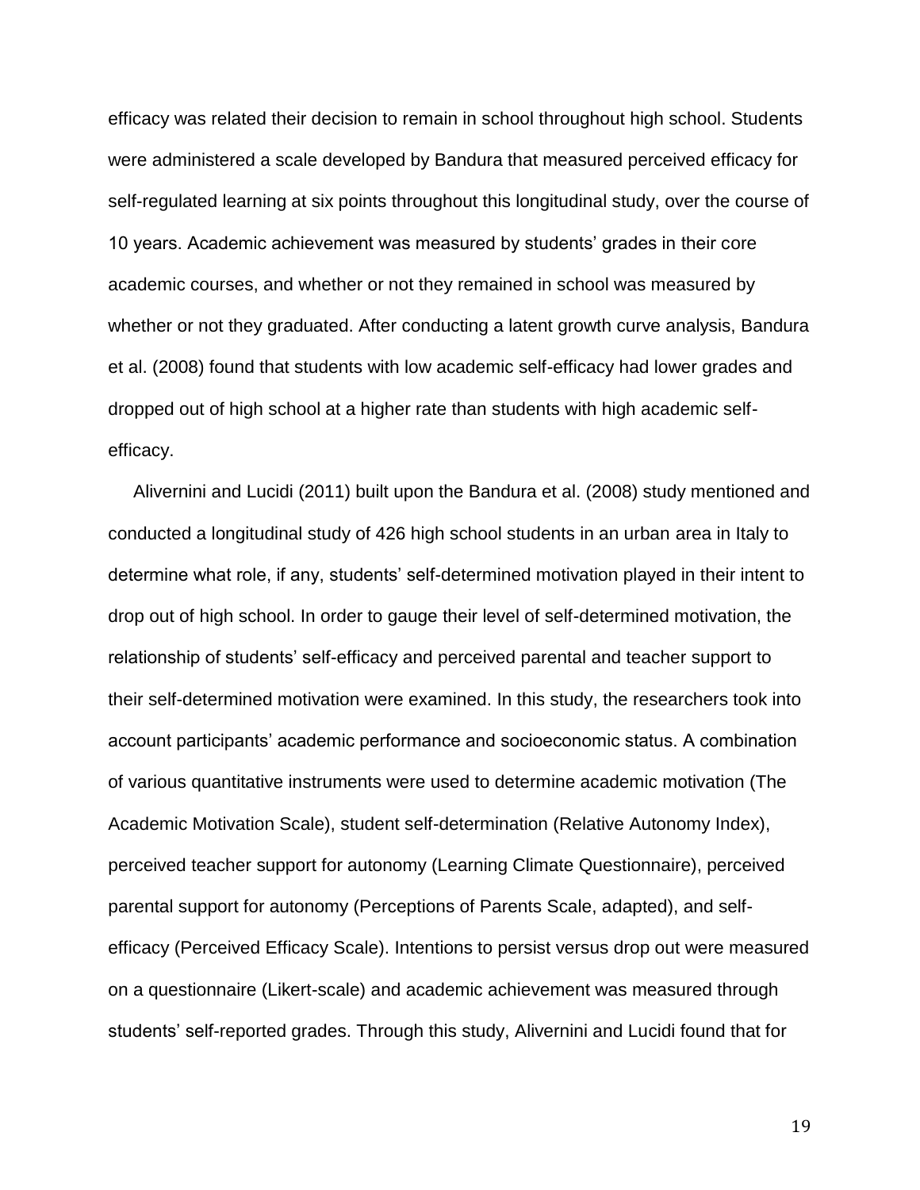efficacy was related their decision to remain in school throughout high school. Students were administered a scale developed by Bandura that measured perceived efficacy for self-regulated learning at six points throughout this longitudinal study, over the course of 10 years. Academic achievement was measured by students' grades in their core academic courses, and whether or not they remained in school was measured by whether or not they graduated. After conducting a latent growth curve analysis, Bandura et al. (2008) found that students with low academic self-efficacy had lower grades and dropped out of high school at a higher rate than students with high academic self-efficacy.

Alivernini and Lucidi (2011) built upon the Bandura et al. (2008) study mentioned and conducted a longitudinal study of 426 high school students in an urban area in Italy to determine what role, if any, students' self-determined motivation played in their intent to drop out of high school. In order to gauge their level of self-determined motivation, the relationship of students' self-efficacy and perceived parental and teacher support to their self-determined motivation were examined. In this study, the researchers took into account participants' academic performance and socioeconomic status. A combination of various quantitative instruments were used to determine academic motivation (The Academic Motivation Scale), student self-determination (Relative Autonomy Index), perceived teacher support for autonomy (Learning Climate Questionnaire), perceived parental support for autonomy (Perceptions of Parents Scale, adapted), and self-efficacy (Perceived Efficacy Scale). Intentions to persist versus drop out were measured on a questionnaire (Likert-scale) and academic achievement was measured through students' self-reported grades. Through this study, Alivernini and Lucidi found that for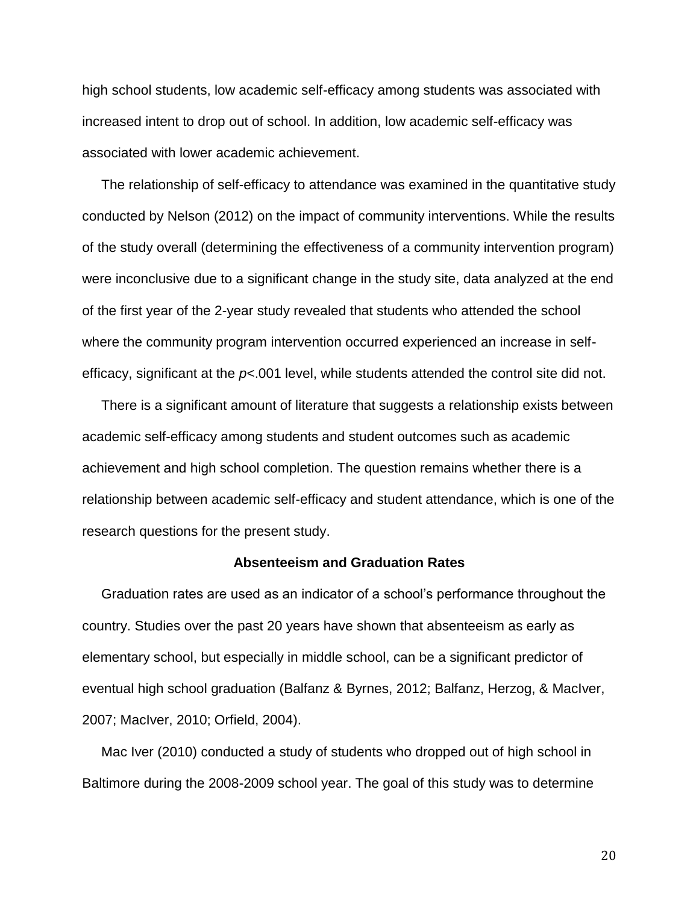high school students, low academic self-efficacy among students was associated with increased intent to drop out of school. In addition, low academic self-efficacy was associated with lower academic achievement.

The relationship of self-efficacy to attendance was examined in the quantitative study conducted by Nelson (2012) on the impact of community interventions. While the results of the study overall (determining the effectiveness of a community intervention program) were inconclusive due to a significant change in the study site, data analyzed at the end of the first year of the 2-year study revealed that students who attended the school where the community program intervention occurred experienced an increase in self-efficacy, significant at the $p<.001$ level, while students attended the control site did not.

There is a significant amount of literature that suggests a relationship exists between academic self-efficacy among students and student outcomes such as academic achievement and high school completion. The question remains whether there is a relationship between academic self-efficacy and student attendance, which is one of the research questions for the present study.

### Absenteeism and Graduation Rates

Graduation rates are used as an indicator of a school's performance throughout the country. Studies over the past 20 years have shown that absenteeism as early as elementary school, but especially in middle school, can be a significant predictor of eventual high school graduation (Balfanz & Byrnes, 2012; Balfanz, Herzog, & MacIver, 2007; MacIver, 2010; Orfield, 2004).

Mac Iver (2010) conducted a study of students who dropped out of high school in Baltimore during the 2008-2009 school year. The goal of this study was to determine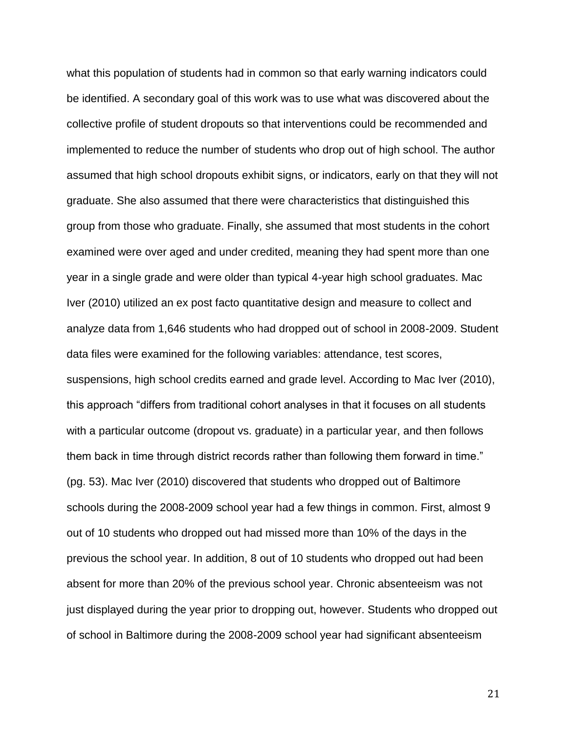what this population of students had in common so that early warning indicators could be identified. A secondary goal of this work was to use what was discovered about the collective profile of student dropouts so that interventions could be recommended and implemented to reduce the number of students who drop out of high school. The author assumed that high school dropouts exhibit signs, or indicators, early on that they will not graduate. She also assumed that there were characteristics that distinguished this group from those who graduate. Finally, she assumed that most students in the cohort examined were over aged and under credited, meaning they had spent more than one year in a single grade and were older than typical 4-year high school graduates. Mac Iver (2010) utilized an ex post facto quantitative design and measure to collect and analyze data from 1,646 students who had dropped out of school in 2008-2009. Student data files were examined for the following variables: attendance, test scores, suspensions, high school credits earned and grade level. According to Mac Iver (2010), this approach "differs from traditional cohort analyses in that it focuses on all students with a particular outcome (dropout vs. graduate) in a particular year, and then follows them back in time through district records rather than following them forward in time." (pg. 53). Mac Iver (2010) discovered that students who dropped out of Baltimore schools during the 2008-2009 school year had a few things in common. First, almost 9 out of 10 students who dropped out had missed more than 10% of the days in the previous the school year. In addition, 8 out of 10 students who dropped out had been absent for more than 20% of the previous school year. Chronic absenteeism was not just displayed during the year prior to dropping out, however. Students who dropped out of school in Baltimore during the 2008-2009 school year had significant absenteeism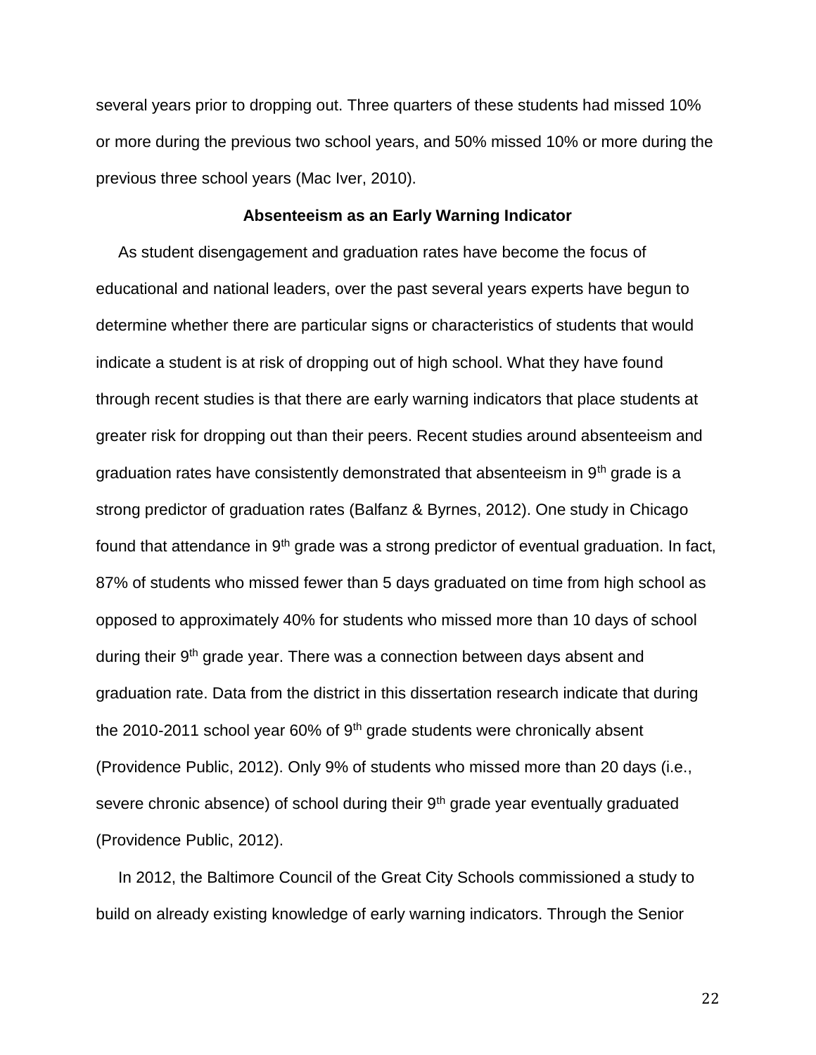several years prior to dropping out. Three quarters of these students had missed 10% or more during the previous two school years, and 50% missed 10% or more during the previous three school years (Mac Iver, 2010).

## Absenteeism as an Early Warning Indicator

As student disengagement and graduation rates have become the focus of educational and national leaders, over the past several years experts have begun to determine whether there are particular signs or characteristics of students that would indicate a student is at risk of dropping out of high school. What they have found through recent studies is that there are early warning indicators that place students at greater risk for dropping out than their peers. Recent studies around absenteeism and graduation rates have consistently demonstrated that absenteeism in 9th grade is a strong predictor of graduation rates (Balfanz & Byrnes, 2012). One study in Chicago found that attendance in 9th grade was a strong predictor of eventual graduation. In fact, 87% of students who missed fewer than 5 days graduated on time from high school as opposed to approximately 40% for students who missed more than 10 days of school during their 9th grade year. There was a connection between days absent and graduation rate. Data from the district in this dissertation research indicate that during the 2010-2011 school year 60% of 9th grade students were chronically absent (Providence Public, 2012). Only 9% of students who missed more than 20 days (i.e., severe chronic absence) of school during their 9th grade year eventually graduated (Providence Public, 2012).

In 2012, the Baltimore Council of the Great City Schools commissioned a study to build on already existing knowledge of early warning indicators. Through the Senior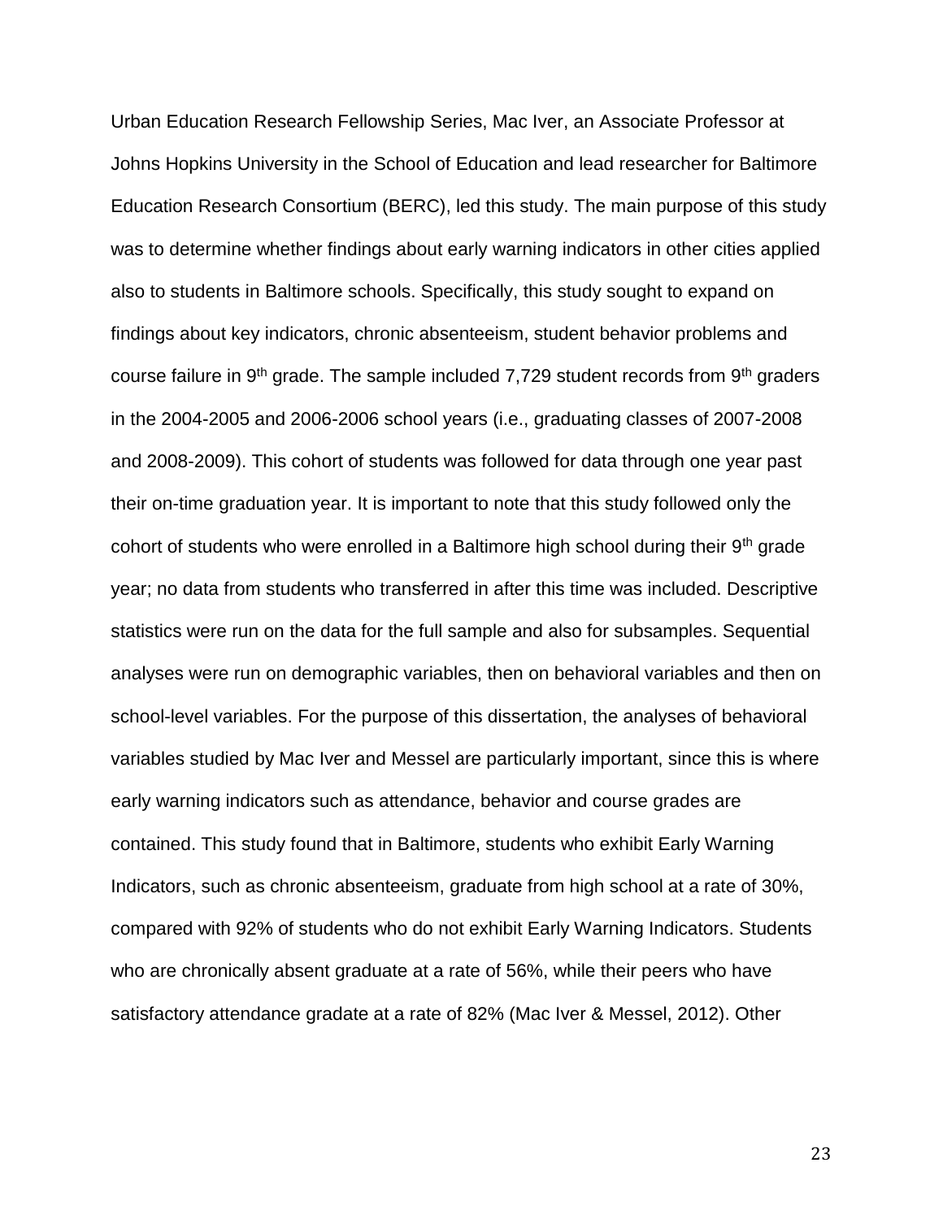Urban Education Research Fellowship Series, Mac Iver, an Associate Professor at Johns Hopkins University in the School of Education and lead researcher for Baltimore Education Research Consortium (BERC), led this study. The main purpose of this study was to determine whether findings about early warning indicators in other cities applied also to students in Baltimore schools. Specifically, this study sought to expand on findings about key indicators, chronic absenteeism, student behavior problems and course failure in 9th grade. The sample included 7,729 student records from 9th graders in the 2004-2005 and 2006-2006 school years (i.e., graduating classes of 2007-2008 and 2008-2009). This cohort of students was followed for data through one year past their on-time graduation year. It is important to note that this study followed only the cohort of students who were enrolled in a Baltimore high school during their 9th grade year; no data from students who transferred in after this time was included. Descriptive statistics were run on the data for the full sample and also for subsamples. Sequential analyses were run on demographic variables, then on behavioral variables and then on school-level variables. For the purpose of this dissertation, the analyses of behavioral variables studied by Mac Iver and Messel are particularly important, since this is where early warning indicators such as attendance, behavior and course grades are contained. This study found that in Baltimore, students who exhibit Early Warning Indicators, such as chronic absenteeism, graduate from high school at a rate of 30%, compared with 92% of students who do not exhibit Early Warning Indicators. Students who are chronically absent graduate at a rate of 56%, while their peers who have satisfactory attendance gradate at a rate of 82% (Mac Iver & Messel, 2012). Other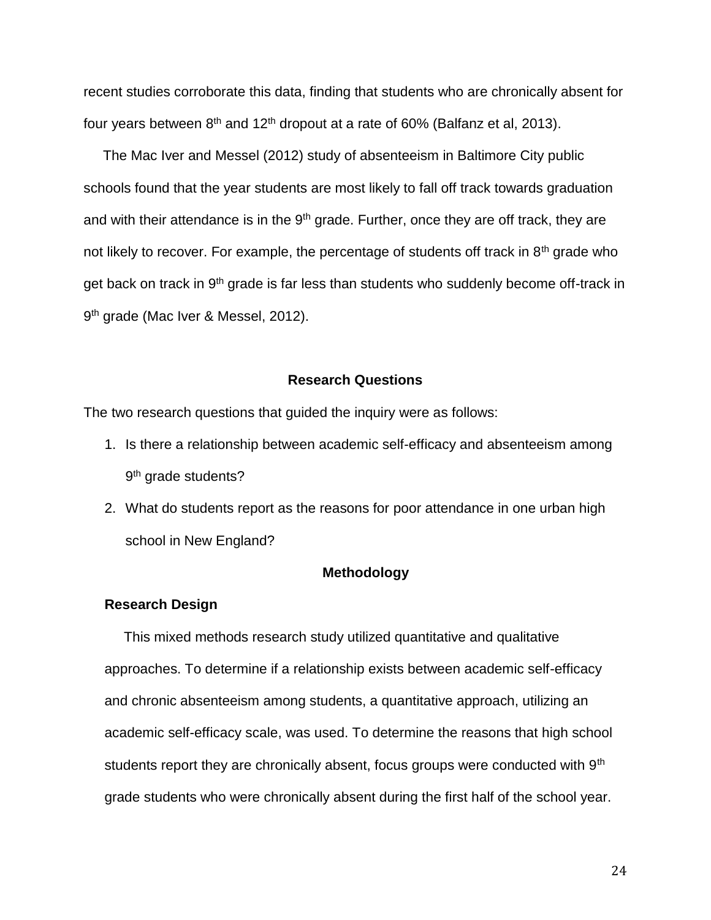recent studies corroborate this data, finding that students who are chronically absent for four years between 8th and 12th dropout at a rate of 60% (Balfanz et al, 2013).

The Mac Iver and Messel (2012) study of absenteeism in Baltimore City public schools found that the year students are most likely to fall off track towards graduation and with their attendance is in the 9th grade. Further, once they are off track, they are not likely to recover. For example, the percentage of students off track in 8th grade who get back on track in 9th grade is far less than students who suddenly become off-track in 9th grade (Mac Iver & Messel, 2012).

## Research Questions

The two research questions that guided the inquiry were as follows:

1. Is there a relationship between academic self-efficacy and absenteeism among 9th grade students?
2. What do students report as the reasons for poor attendance in one urban high school in New England?

## Methodology

### Research Design

This mixed methods research study utilized quantitative and qualitative approaches. To determine if a relationship exists between academic self-efficacy and chronic absenteeism among students, a quantitative approach, utilizing an academic self-efficacy scale, was used. To determine the reasons that high school students report they are chronically absent, focus groups were conducted with 9th grade students who were chronically absent during the first half of the school year.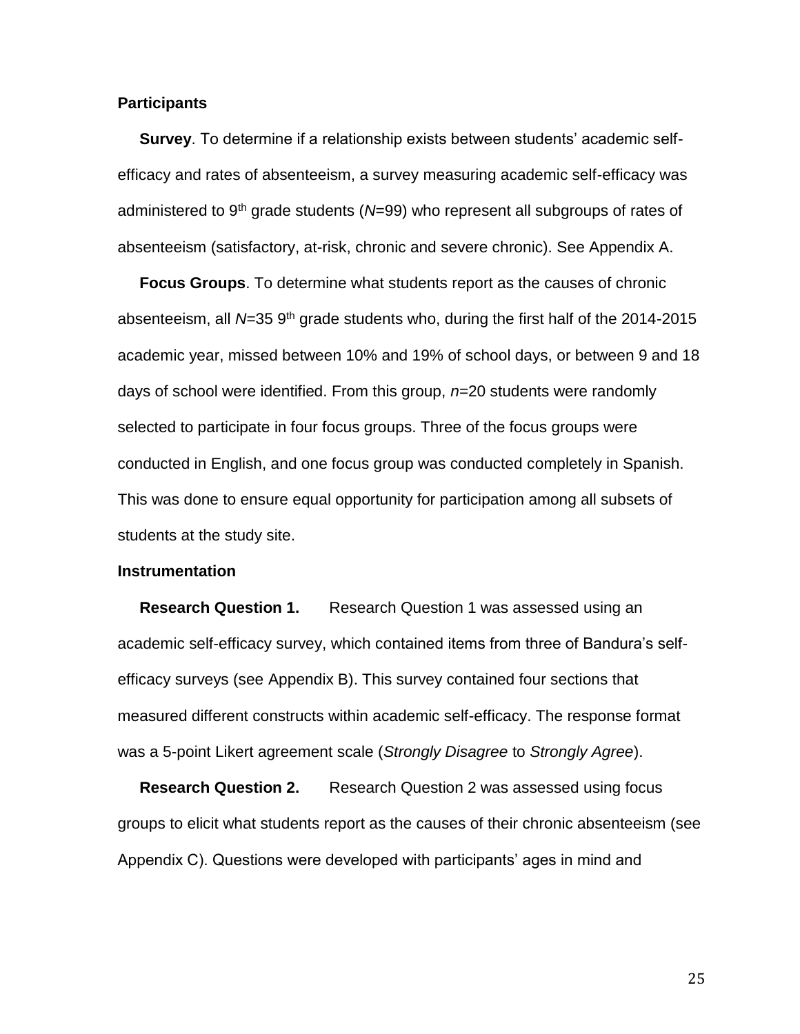## Participants

**Survey**. To determine if a relationship exists between students' academic self-efficacy and rates of absenteeism, a survey measuring academic self-efficacy was administered to 9th grade students ($N$=99) who represent all subgroups of rates of absenteeism (satisfactory, at-risk, chronic and severe chronic). See Appendix A.

**Focus Groups**. To determine what students report as the causes of chronic absenteeism, all $N$=35 9th grade students who, during the first half of the 2014-2015 academic year, missed between 10% and 19% of school days, or between 9 and 18 days of school were identified. From this group, $n$=20 students were randomly selected to participate in four focus groups. Three of the focus groups were conducted in English, and one focus group was conducted completely in Spanish. This was done to ensure equal opportunity for participation among all subsets of students at the study site.

## Instrumentation

**Research Question 1.** Research Question 1 was assessed using an academic self-efficacy survey, which contained items from three of Bandura's self-efficacy surveys (see Appendix B). This survey contained four sections that measured different constructs within academic self-efficacy. The response format was a 5-point Likert agreement scale (*Strongly Disagree* to *Strongly Agree*).

**Research Question 2.** Research Question 2 was assessed using focus groups to elicit what students report as the causes of their chronic absenteeism (see Appendix C). Questions were developed with participants' ages in mind and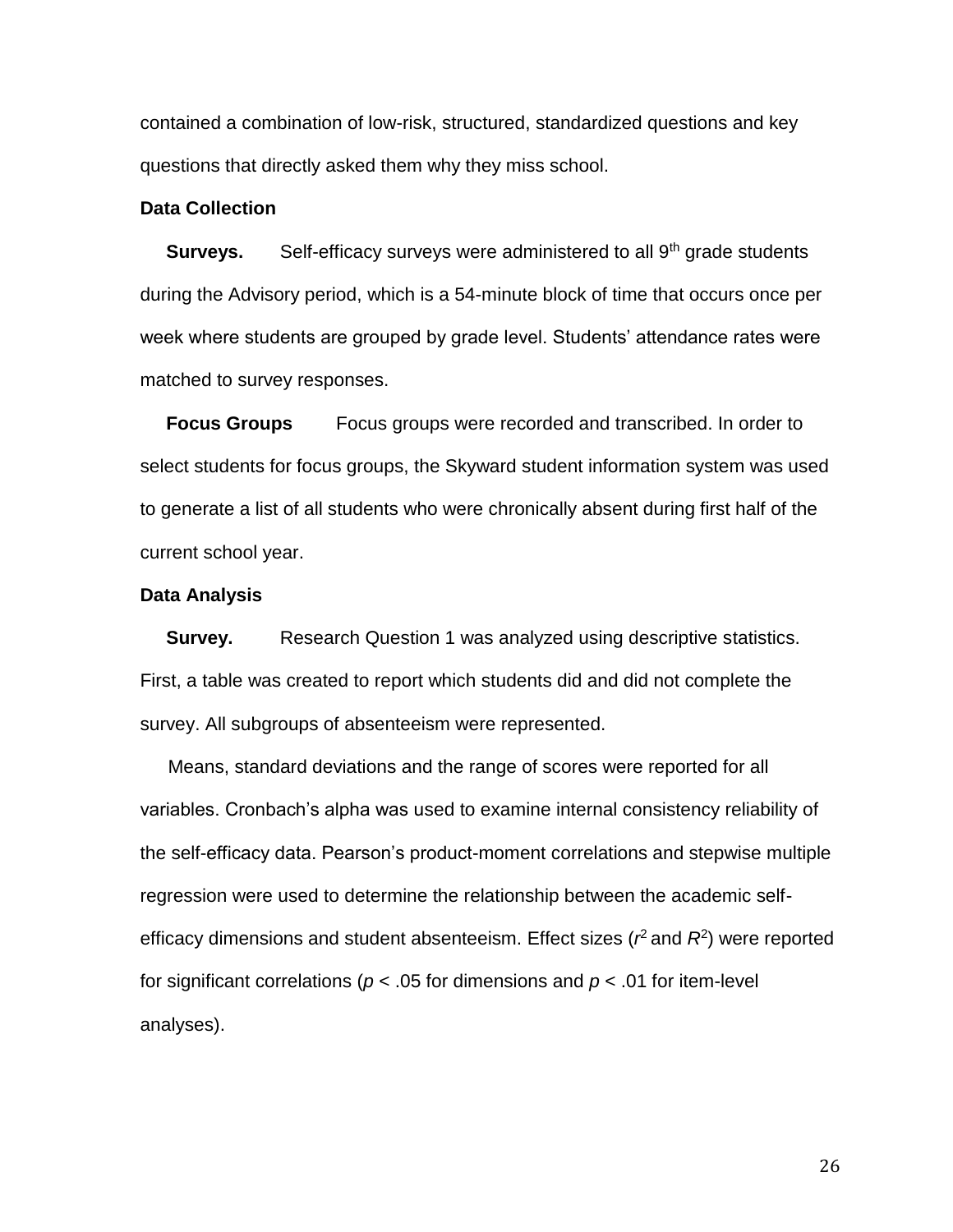contained a combination of low-risk, structured, standardized questions and key questions that directly asked them why they miss school.

### Data Collection

**Surveys.** Self-efficacy surveys were administered to all 9th grade students during the Advisory period, which is a 54-minute block of time that occurs once per week where students are grouped by grade level. Students' attendance rates were matched to survey responses.

**Focus Groups** Focus groups were recorded and transcribed. In order to select students for focus groups, the Skyward student information system was used to generate a list of all students who were chronically absent during first half of the current school year.

### Data Analysis

**Survey.** Research Question 1 was analyzed using descriptive statistics. First, a table was created to report which students did and did not complete the survey. All subgroups of absenteeism were represented.

Means, standard deviations and the range of scores were reported for all variables. Cronbach's alpha was used to examine internal consistency reliability of the self-efficacy data. Pearson's product-moment correlations and stepwise multiple regression were used to determine the relationship between the academic self-efficacy dimensions and student absenteeism. Effect sizes ($r^2$ and $R^2$) were reported for significant correlations ($p < .05$ for dimensions and $p < .01$ for item-level analyses).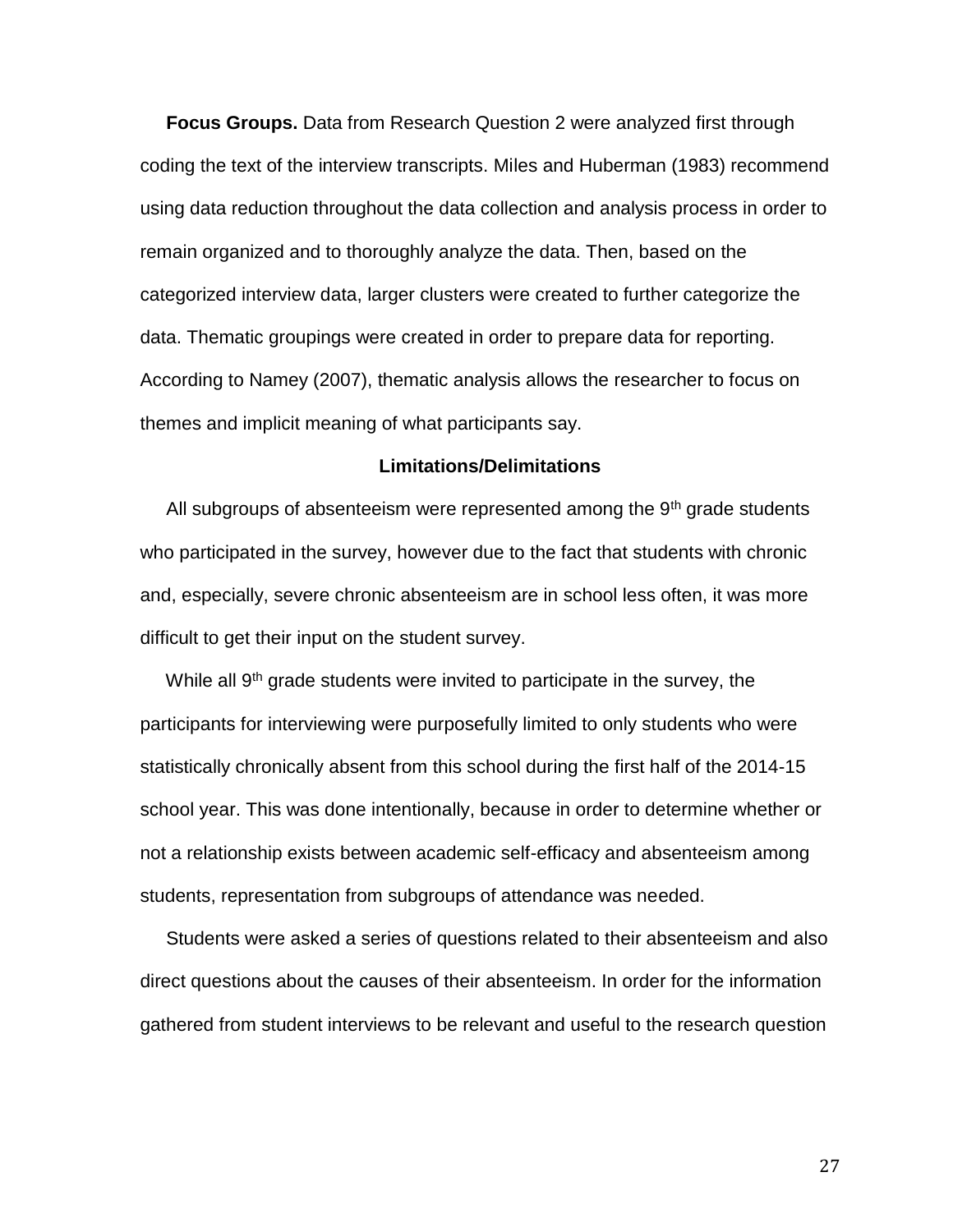**Focus Groups.** Data from Research Question 2 were analyzed first through coding the text of the interview transcripts. Miles and Huberman (1983) recommend using data reduction throughout the data collection and analysis process in order to remain organized and to thoroughly analyze the data. Then, based on the categorized interview data, larger clusters were created to further categorize the data. Thematic groupings were created in order to prepare data for reporting. According to Namey (2007), thematic analysis allows the researcher to focus on themes and implicit meaning of what participants say.

## Limitations/Delimitations

All subgroups of absenteeism were represented among the 9th grade students who participated in the survey, however due to the fact that students with chronic and, especially, severe chronic absenteeism are in school less often, it was more difficult to get their input on the student survey.

While all 9th grade students were invited to participate in the survey, the participants for interviewing were purposefully limited to only students who were statistically chronically absent from this school during the first half of the 2014-15 school year. This was done intentionally, because in order to determine whether or not a relationship exists between academic self-efficacy and absenteeism among students, representation from subgroups of attendance was needed.

Students were asked a series of questions related to their absenteeism and also direct questions about the causes of their absenteeism. In order for the information gathered from student interviews to be relevant and useful to the research question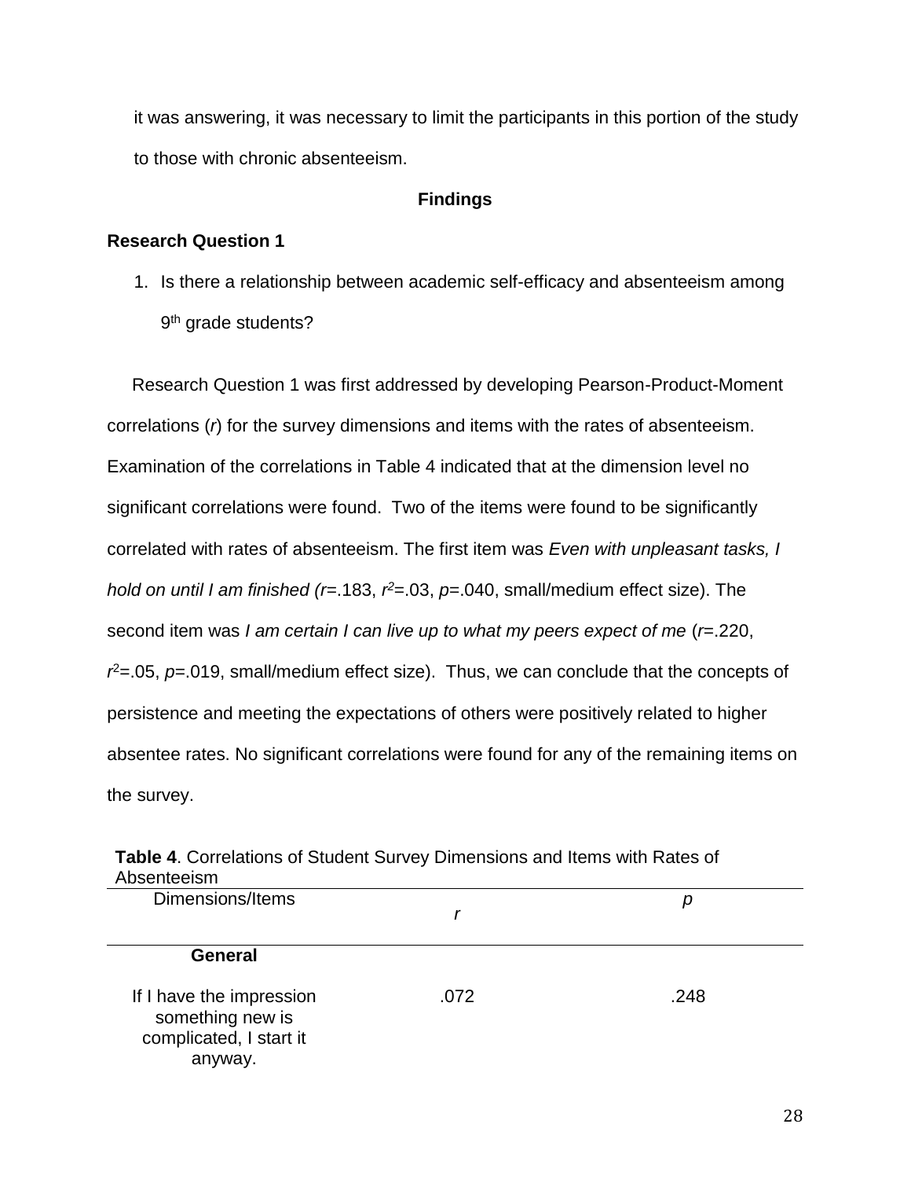it was answering, it was necessary to limit the participants in this portion of the study to those with chronic absenteeism.

## Findings

### Research Question 1

1. Is there a relationship between academic self-efficacy and absenteeism among 9th grade students?

Research Question 1 was first addressed by developing Pearson-Product-Moment correlations (*r*) for the survey dimensions and items with the rates of absenteeism. Examination of the correlations in Table 4 indicated that at the dimension level no significant correlations were found. Two of the items were found to be significantly correlated with rates of absenteeism. The first item was *Even with unpleasant tasks, I hold on until I am finished* ($r$=.183, $r^2$=.03, $p$=.040, small/medium effect size). The second item was *I am certain I can live up to what my peers expect of me* ($r$=.220, $r^2$=.05, $p$=.019, small/medium effect size). Thus, we can conclude that the concepts of persistence and meeting the expectations of others were positively related to higher absentee rates. No significant correlations were found for any of the remaining items on the survey.

**Table 4**. Correlations of Student Survey Dimensions and Items with Rates of Absenteeism

| Dimensions/Items | *r* | *p* |
|---|---|---|
| **General** | | |
| If I have the impression something new is complicated, I start it anyway. | .072 | .248 |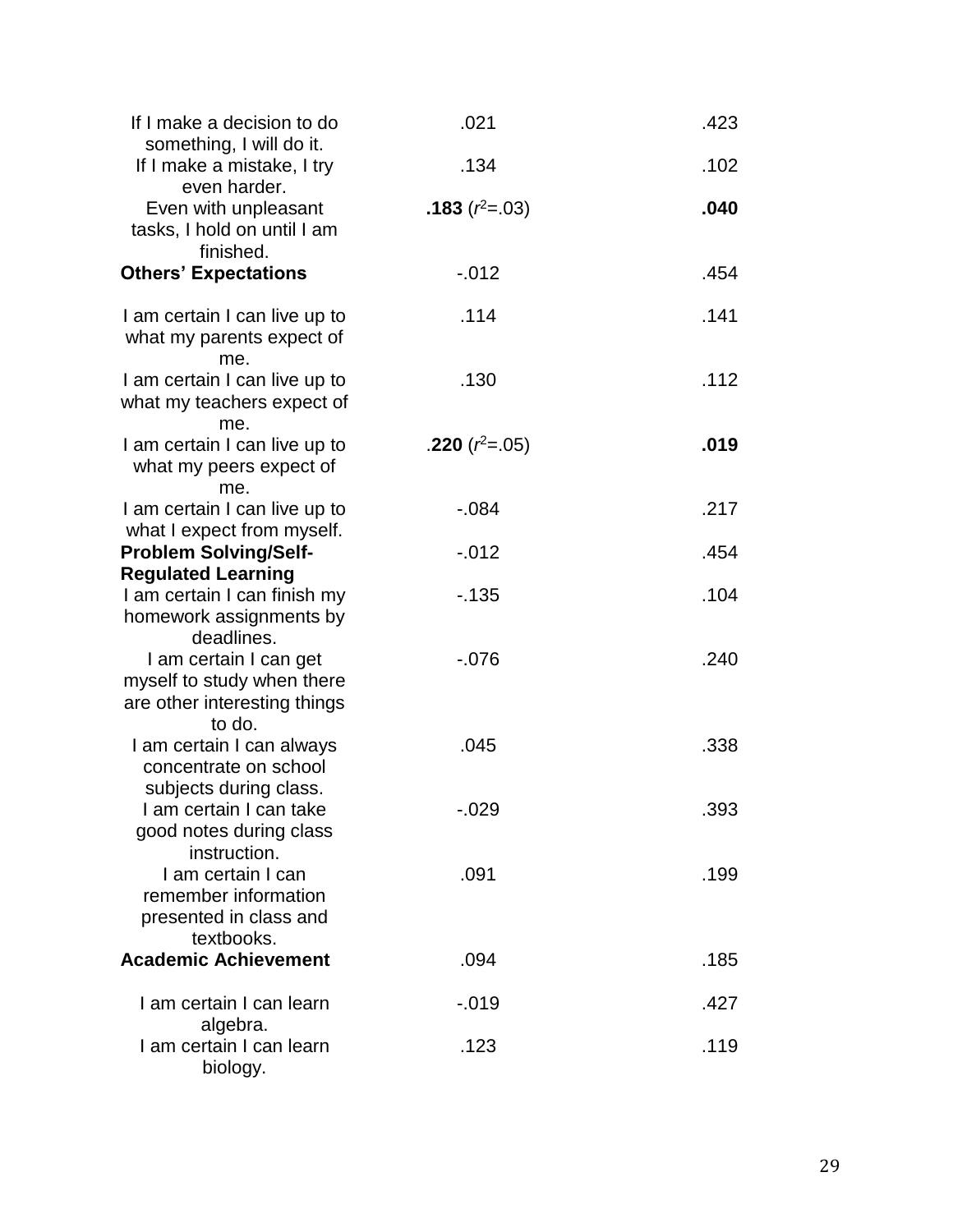| | | |
|---|---|---|
| If I make a decision to do something, I will do it. | .021 | .423 |
| If I make a mistake, I try even harder. | .134 | .102 |
| Even with unpleasant tasks, I hold on until I am finished. | **.183** ($r^2$=.03) | **.040** |
| **Others' Expectations** | -.012 | .454 |
| I am certain I can live up to what my parents expect of me. | .114 | .141 |
| I am certain I can live up to what my teachers expect of me. | .130 | .112 |
| I am certain I can live up to what my peers expect of me. | .**220** ($r^2$=.05) | **.019** |
| I am certain I can live up to what I expect from myself. | -.084 | .217 |
| **Problem Solving/Self-Regulated Learning** | -.012 | .454 |
| I am certain I can finish my homework assignments by deadlines. | -.135 | .104 |
| I am certain I can get myself to study when there are other interesting things to do. | -.076 | .240 |
| I am certain I can always concentrate on school subjects during class. | .045 | .338 |
| I am certain I can take good notes during class instruction. | -.029 | .393 |
| I am certain I can remember information presented in class and textbooks. | .091 | .199 |
| **Academic Achievement** | .094 | .185 |
| I am certain I can learn algebra. | -.019 | .427 |
| I am certain I can learn biology. | .123 | .119 |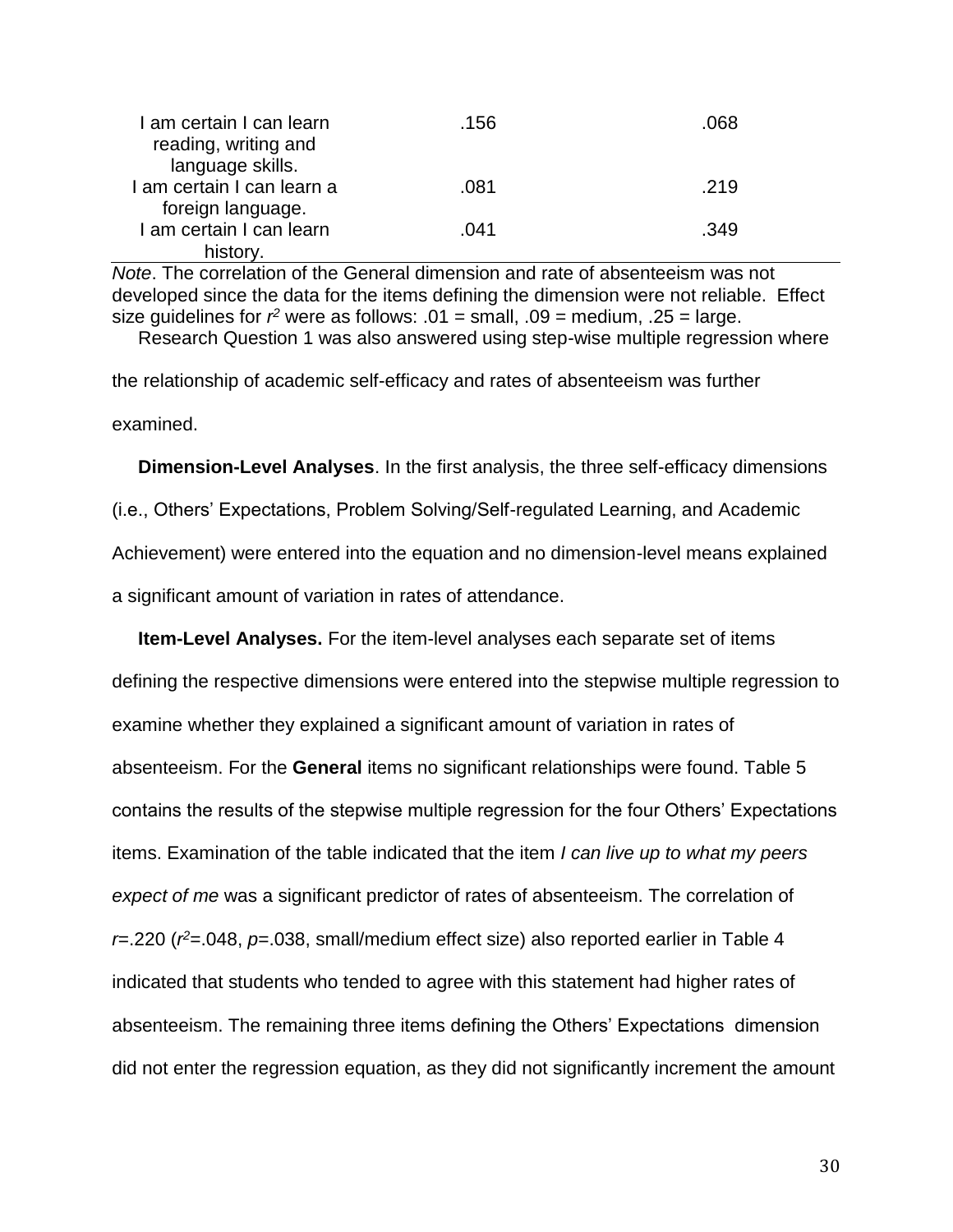| | | |
|---|---|---|
| I am certain I can learn reading, writing and language skills. | .156 | .068 |
| I am certain I can learn a foreign language. | .081 | .219 |
| I am certain I can learn history. | .041 | .349 |

*Note*. The correlation of the General dimension and rate of absenteeism was not developed since the data for the items defining the dimension were not reliable. Effect size guidelines for $r^2$ were as follows: .01 = small, .09 = medium, .25 = large.

Research Question 1 was also answered using step-wise multiple regression where the relationship of academic self-efficacy and rates of absenteeism was further examined.

**Dimension-Level Analyses**. In the first analysis, the three self-efficacy dimensions (i.e., Others' Expectations, Problem Solving/Self-regulated Learning, and Academic Achievement) were entered into the equation and no dimension-level means explained a significant amount of variation in rates of attendance.

**Item-Level Analyses.** For the item-level analyses each separate set of items defining the respective dimensions were entered into the stepwise multiple regression to examine whether they explained a significant amount of variation in rates of absenteeism. For the **General** items no significant relationships were found. Table 5 contains the results of the stepwise multiple regression for the four Others' Expectations items. Examination of the table indicated that the item *I can live up to what my peers expect of me* was a significant predictor of rates of absenteeism. The correlation of $r$=.220 ($r^2$=.048, $p$=.038, small/medium effect size) also reported earlier in Table 4 indicated that students who tended to agree with this statement had higher rates of absenteeism. The remaining three items defining the Others' Expectations dimension did not enter the regression equation, as they did not significantly increment the amount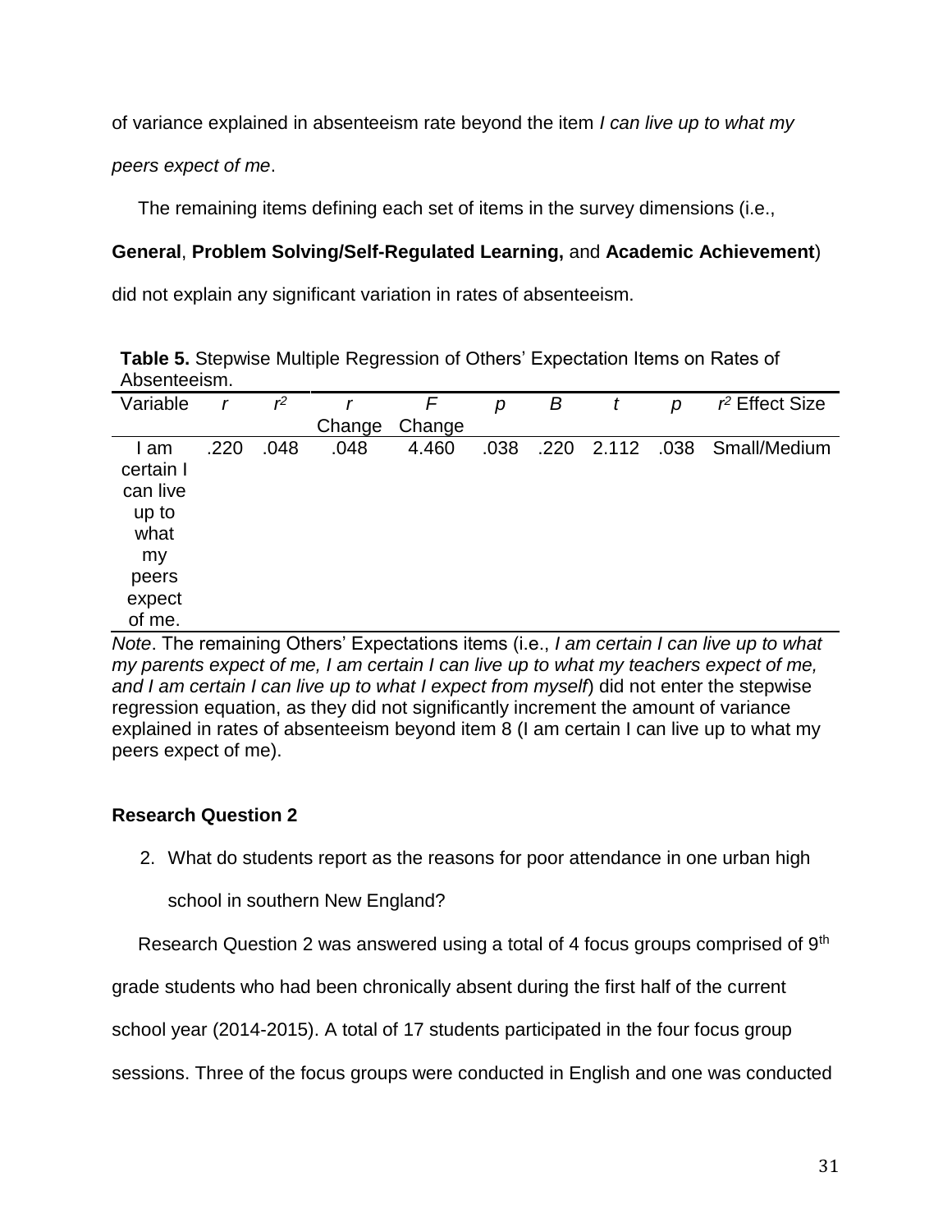of variance explained in absenteeism rate beyond the item *I can live up to what my peers expect of me*.

The remaining items defining each set of items in the survey dimensions (i.e., **General**, **Problem Solving/Self-Regulated Learning,** and **Academic Achievement**) did not explain any significant variation in rates of absenteeism.

**Table 5.** Stepwise Multiple Regression of Others' Expectation Items on Rates of Absenteeism.

| Variable | *r* | $r^2$ | *r* Change | *F* Change | *p* | *B* | *t* | *p* | $r^2$ Effect Size |
|---|---|---|---|---|---|---|---|---|---|
| I am certain I can live up to what my peers expect of me. | .220 | .048 | .048 | 4.460 | .038 | .220 | 2.112 | .038 | Small/Medium |

*Note*. The remaining Others' Expectations items (i.e., *I am certain I can live up to what my parents expect of me, I am certain I can live up to what my teachers expect of me, and I am certain I can live up to what I expect from myself*) did not enter the stepwise regression equation, as they did not significantly increment the amount of variance explained in rates of absenteeism beyond item 8 (I am certain I can live up to what my peers expect of me).

### Research Question 2

2. What do students report as the reasons for poor attendance in one urban high school in southern New England?

Research Question 2 was answered using a total of 4 focus groups comprised of 9th grade students who had been chronically absent during the first half of the current school year (2014-2015). A total of 17 students participated in the four focus group sessions. Three of the focus groups were conducted in English and one was conducted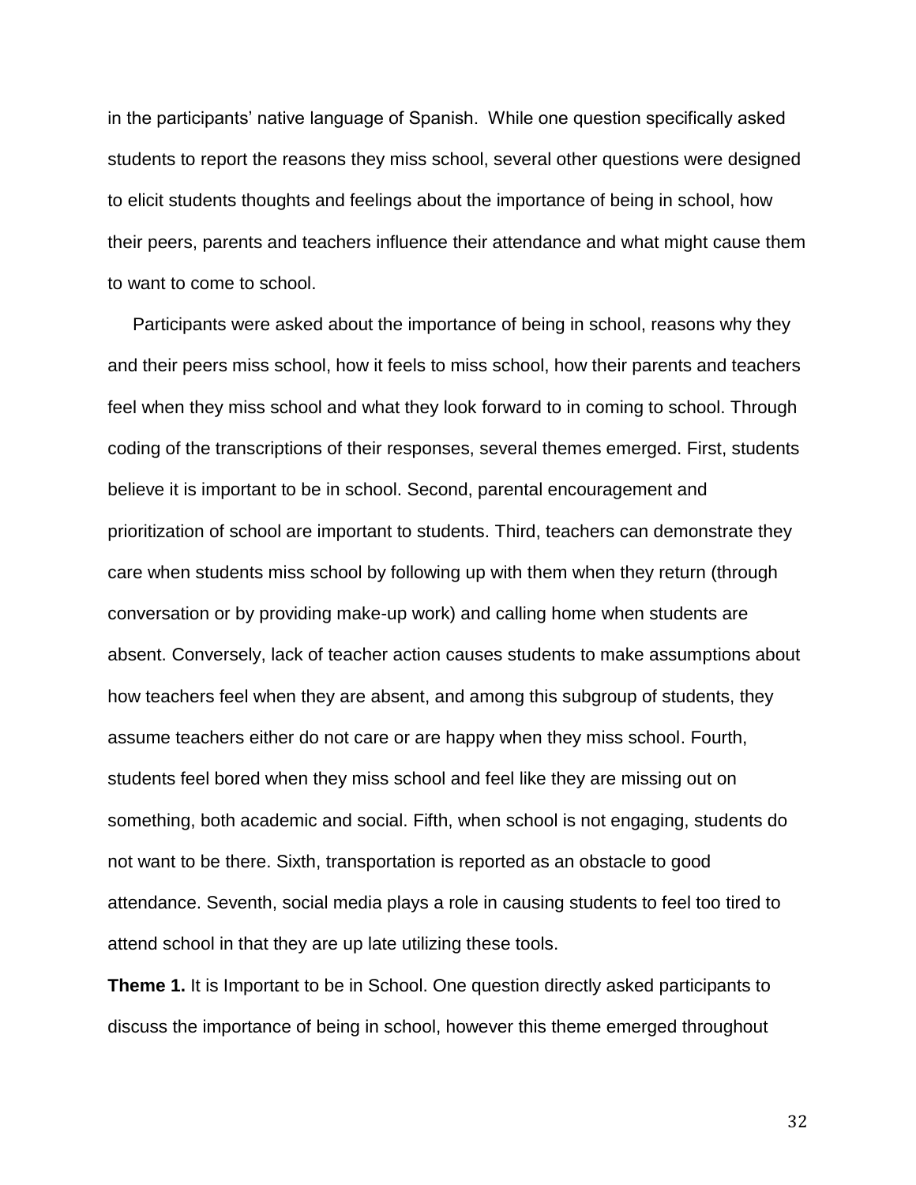in the participants' native language of Spanish. While one question specifically asked students to report the reasons they miss school, several other questions were designed to elicit students thoughts and feelings about the importance of being in school, how their peers, parents and teachers influence their attendance and what might cause them to want to come to school.

Participants were asked about the importance of being in school, reasons why they and their peers miss school, how it feels to miss school, how their parents and teachers feel when they miss school and what they look forward to in coming to school. Through coding of the transcriptions of their responses, several themes emerged. First, students believe it is important to be in school. Second, parental encouragement and prioritization of school are important to students. Third, teachers can demonstrate they care when students miss school by following up with them when they return (through conversation or by providing make-up work) and calling home when students are absent. Conversely, lack of teacher action causes students to make assumptions about how teachers feel when they are absent, and among this subgroup of students, they assume teachers either do not care or are happy when they miss school. Fourth, students feel bored when they miss school and feel like they are missing out on something, both academic and social. Fifth, when school is not engaging, students do not want to be there. Sixth, transportation is reported as an obstacle to good attendance. Seventh, social media plays a role in causing students to feel too tired to attend school in that they are up late utilizing these tools.

**Theme 1.** It is Important to be in School. One question directly asked participants to discuss the importance of being in school, however this theme emerged throughout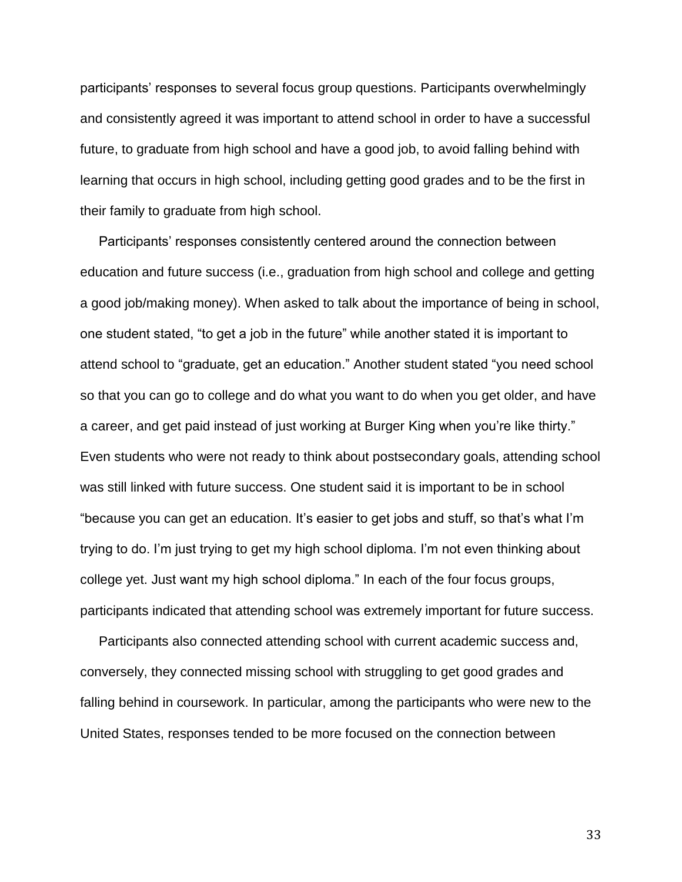participants' responses to several focus group questions. Participants overwhelmingly and consistently agreed it was important to attend school in order to have a successful future, to graduate from high school and have a good job, to avoid falling behind with learning that occurs in high school, including getting good grades and to be the first in their family to graduate from high school.

Participants' responses consistently centered around the connection between education and future success (i.e., graduation from high school and college and getting a good job/making money). When asked to talk about the importance of being in school, one student stated, "to get a job in the future" while another stated it is important to attend school to "graduate, get an education." Another student stated "you need school so that you can go to college and do what you want to do when you get older, and have a career, and get paid instead of just working at Burger King when you're like thirty." Even students who were not ready to think about postsecondary goals, attending school was still linked with future success. One student said it is important to be in school "because you can get an education. It's easier to get jobs and stuff, so that's what I'm trying to do. I'm just trying to get my high school diploma. I'm not even thinking about college yet. Just want my high school diploma." In each of the four focus groups, participants indicated that attending school was extremely important for future success.

Participants also connected attending school with current academic success and, conversely, they connected missing school with struggling to get good grades and falling behind in coursework. In particular, among the participants who were new to the United States, responses tended to be more focused on the connection between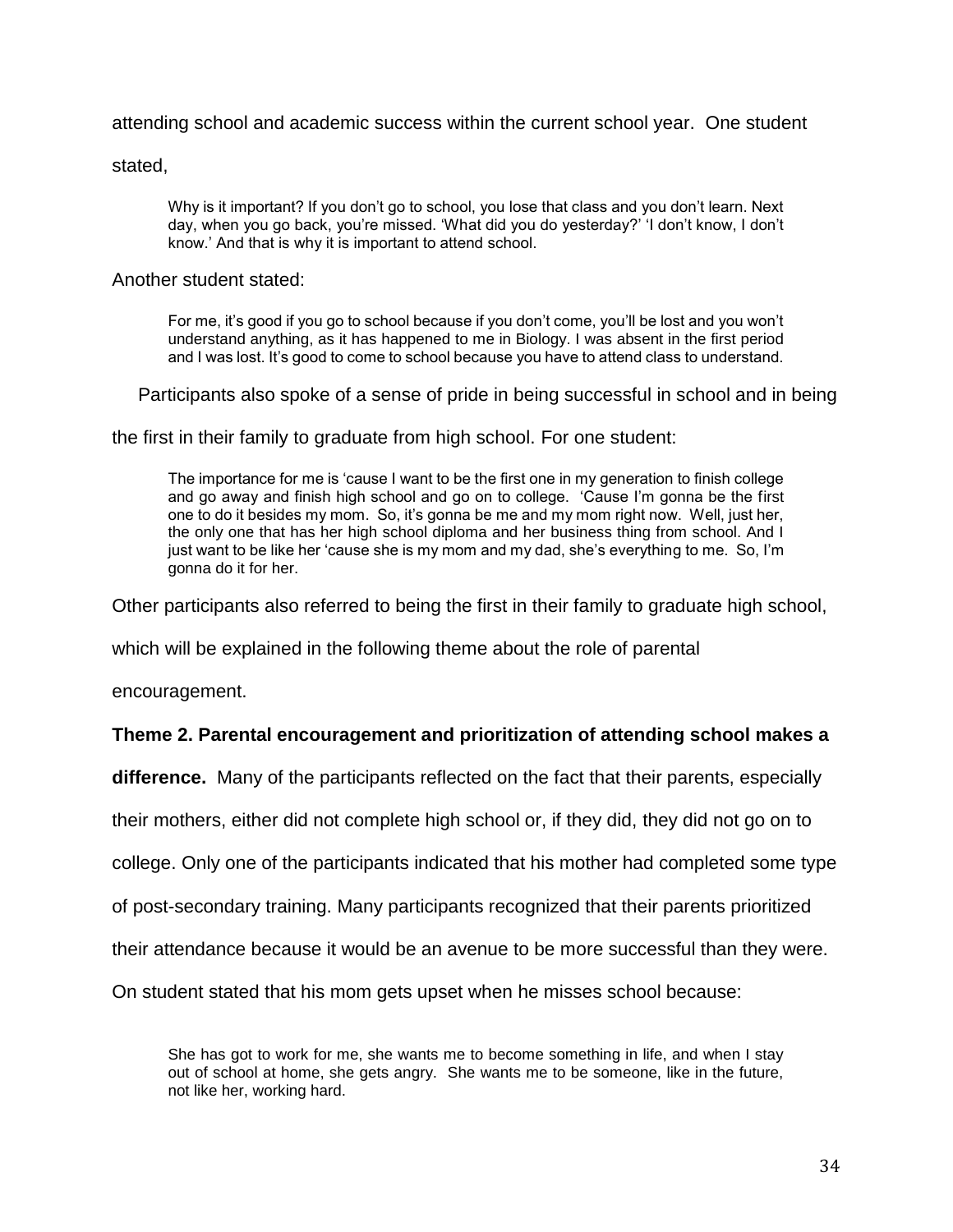attending school and academic success within the current school year. One student stated,

> Why is it important? If you don't go to school, you lose that class and you don't learn. Next day, when you go back, you're missed. 'What did you do yesterday?' 'I don't know, I don't know.' And that is why it is important to attend school.

Another student stated:

> For me, it's good if you go to school because if you don't come, you'll be lost and you won't understand anything, as it has happened to me in Biology. I was absent in the first period and I was lost. It's good to come to school because you have to attend class to understand.

Participants also spoke of a sense of pride in being successful in school and in being the first in their family to graduate from high school. For one student:

> The importance for me is 'cause I want to be the first one in my generation to finish college and go away and finish high school and go on to college. 'Cause I'm gonna be the first one to do it besides my mom. So, it's gonna be me and my mom right now. Well, just her, the only one that has her high school diploma and her business thing from school. And I just want to be like her 'cause she is my mom and my dad, she's everything to me. So, I'm gonna do it for her.

Other participants also referred to being the first in their family to graduate high school, which will be explained in the following theme about the role of parental encouragement.

**Theme 2. Parental encouragement and prioritization of attending school makes a difference.** Many of the participants reflected on the fact that their parents, especially their mothers, either did not complete high school or, if they did, they did not go on to college. Only one of the participants indicated that his mother had completed some type of post-secondary training. Many participants recognized that their parents prioritized their attendance because it would be an avenue to be more successful than they were. On student stated that his mom gets upset when he misses school because:

> She has got to work for me, she wants me to become something in life, and when I stay out of school at home, she gets angry. She wants me to be someone, like in the future, not like her, working hard.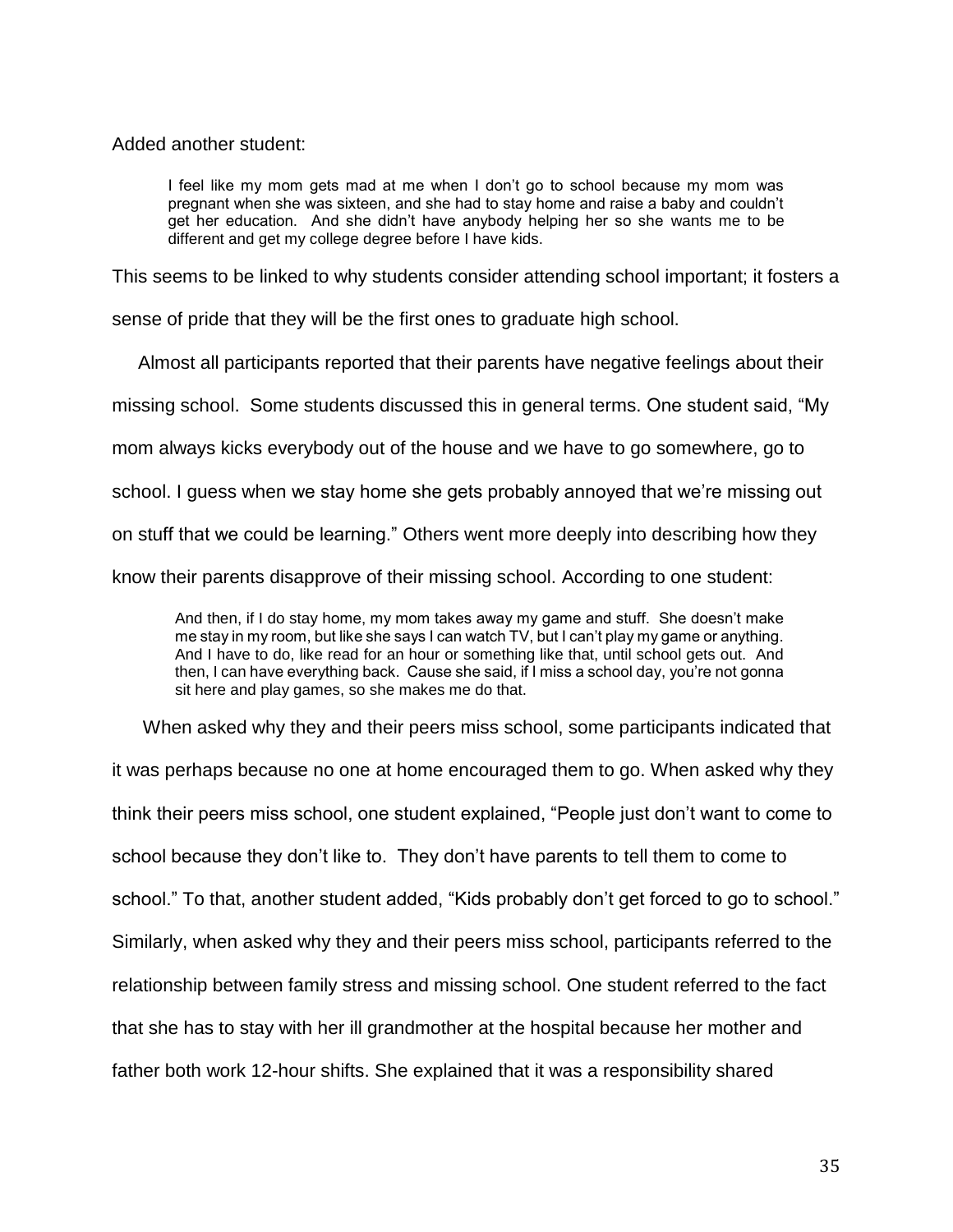Added another student:

> I feel like my mom gets mad at me when I don't go to school because my mom was pregnant when she was sixteen, and she had to stay home and raise a baby and couldn't get her education. And she didn't have anybody helping her so she wants me to be different and get my college degree before I have kids.

This seems to be linked to why students consider attending school important; it fosters a sense of pride that they will be the first ones to graduate high school.

Almost all participants reported that their parents have negative feelings about their missing school. Some students discussed this in general terms. One student said, "My mom always kicks everybody out of the house and we have to go somewhere, go to school. I guess when we stay home she gets probably annoyed that we're missing out on stuff that we could be learning." Others went more deeply into describing how they know their parents disapprove of their missing school. According to one student:

> And then, if I do stay home, my mom takes away my game and stuff. She doesn't make me stay in my room, but like she says I can watch TV, but I can't play my game or anything. And I have to do, like read for an hour or something like that, until school gets out. And then, I can have everything back. Cause she said, if I miss a school day, you're not gonna sit here and play games, so she makes me do that.

When asked why they and their peers miss school, some participants indicated that it was perhaps because no one at home encouraged them to go. When asked why they think their peers miss school, one student explained, "People just don't want to come to school because they don't like to. They don't have parents to tell them to come to school." To that, another student added, "Kids probably don't get forced to go to school." Similarly, when asked why they and their peers miss school, participants referred to the relationship between family stress and missing school. One student referred to the fact that she has to stay with her ill grandmother at the hospital because her mother and father both work 12-hour shifts. She explained that it was a responsibility shared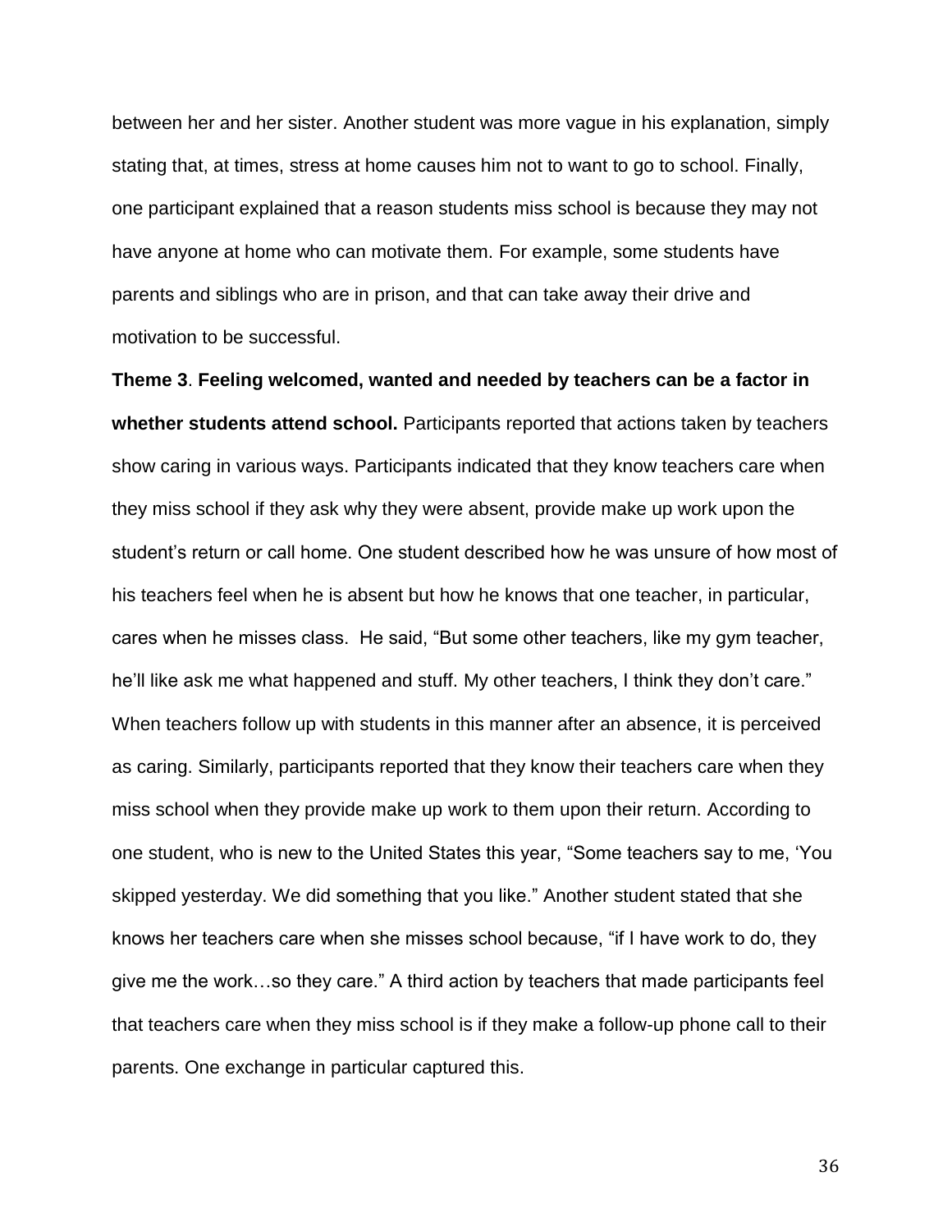between her and her sister. Another student was more vague in his explanation, simply stating that, at times, stress at home causes him not to want to go to school. Finally, one participant explained that a reason students miss school is because they may not have anyone at home who can motivate them. For example, some students have parents and siblings who are in prison, and that can take away their drive and motivation to be successful.

**Theme 3**. **Feeling welcomed, wanted and needed by teachers can be a factor in whether students attend school.** Participants reported that actions taken by teachers show caring in various ways. Participants indicated that they know teachers care when they miss school if they ask why they were absent, provide make up work upon the student's return or call home. One student described how he was unsure of how most of his teachers feel when he is absent but how he knows that one teacher, in particular, cares when he misses class. He said, "But some other teachers, like my gym teacher, he'll like ask me what happened and stuff. My other teachers, I think they don't care." When teachers follow up with students in this manner after an absence, it is perceived as caring. Similarly, participants reported that they know their teachers care when they miss school when they provide make up work to them upon their return. According to one student, who is new to the United States this year, "Some teachers say to me, 'You skipped yesterday. We did something that you like." Another student stated that she knows her teachers care when she misses school because, "if I have work to do, they give me the work…so they care." A third action by teachers that made participants feel that teachers care when they miss school is if they make a follow-up phone call to their parents. One exchange in particular captured this.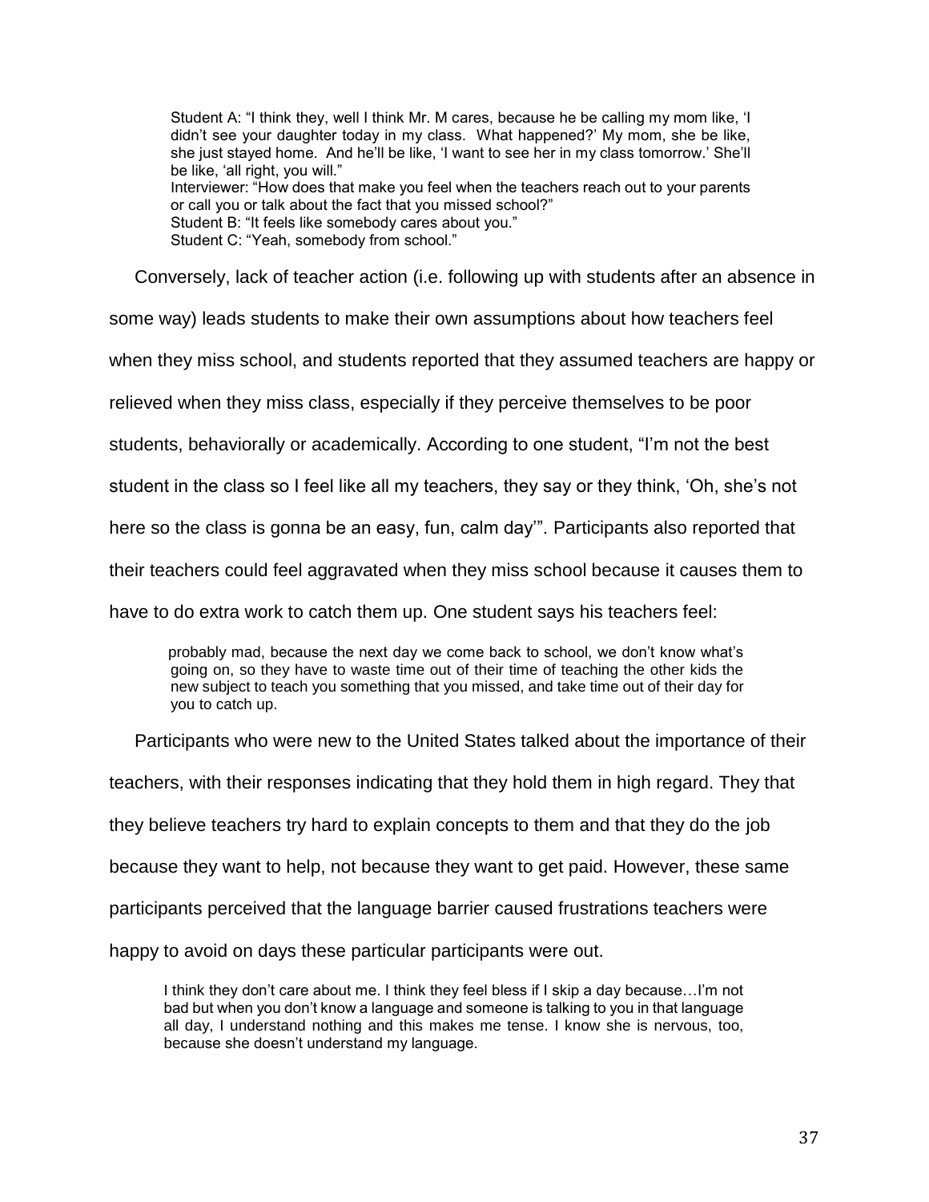> Student A: "I think they, well I think Mr. M cares, because he be calling my mom like, 'I didn't see your daughter today in my class. What happened?' My mom, she be like, she just stayed home. And he'll be like, 'I want to see her in my class tomorrow.' She'll be like, 'all right, you will."
> Interviewer: "How does that make you feel when the teachers reach out to your parents or call you or talk about the fact that you missed school?"
> Student B: "It feels like somebody cares about you."
> Student C: "Yeah, somebody from school."

Conversely, lack of teacher action (i.e. following up with students after an absence in some way) leads students to make their own assumptions about how teachers feel when they miss school, and students reported that they assumed teachers are happy or relieved when they miss class, especially if they perceive themselves to be poor students, behaviorally or academically. According to one student, "I'm not the best student in the class so I feel like all my teachers, they say or they think, 'Oh, she's not here so the class is gonna be an easy, fun, calm day'". Participants also reported that their teachers could feel aggravated when they miss school because it causes them to have to do extra work to catch them up. One student says his teachers feel:

> probably mad, because the next day we come back to school, we don't know what's going on, so they have to waste time out of their time of teaching the other kids the new subject to teach you something that you missed, and take time out of their day for you to catch up.

Participants who were new to the United States talked about the importance of their teachers, with their responses indicating that they hold them in high regard. They that they believe teachers try hard to explain concepts to them and that they do the job because they want to help, not because they want to get paid. However, these same participants perceived that the language barrier caused frustrations teachers were happy to avoid on days these particular participants were out.

> I think they don't care about me. I think they feel bless if I skip a day because…I'm not bad but when you don't know a language and someone is talking to you in that language all day, I understand nothing and this makes me tense. I know she is nervous, too, because she doesn't understand my language.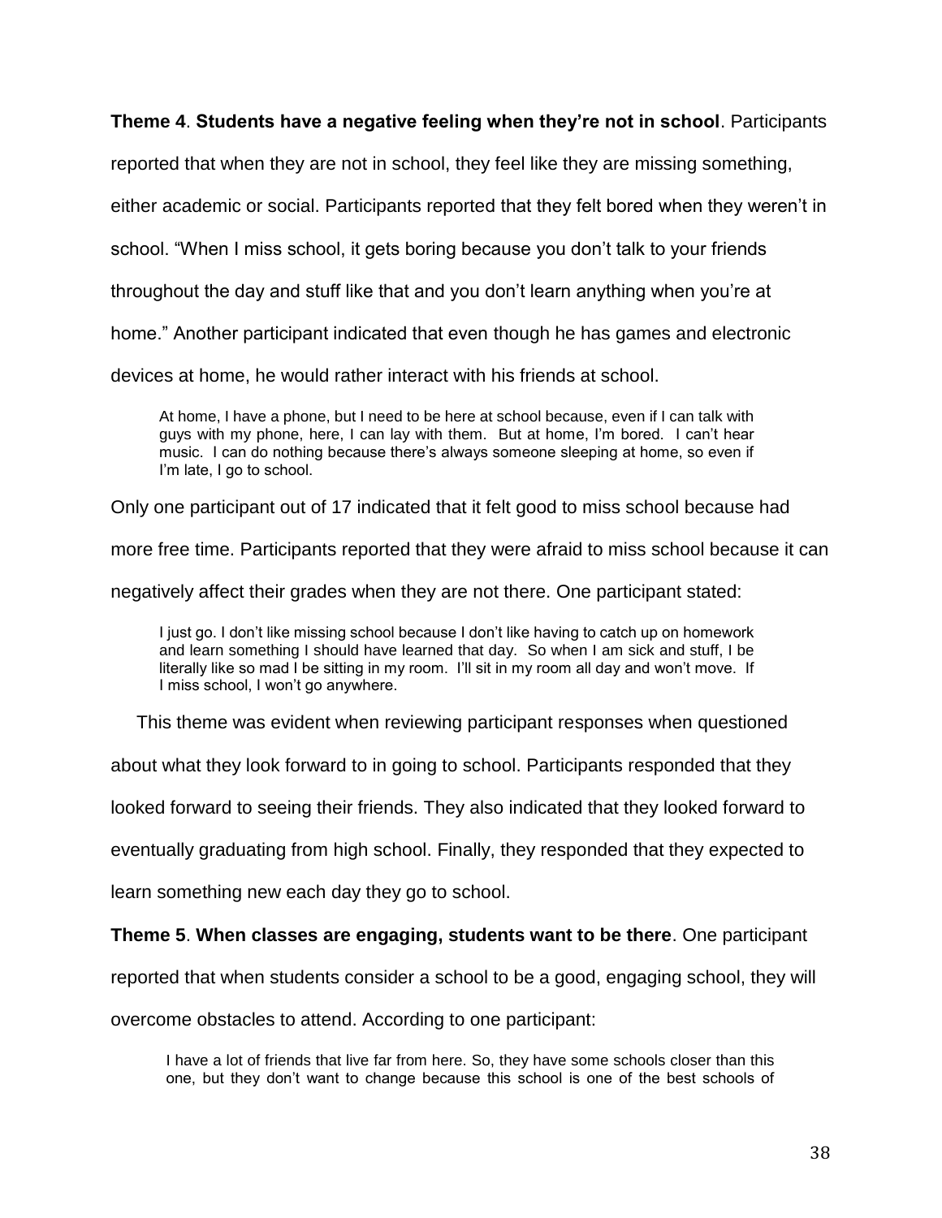**Theme 4**. **Students have a negative feeling when they're not in school**. Participants reported that when they are not in school, they feel like they are missing something, either academic or social. Participants reported that they felt bored when they weren't in school. "When I miss school, it gets boring because you don't talk to your friends throughout the day and stuff like that and you don't learn anything when you're at home." Another participant indicated that even though he has games and electronic devices at home, he would rather interact with his friends at school.

> At home, I have a phone, but I need to be here at school because, even if I can talk with guys with my phone, here, I can lay with them. But at home, I'm bored. I can't hear music. I can do nothing because there's always someone sleeping at home, so even if I'm late, I go to school.

Only one participant out of 17 indicated that it felt good to miss school because had more free time. Participants reported that they were afraid to miss school because it can negatively affect their grades when they are not there. One participant stated:

> I just go. I don't like missing school because I don't like having to catch up on homework and learn something I should have learned that day. So when I am sick and stuff, I be literally like so mad I be sitting in my room. I'll sit in my room all day and won't move. If I miss school, I won't go anywhere.

This theme was evident when reviewing participant responses when questioned about what they look forward to in going to school. Participants responded that they looked forward to seeing their friends. They also indicated that they looked forward to eventually graduating from high school. Finally, they responded that they expected to learn something new each day they go to school.

**Theme 5**. **When classes are engaging, students want to be there**. One participant reported that when students consider a school to be a good, engaging school, they will overcome obstacles to attend. According to one participant:

> I have a lot of friends that live far from here. So, they have some schools closer than this one, but they don't want to change because this school is one of the best schools of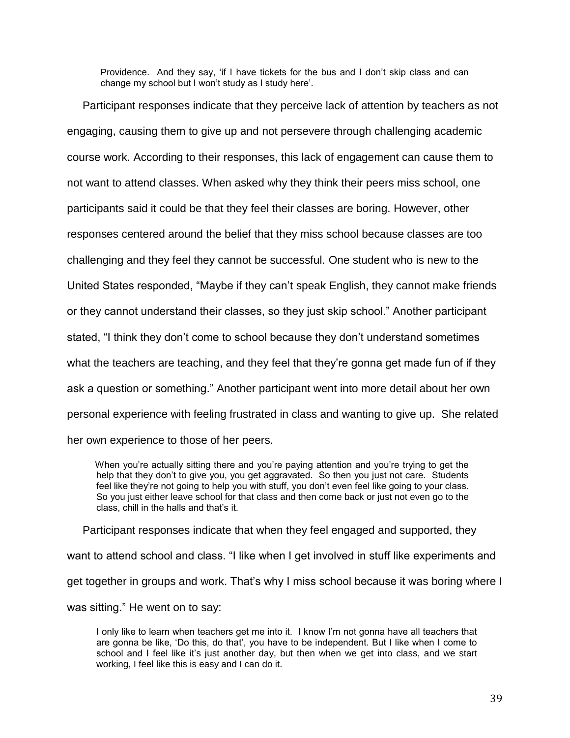> Providence. And they say, 'if I have tickets for the bus and I don't skip class and can change my school but I won't study as I study here'.

Participant responses indicate that they perceive lack of attention by teachers as not engaging, causing them to give up and not persevere through challenging academic course work. According to their responses, this lack of engagement can cause them to not want to attend classes. When asked why they think their peers miss school, one participants said it could be that they feel their classes are boring. However, other responses centered around the belief that they miss school because classes are too challenging and they feel they cannot be successful. One student who is new to the United States responded, "Maybe if they can't speak English, they cannot make friends or they cannot understand their classes, so they just skip school." Another participant stated, "I think they don't come to school because they don't understand sometimes what the teachers are teaching, and they feel that they're gonna get made fun of if they ask a question or something." Another participant went into more detail about her own personal experience with feeling frustrated in class and wanting to give up. She related her own experience to those of her peers.

> When you're actually sitting there and you're paying attention and you're trying to get the help that they don't to give you, you get aggravated. So then you just not care. Students feel like they're not going to help you with stuff, you don't even feel like going to your class. So you just either leave school for that class and then come back or just not even go to the class, chill in the halls and that's it.

Participant responses indicate that when they feel engaged and supported, they want to attend school and class. "I like when I get involved in stuff like experiments and get together in groups and work. That's why I miss school because it was boring where I was sitting." He went on to say:

> I only like to learn when teachers get me into it. I know I'm not gonna have all teachers that are gonna be like, 'Do this, do that', you have to be independent. But I like when I come to school and I feel like it's just another day, but then when we get into class, and we start working, I feel like this is easy and I can do it.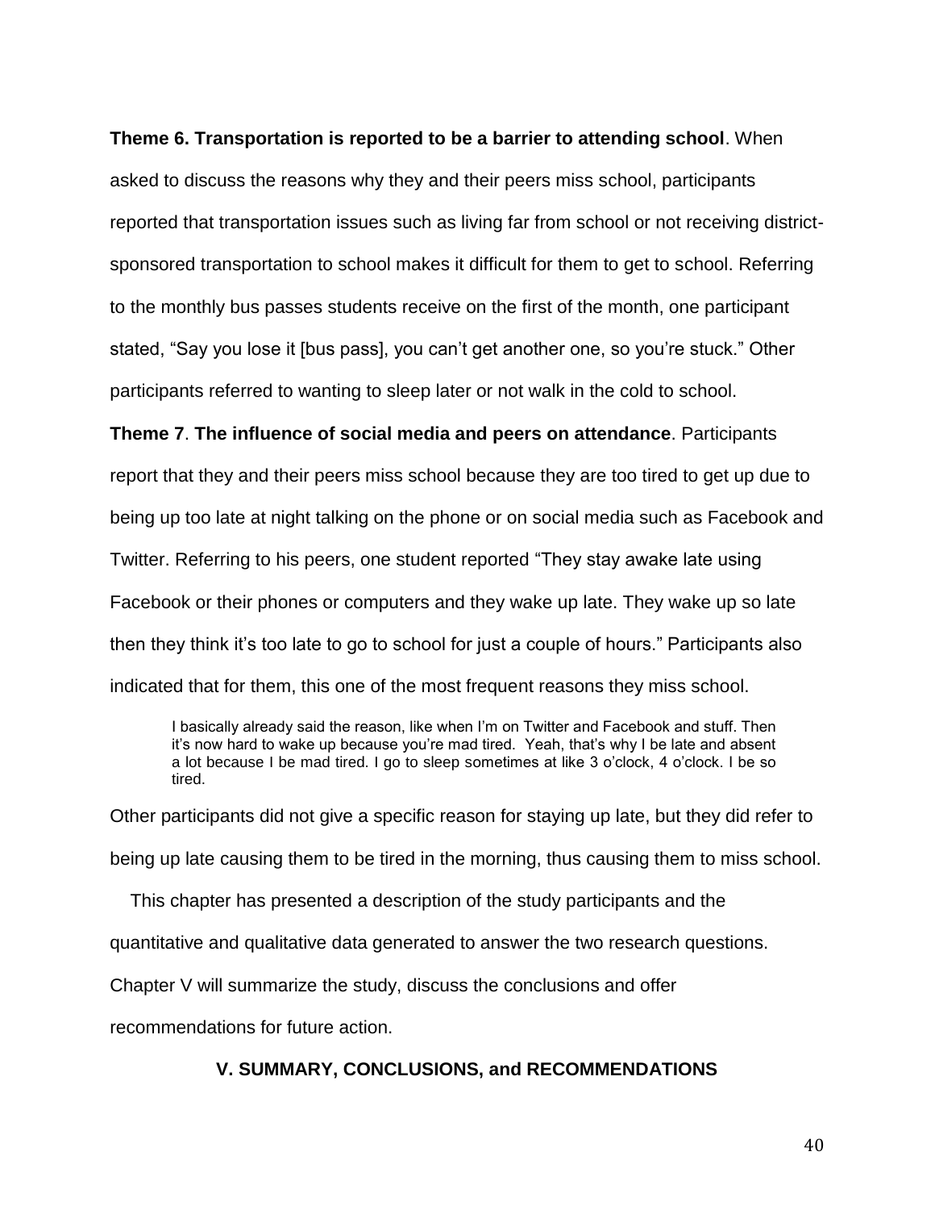**Theme 6. Transportation is reported to be a barrier to attending school**. When asked to discuss the reasons why they and their peers miss school, participants reported that transportation issues such as living far from school or not receiving district-sponsored transportation to school makes it difficult for them to get to school. Referring to the monthly bus passes students receive on the first of the month, one participant stated, “Say you lose it [bus pass], you can’t get another one, so you’re stuck.” Other participants referred to wanting to sleep later or not walk in the cold to school.

**Theme 7**. **The influence of social media and peers on attendance**. Participants report that they and their peers miss school because they are too tired to get up due to being up too late at night talking on the phone or on social media such as Facebook and Twitter. Referring to his peers, one student reported “They stay awake late using Facebook or their phones or computers and they wake up late. They wake up so late then they think it’s too late to go to school for just a couple of hours.” Participants also indicated that for them, this one of the most frequent reasons they miss school.

> I basically already said the reason, like when I’m on Twitter and Facebook and stuff. Then it’s now hard to wake up because you’re mad tired. Yeah, that’s why I be late and absent a lot because I be mad tired. I go to sleep sometimes at like 3 o’clock, 4 o’clock. I be so tired.

Other participants did not give a specific reason for staying up late, but they did refer to being up late causing them to be tired in the morning, thus causing them to miss school.

This chapter has presented a description of the study participants and the quantitative and qualitative data generated to answer the two research questions. Chapter V will summarize the study, discuss the conclusions and offer recommendations for future action.

## V. SUMMARY, CONCLUSIONS, and RECOMMENDATIONS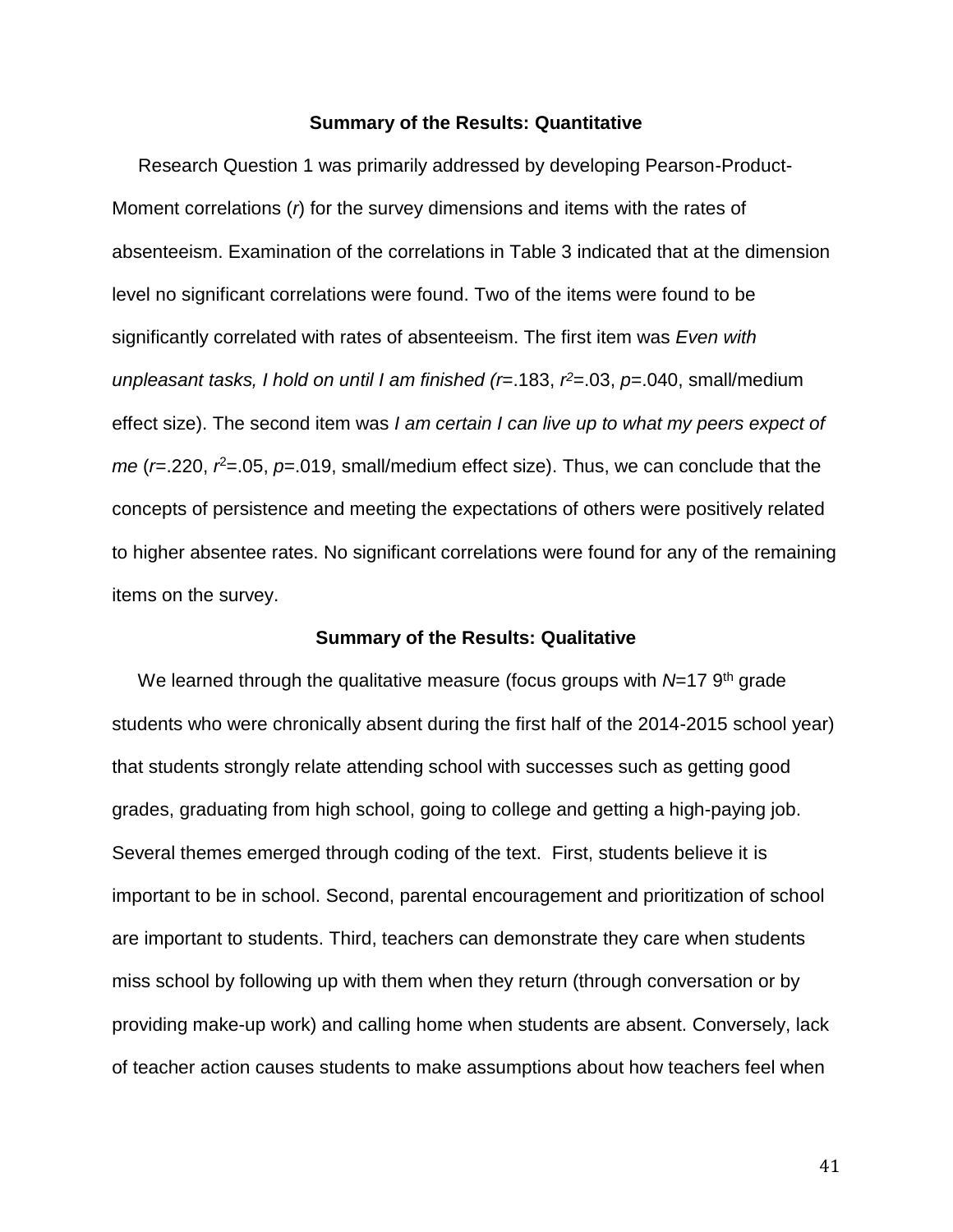## Summary of the Results: Quantitative

Research Question 1 was primarily addressed by developing Pearson-Product-Moment correlations ($r$) for the survey dimensions and items with the rates of absenteeism. Examination of the correlations in Table 3 indicated that at the dimension level no significant correlations were found. Two of the items were found to be significantly correlated with rates of absenteeism. The first item was *Even with unpleasant tasks, I hold on until I am finished* ($r$=.183, $r^2$=.03, $p$=.040, small/medium effect size). The second item was *I am certain I can live up to what my peers expect of me* ($r$=.220, $r^2$=.05, $p$=.019, small/medium effect size). Thus, we can conclude that the concepts of persistence and meeting the expectations of others were positively related to higher absentee rates. No significant correlations were found for any of the remaining items on the survey.

## Summary of the Results: Qualitative

We learned through the qualitative measure (focus groups with $N$=17 9th grade students who were chronically absent during the first half of the 2014-2015 school year) that students strongly relate attending school with successes such as getting good grades, graduating from high school, going to college and getting a high-paying job. Several themes emerged through coding of the text. First, students believe it is important to be in school. Second, parental encouragement and prioritization of school are important to students. Third, teachers can demonstrate they care when students miss school by following up with them when they return (through conversation or by providing make-up work) and calling home when students are absent. Conversely, lack of teacher action causes students to make assumptions about how teachers feel when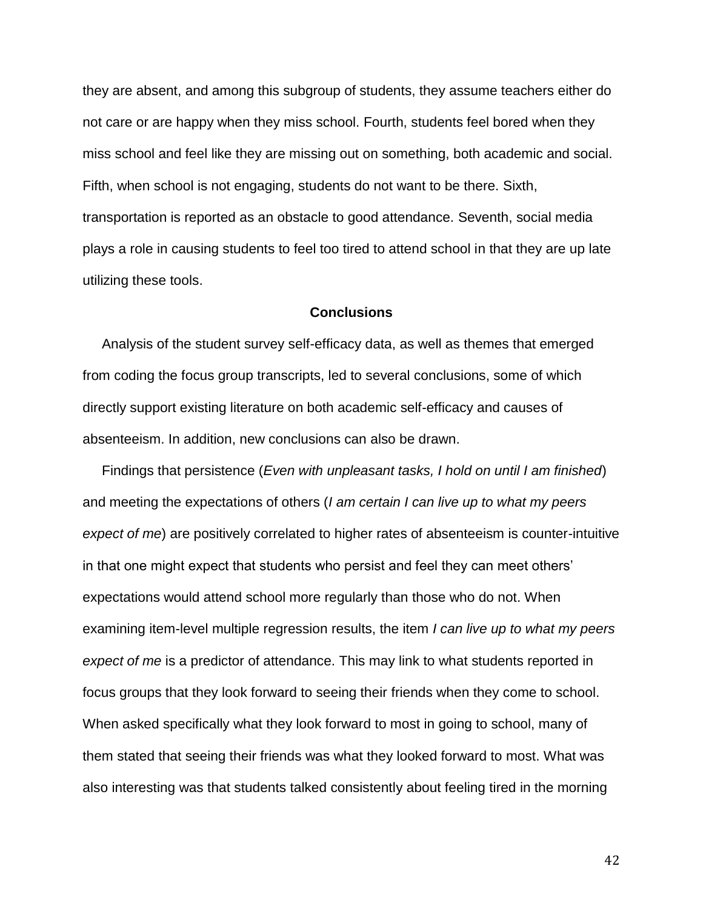they are absent, and among this subgroup of students, they assume teachers either do not care or are happy when they miss school. Fourth, students feel bored when they miss school and feel like they are missing out on something, both academic and social. Fifth, when school is not engaging, students do not want to be there. Sixth, transportation is reported as an obstacle to good attendance. Seventh, social media plays a role in causing students to feel too tired to attend school in that they are up late utilizing these tools.

## Conclusions

Analysis of the student survey self-efficacy data, as well as themes that emerged from coding the focus group transcripts, led to several conclusions, some of which directly support existing literature on both academic self-efficacy and causes of absenteeism. In addition, new conclusions can also be drawn.

Findings that persistence (*Even with unpleasant tasks, I hold on until I am finished*) and meeting the expectations of others (*I am certain I can live up to what my peers expect of me*) are positively correlated to higher rates of absenteeism is counter-intuitive in that one might expect that students who persist and feel they can meet others' expectations would attend school more regularly than those who do not. When examining item-level multiple regression results, the item *I can live up to what my peers expect of me* is a predictor of attendance. This may link to what students reported in focus groups that they look forward to seeing their friends when they come to school. When asked specifically what they look forward to most in going to school, many of them stated that seeing their friends was what they looked forward to most. What was also interesting was that students talked consistently about feeling tired in the morning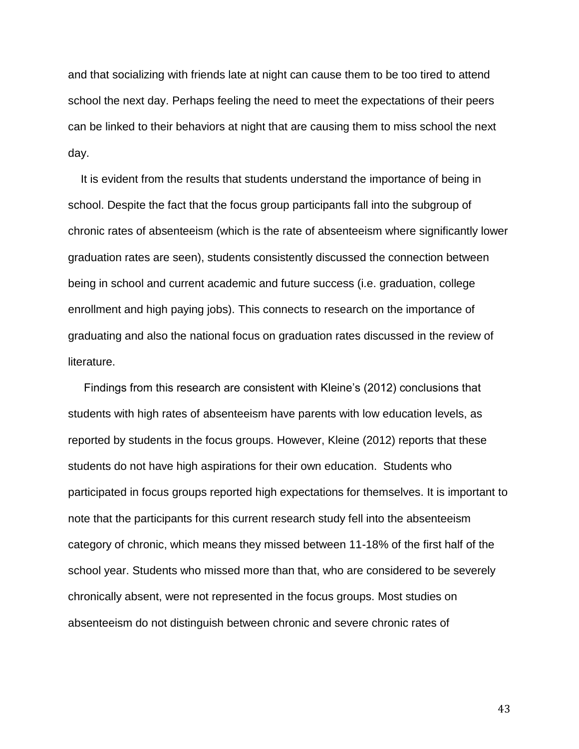and that socializing with friends late at night can cause them to be too tired to attend school the next day. Perhaps feeling the need to meet the expectations of their peers can be linked to their behaviors at night that are causing them to miss school the next day.

It is evident from the results that students understand the importance of being in school. Despite the fact that the focus group participants fall into the subgroup of chronic rates of absenteeism (which is the rate of absenteeism where significantly lower graduation rates are seen), students consistently discussed the connection between being in school and current academic and future success (i.e. graduation, college enrollment and high paying jobs). This connects to research on the importance of graduating and also the national focus on graduation rates discussed in the review of literature.

Findings from this research are consistent with Kleine's (2012) conclusions that students with high rates of absenteeism have parents with low education levels, as reported by students in the focus groups. However, Kleine (2012) reports that these students do not have high aspirations for their own education. Students who participated in focus groups reported high expectations for themselves. It is important to note that the participants for this current research study fell into the absenteeism category of chronic, which means they missed between 11-18% of the first half of the school year. Students who missed more than that, who are considered to be severely chronically absent, were not represented in the focus groups. Most studies on absenteeism do not distinguish between chronic and severe chronic rates of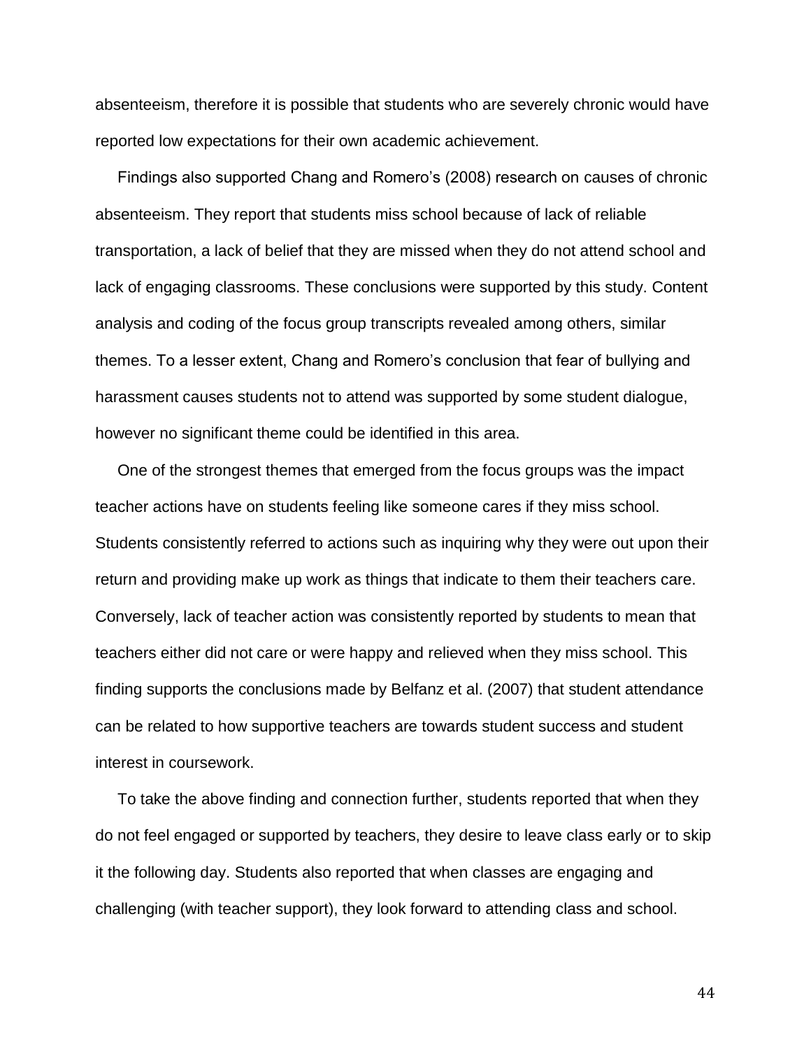absenteeism, therefore it is possible that students who are severely chronic would have reported low expectations for their own academic achievement.

Findings also supported Chang and Romero's (2008) research on causes of chronic absenteeism. They report that students miss school because of lack of reliable transportation, a lack of belief that they are missed when they do not attend school and lack of engaging classrooms. These conclusions were supported by this study. Content analysis and coding of the focus group transcripts revealed among others, similar themes. To a lesser extent, Chang and Romero's conclusion that fear of bullying and harassment causes students not to attend was supported by some student dialogue, however no significant theme could be identified in this area.

One of the strongest themes that emerged from the focus groups was the impact teacher actions have on students feeling like someone cares if they miss school. Students consistently referred to actions such as inquiring why they were out upon their return and providing make up work as things that indicate to them their teachers care. Conversely, lack of teacher action was consistently reported by students to mean that teachers either did not care or were happy and relieved when they miss school. This finding supports the conclusions made by Belfanz et al. (2007) that student attendance can be related to how supportive teachers are towards student success and student interest in coursework.

To take the above finding and connection further, students reported that when they do not feel engaged or supported by teachers, they desire to leave class early or to skip it the following day. Students also reported that when classes are engaging and challenging (with teacher support), they look forward to attending class and school.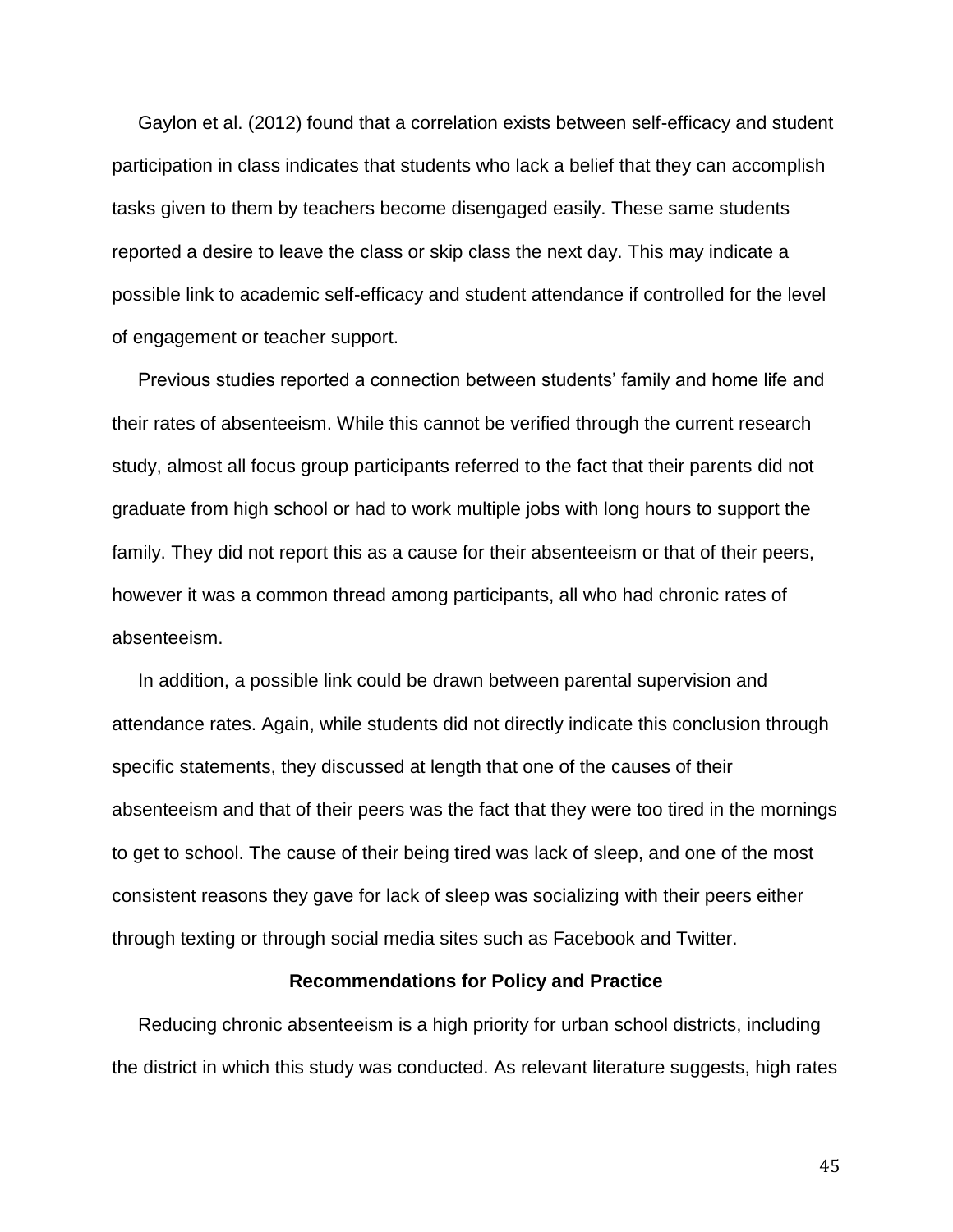Gaylon et al. (2012) found that a correlation exists between self-efficacy and student participation in class indicates that students who lack a belief that they can accomplish tasks given to them by teachers become disengaged easily. These same students reported a desire to leave the class or skip class the next day. This may indicate a possible link to academic self-efficacy and student attendance if controlled for the level of engagement or teacher support.

Previous studies reported a connection between students' family and home life and their rates of absenteeism. While this cannot be verified through the current research study, almost all focus group participants referred to the fact that their parents did not graduate from high school or had to work multiple jobs with long hours to support the family. They did not report this as a cause for their absenteeism or that of their peers, however it was a common thread among participants, all who had chronic rates of absenteeism.

In addition, a possible link could be drawn between parental supervision and attendance rates. Again, while students did not directly indicate this conclusion through specific statements, they discussed at length that one of the causes of their absenteeism and that of their peers was the fact that they were too tired in the mornings to get to school. The cause of their being tired was lack of sleep, and one of the most consistent reasons they gave for lack of sleep was socializing with their peers either through texting or through social media sites such as Facebook and Twitter.

## Recommendations for Policy and Practice

Reducing chronic absenteeism is a high priority for urban school districts, including the district in which this study was conducted. As relevant literature suggests, high rates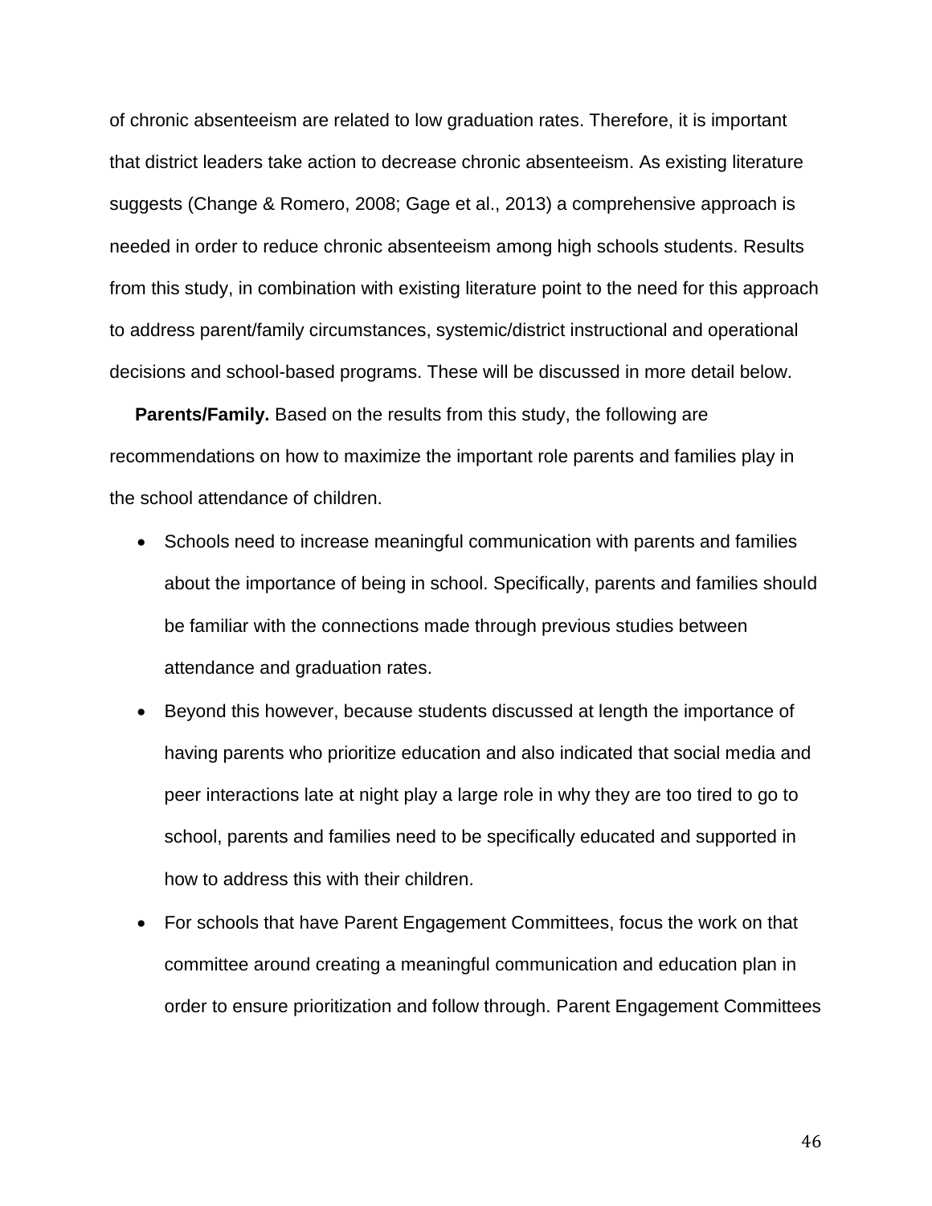of chronic absenteeism are related to low graduation rates. Therefore, it is important that district leaders take action to decrease chronic absenteeism. As existing literature suggests (Change & Romero, 2008; Gage et al., 2013) a comprehensive approach is needed in order to reduce chronic absenteeism among high schools students. Results from this study, in combination with existing literature point to the need for this approach to address parent/family circumstances, systemic/district instructional and operational decisions and school-based programs. These will be discussed in more detail below.

**Parents/Family.** Based on the results from this study, the following are recommendations on how to maximize the important role parents and families play in the school attendance of children.

- Schools need to increase meaningful communication with parents and families about the importance of being in school. Specifically, parents and families should be familiar with the connections made through previous studies between attendance and graduation rates.
- Beyond this however, because students discussed at length the importance of having parents who prioritize education and also indicated that social media and peer interactions late at night play a large role in why they are too tired to go to school, parents and families need to be specifically educated and supported in how to address this with their children.
- For schools that have Parent Engagement Committees, focus the work on that committee around creating a meaningful communication and education plan in order to ensure prioritization and follow through. Parent Engagement Committees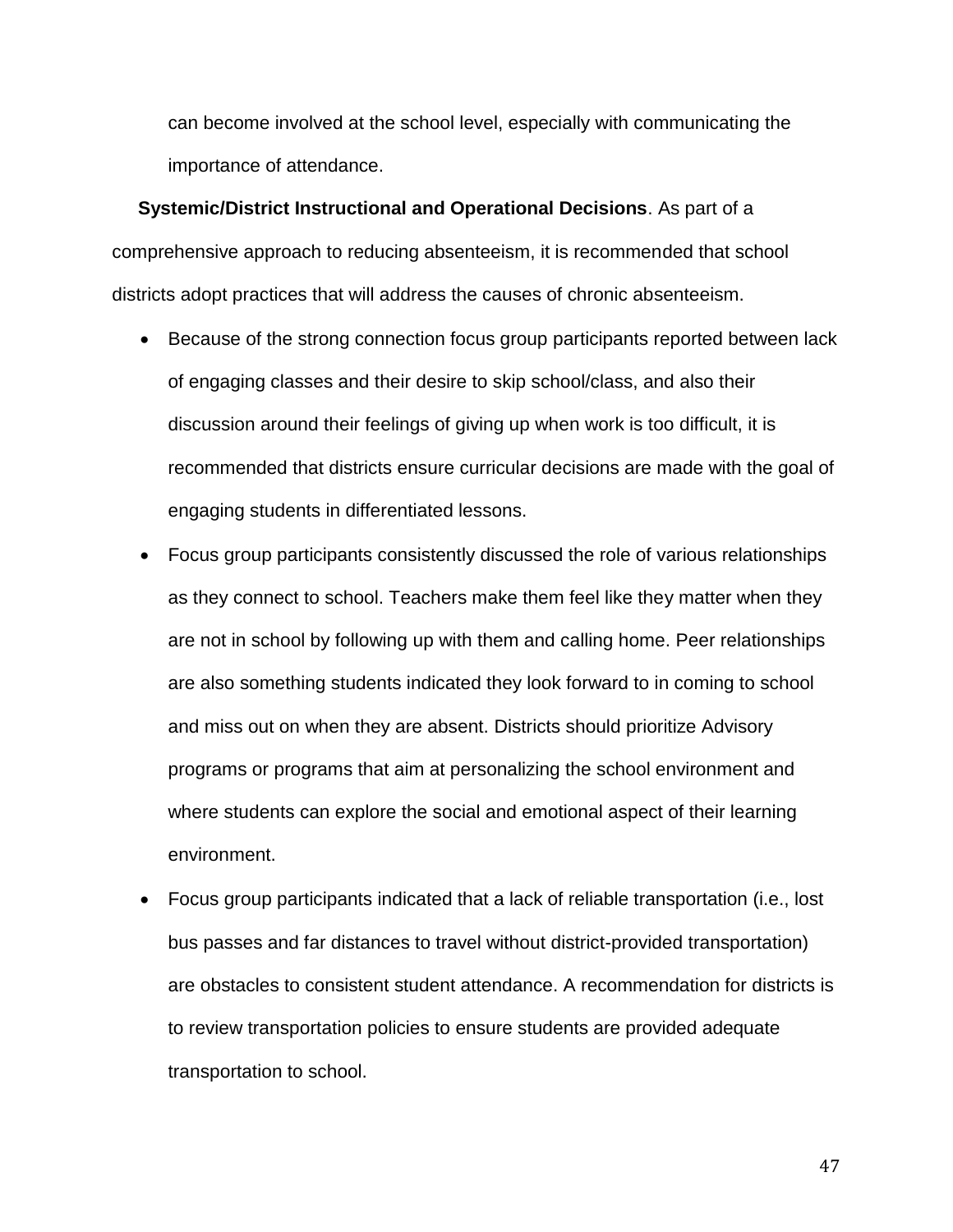can become involved at the school level, especially with communicating the importance of attendance.

**Systemic/District Instructional and Operational Decisions**. As part of a comprehensive approach to reducing absenteeism, it is recommended that school districts adopt practices that will address the causes of chronic absenteeism.

- Because of the strong connection focus group participants reported between lack of engaging classes and their desire to skip school/class, and also their discussion around their feelings of giving up when work is too difficult, it is recommended that districts ensure curricular decisions are made with the goal of engaging students in differentiated lessons.
- Focus group participants consistently discussed the role of various relationships as they connect to school. Teachers make them feel like they matter when they are not in school by following up with them and calling home. Peer relationships are also something students indicated they look forward to in coming to school and miss out on when they are absent. Districts should prioritize Advisory programs or programs that aim at personalizing the school environment and where students can explore the social and emotional aspect of their learning environment.
- Focus group participants indicated that a lack of reliable transportation (i.e., lost bus passes and far distances to travel without district-provided transportation) are obstacles to consistent student attendance. A recommendation for districts is to review transportation policies to ensure students are provided adequate transportation to school.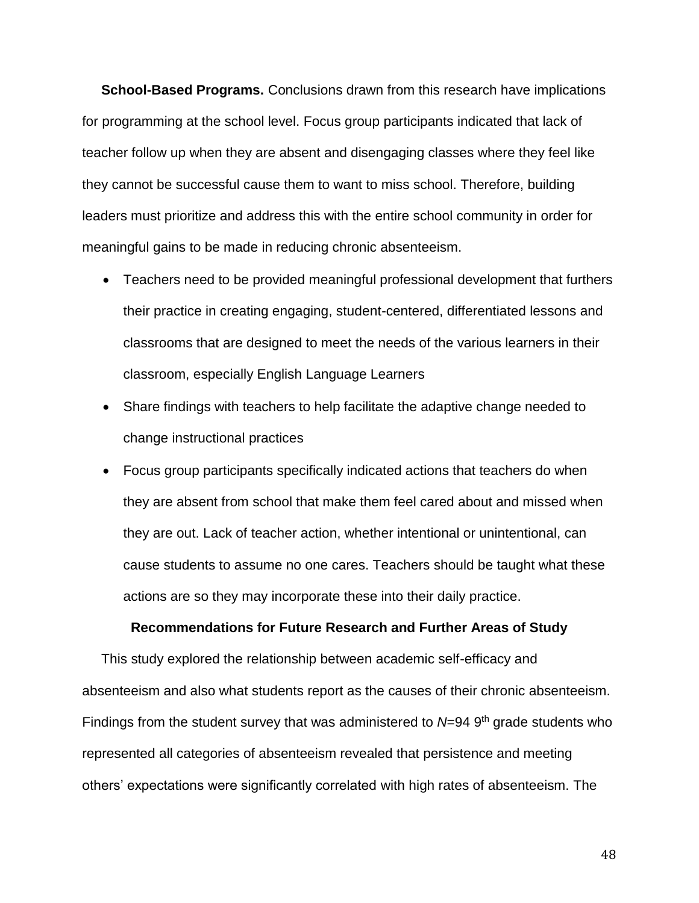**School-Based Programs.** Conclusions drawn from this research have implications for programming at the school level. Focus group participants indicated that lack of teacher follow up when they are absent and disengaging classes where they feel like they cannot be successful cause them to want to miss school. Therefore, building leaders must prioritize and address this with the entire school community in order for meaningful gains to be made in reducing chronic absenteeism.

- Teachers need to be provided meaningful professional development that furthers their practice in creating engaging, student-centered, differentiated lessons and classrooms that are designed to meet the needs of the various learners in their classroom, especially English Language Learners
- Share findings with teachers to help facilitate the adaptive change needed to change instructional practices
- Focus group participants specifically indicated actions that teachers do when they are absent from school that make them feel cared about and missed when they are out. Lack of teacher action, whether intentional or unintentional, can cause students to assume no one cares. Teachers should be taught what these actions are so they may incorporate these into their daily practice.

## Recommendations for Future Research and Further Areas of Study

This study explored the relationship between academic self-efficacy and absenteeism and also what students report as the causes of their chronic absenteeism. Findings from the student survey that was administered to $N$=94 9th grade students who represented all categories of absenteeism revealed that persistence and meeting others' expectations were significantly correlated with high rates of absenteeism. The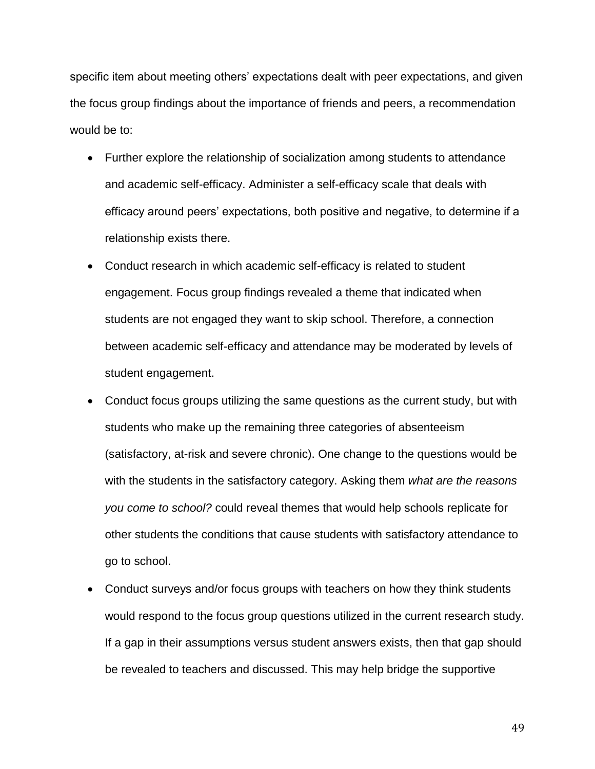specific item about meeting others' expectations dealt with peer expectations, and given the focus group findings about the importance of friends and peers, a recommendation would be to:

- Further explore the relationship of socialization among students to attendance and academic self-efficacy. Administer a self-efficacy scale that deals with efficacy around peers' expectations, both positive and negative, to determine if a relationship exists there.
- Conduct research in which academic self-efficacy is related to student engagement. Focus group findings revealed a theme that indicated when students are not engaged they want to skip school. Therefore, a connection between academic self-efficacy and attendance may be moderated by levels of student engagement.
- Conduct focus groups utilizing the same questions as the current study, but with students who make up the remaining three categories of absenteeism (satisfactory, at-risk and severe chronic). One change to the questions would be with the students in the satisfactory category. Asking them *what are the reasons you come to school?* could reveal themes that would help schools replicate for other students the conditions that cause students with satisfactory attendance to go to school.
- Conduct surveys and/or focus groups with teachers on how they think students would respond to the focus group questions utilized in the current research study. If a gap in their assumptions versus student answers exists, then that gap should be revealed to teachers and discussed. This may help bridge the supportive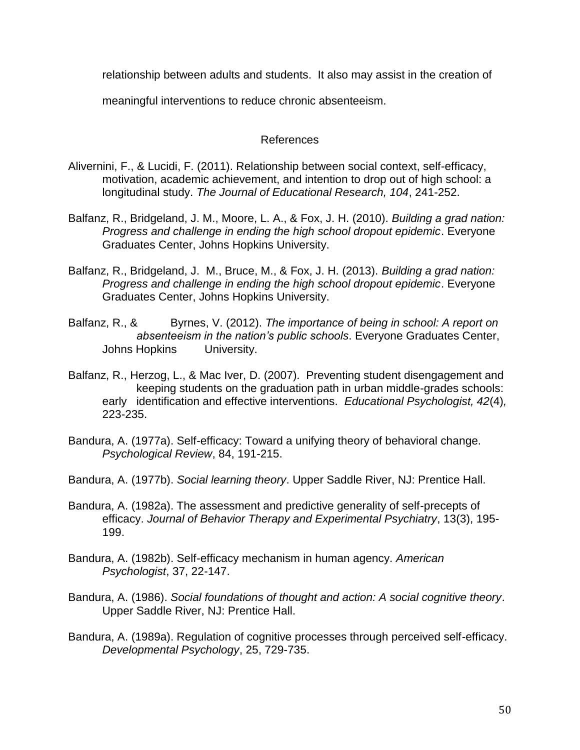relationship between adults and students. It also may assist in the creation of meaningful interventions to reduce chronic absenteeism.

## References

Alivernini, F., & Lucidi, F. (2011). Relationship between social context, self-efficacy, motivation, academic achievement, and intention to drop out of high school: a longitudinal study. *The Journal of Educational Research, 104*, 241-252.

Balfanz, R., Bridgeland, J. M., Moore, L. A., & Fox, J. H. (2010). *Building a grad nation: Progress and challenge in ending the high school dropout epidemic*. Everyone Graduates Center, Johns Hopkins University.

Balfanz, R., Bridgeland, J. M., Bruce, M., & Fox, J. H. (2013). *Building a grad nation: Progress and challenge in ending the high school dropout epidemic*. Everyone Graduates Center, Johns Hopkins University.

Balfanz, R., & Byrnes, V. (2012). *The importance of being in school: A report on absenteeism in the nation's public schools*. Everyone Graduates Center, Johns Hopkins University.

Balfanz, R., Herzog, L., & Mac Iver, D. (2007). Preventing student disengagement and keeping students on the graduation path in urban middle-grades schools: early identification and effective interventions. *Educational Psychologist, 42*(4), 223-235.

Bandura, A. (1977a). Self-efficacy: Toward a unifying theory of behavioral change. *Psychological Review*, 84, 191-215.

Bandura, A. (1977b). *Social learning theory*. Upper Saddle River, NJ: Prentice Hall.

Bandura, A. (1982a). The assessment and predictive generality of self-precepts of efficacy. *Journal of Behavior Therapy and Experimental Psychiatry*, 13(3), 195-199.

Bandura, A. (1982b). Self-efficacy mechanism in human agency. *American Psychologist*, 37, 22-147.

Bandura, A. (1986). *Social foundations of thought and action: A social cognitive theory*. Upper Saddle River, NJ: Prentice Hall.

Bandura, A. (1989a). Regulation of cognitive processes through perceived self-efficacy. *Developmental Psychology*, 25, 729-735.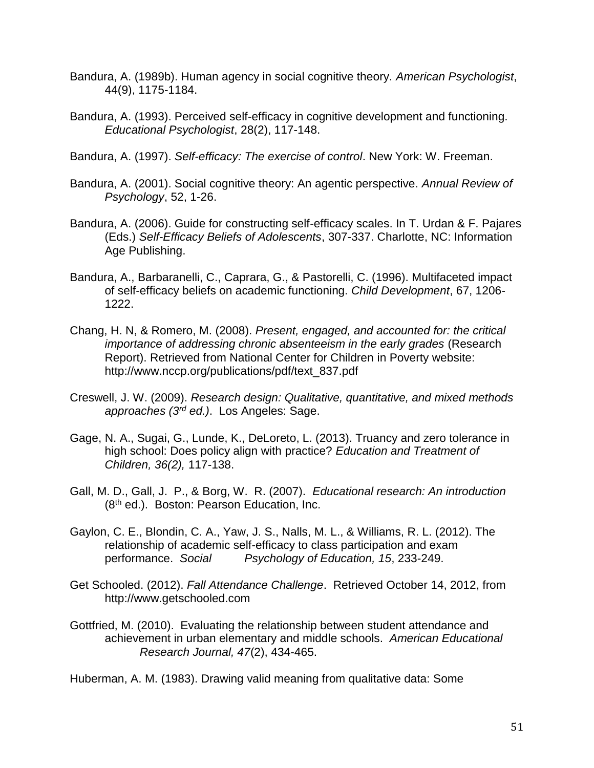Bandura, A. (1989b). Human agency in social cognitive theory. *American Psychologist*, 44(9), 1175-1184.

Bandura, A. (1993). Perceived self-efficacy in cognitive development and functioning. *Educational Psychologist*, 28(2), 117-148.

Bandura, A. (1997). *Self-efficacy: The exercise of control*. New York: W. Freeman.

Bandura, A. (2001). Social cognitive theory: An agentic perspective. *Annual Review of Psychology*, 52, 1-26.

Bandura, A. (2006). Guide for constructing self-efficacy scales. In T. Urdan & F. Pajares (Eds.) *Self-Efficacy Beliefs of Adolescents*, 307-337. Charlotte, NC: Information Age Publishing.

Bandura, A., Barbaranelli, C., Caprara, G., & Pastorelli, C. (1996). Multifaceted impact of self-efficacy beliefs on academic functioning. *Child Development*, 67, 1206-1222.

Chang, H. N, & Romero, M. (2008). *Present, engaged, and accounted for: the critical importance of addressing chronic absenteeism in the early grades* (Research Report). Retrieved from National Center for Children in Poverty website: http://www.nccp.org/publications/pdf/text_837.pdf

Creswell, J. W. (2009). *Research design: Qualitative, quantitative, and mixed methods approaches (3rd ed.)*. Los Angeles: Sage.

Gage, N. A., Sugai, G., Lunde, K., DeLoreto, L. (2013). Truancy and zero tolerance in high school: Does policy align with practice? *Education and Treatment of Children, 36(2),* 117-138.

Gall, M. D., Gall, J. P., & Borg, W. R. (2007). *Educational research: An introduction* (8th ed.). Boston: Pearson Education, Inc.

Gaylon, C. E., Blondin, C. A., Yaw, J. S., Nalls, M. L., & Williams, R. L. (2012). The relationship of academic self-efficacy to class participation and exam performance. *Social Psychology of Education, 15*, 233-249.

Get Schooled. (2012). *Fall Attendance Challenge*. Retrieved October 14, 2012, from http://www.getschooled.com

Gottfried, M. (2010). Evaluating the relationship between student attendance and achievement in urban elementary and middle schools. *American Educational Research Journal, 47*(2), 434-465.

Huberman, A. M. (1983). Drawing valid meaning from qualitative data: Some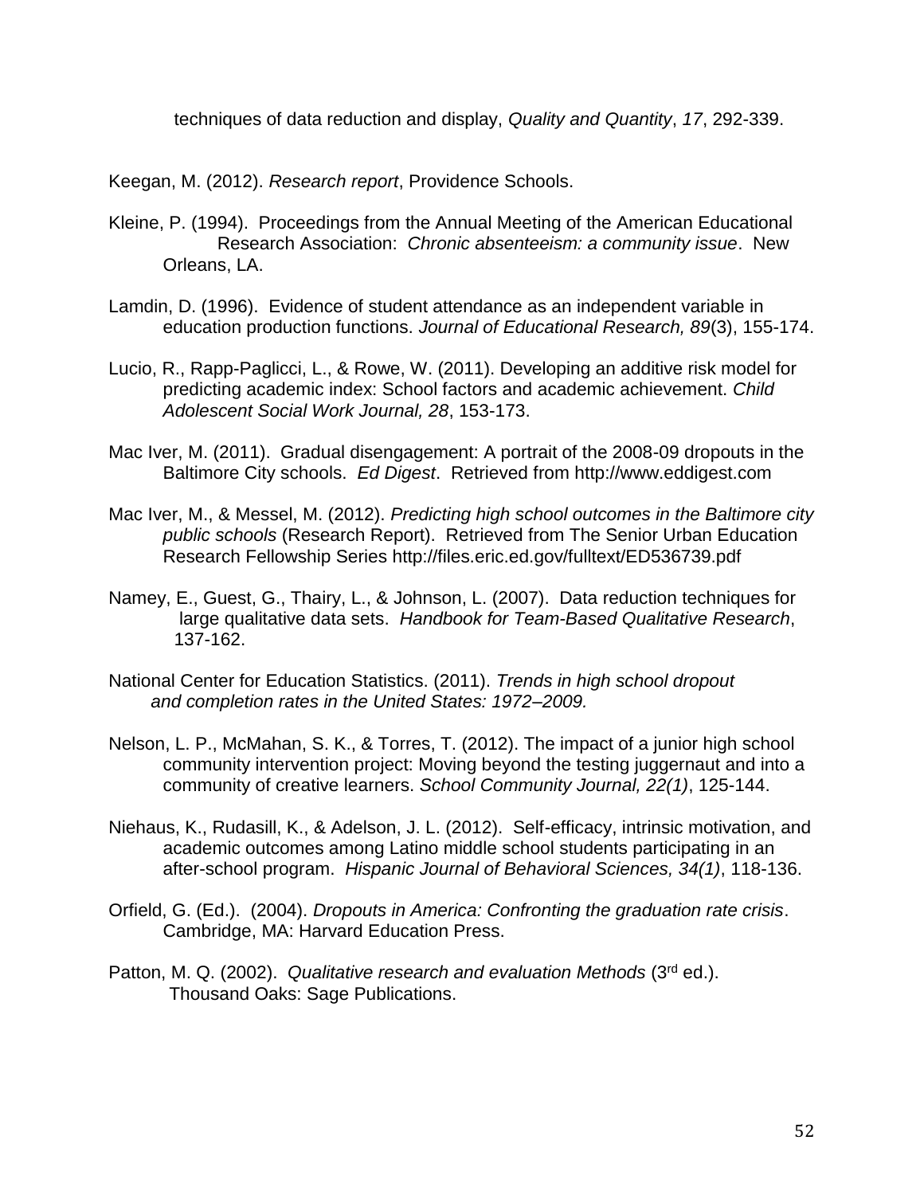techniques of data reduction and display, *Quality and Quantity*, *17*, 292-339.

Keegan, M. (2012). *Research report*, Providence Schools.

Kleine, P. (1994). Proceedings from the Annual Meeting of the American Educational Research Association: *Chronic absenteeism: a community issue*. New Orleans, LA.

Lamdin, D. (1996). Evidence of student attendance as an independent variable in education production functions. *Journal of Educational Research, 89*(3), 155-174.

Lucio, R., Rapp-Paglicci, L., & Rowe, W. (2011). Developing an additive risk model for predicting academic index: School factors and academic achievement. *Child Adolescent Social Work Journal, 28*, 153-173.

Mac Iver, M. (2011). Gradual disengagement: A portrait of the 2008-09 dropouts in the Baltimore City schools. *Ed Digest*. Retrieved from http://www.eddigest.com

Mac Iver, M., & Messel, M. (2012). *Predicting high school outcomes in the Baltimore city public schools* (Research Report). Retrieved from The Senior Urban Education Research Fellowship Series http://files.eric.ed.gov/fulltext/ED536739.pdf

Namey, E., Guest, G., Thairy, L., & Johnson, L. (2007). Data reduction techniques for large qualitative data sets. *Handbook for Team-Based Qualitative Research*, 137-162.

National Center for Education Statistics. (2011). *Trends in high school dropout and completion rates in the United States: 1972–2009.*

Nelson, L. P., McMahan, S. K., & Torres, T. (2012). The impact of a junior high school community intervention project: Moving beyond the testing juggernaut and into a community of creative learners. *School Community Journal, 22(1)*, 125-144.

Niehaus, K., Rudasill, K., & Adelson, J. L. (2012). Self-efficacy, intrinsic motivation, and academic outcomes among Latino middle school students participating in an after-school program. *Hispanic Journal of Behavioral Sciences, 34(1)*, 118-136.

Orfield, G. (Ed.). (2004). *Dropouts in America: Confronting the graduation rate crisis*. Cambridge, MA: Harvard Education Press.

Patton, M. Q. (2002). *Qualitative research and evaluation Methods* (3rd ed.). Thousand Oaks: Sage Publications.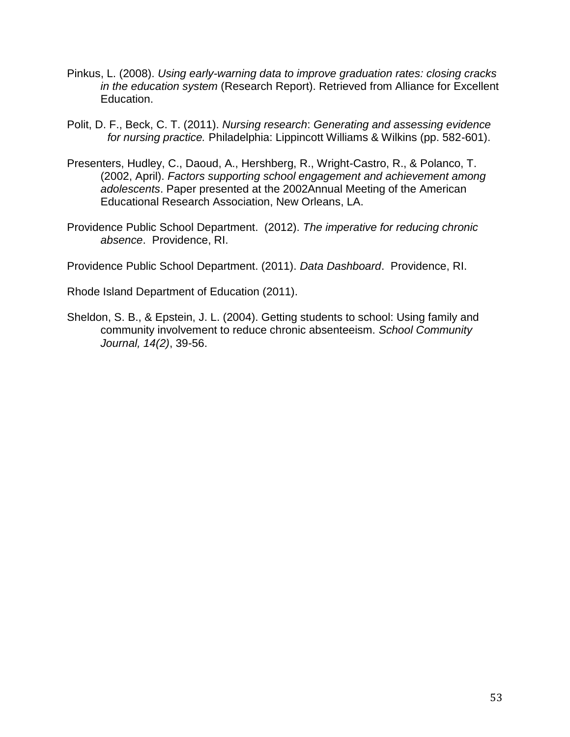Pinkus, L. (2008). *Using early-warning data to improve graduation rates: closing cracks in the education system* (Research Report). Retrieved from Alliance for Excellent Education.

Polit, D. F., Beck, C. T. (2011). *Nursing research*: *Generating and assessing evidence for nursing practice.* Philadelphia: Lippincott Williams & Wilkins (pp. 582-601).

Presenters, Hudley, C., Daoud, A., Hershberg, R., Wright-Castro, R., & Polanco, T. (2002, April). *Factors supporting school engagement and achievement among adolescents*. Paper presented at the 2002Annual Meeting of the American Educational Research Association, New Orleans, LA.

Providence Public School Department. (2012). *The imperative for reducing chronic absence*. Providence, RI.

Providence Public School Department. (2011). *Data Dashboard*. Providence, RI.

Rhode Island Department of Education (2011).

Sheldon, S. B., & Epstein, J. L. (2004). Getting students to school: Using family and community involvement to reduce chronic absenteeism. *School Community Journal, 14(2)*, 39-56.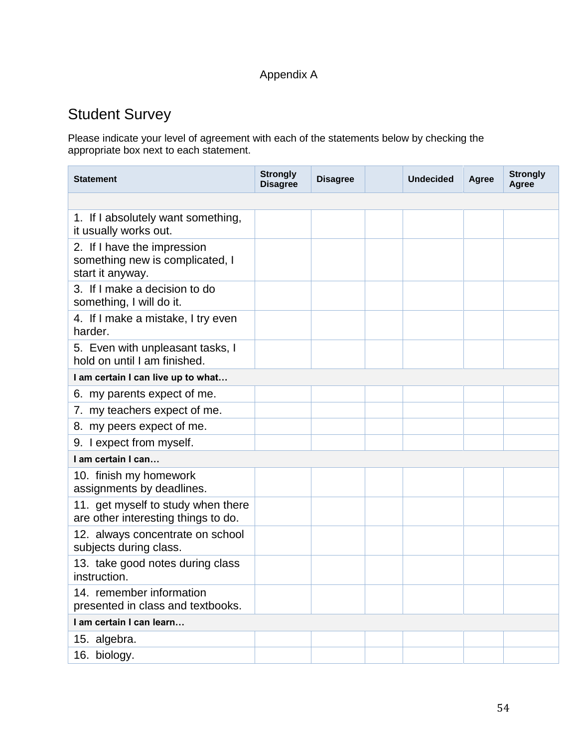Appendix A

# Student Survey

Please indicate your level of agreement with each of the statements below by checking the appropriate box next to each statement.

| Statement | Strongly Disagree | Disagree | | Undecided | Agree | Strongly Agree |
|---|---|---|---|---|---|---|
| | | | | | | |
| 1. If I absolutely want something, it usually works out. | | | | | | |
| 2. If I have the impression something new is complicated, I start it anyway. | | | | | | |
| 3. If I make a decision to do something, I will do it. | | | | | | |
| 4. If I make a mistake, I try even harder. | | | | | | |
| 5. Even with unpleasant tasks, I hold on until I am finished. | | | | | | |
| **I am certain I can live up to what…** | | | | | | |
| 6. my parents expect of me. | | | | | | |
| 7. my teachers expect of me. | | | | | | |
| 8. my peers expect of me. | | | | | | |
| 9. I expect from myself. | | | | | | |
| **I am certain I can…** | | | | | | |
| 10. finish my homework assignments by deadlines. | | | | | | |
| 11. get myself to study when there are other interesting things to do. | | | | | | |
| 12. always concentrate on school subjects during class. | | | | | | |
| 13. take good notes during class instruction. | | | | | | |
| 14. remember information presented in class and textbooks. | | | | | | |
| **I am certain I can learn…** | | | | | | |
| 15. algebra. | | | | | | |
| 16. biology. | | | | | | |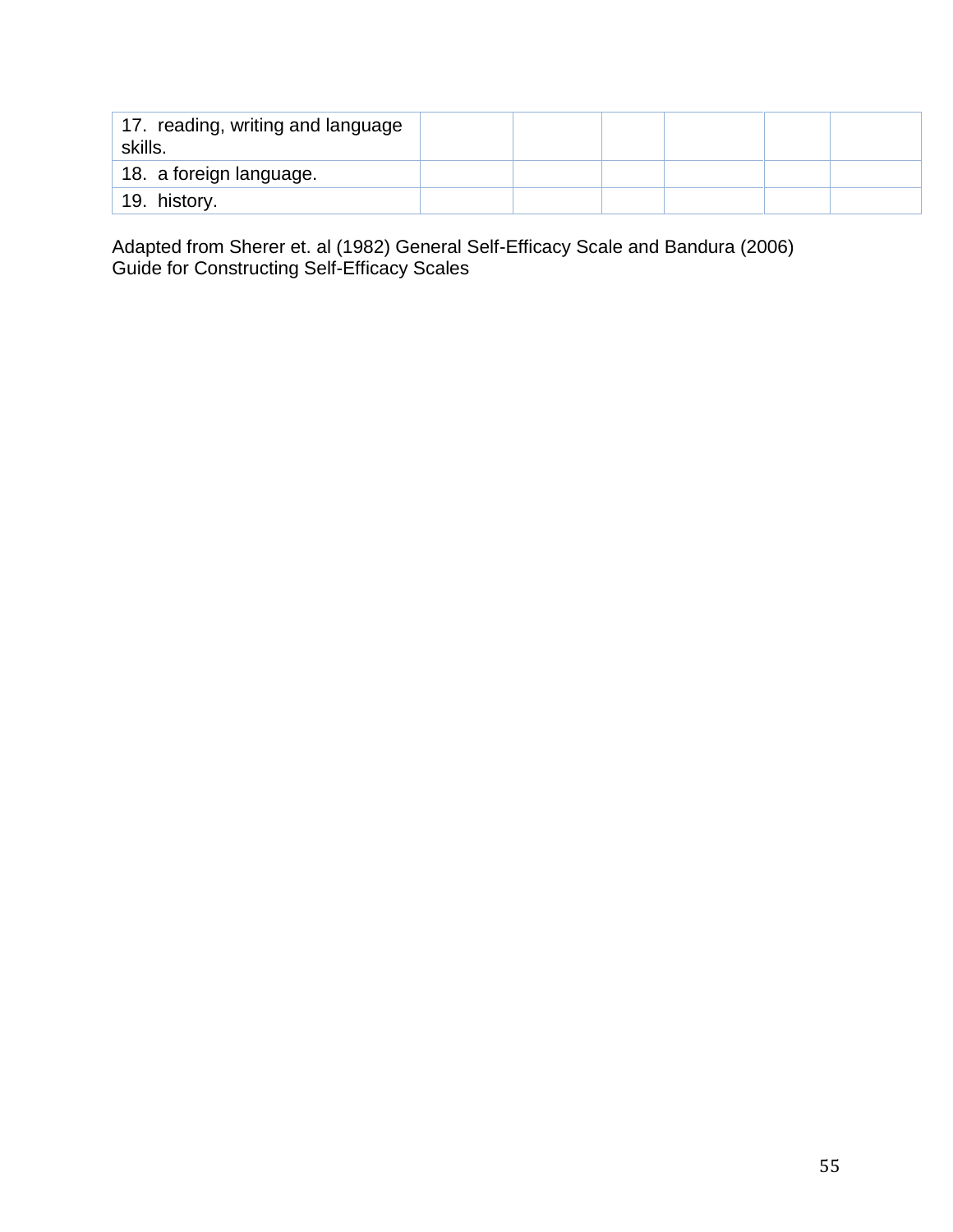| | | | | | | |
|---|---|---|---|---|---|---|
| 17. reading, writing and language skills. | | | | | | |
| 18. a foreign language. | | | | | | |
| 19. history. | | | | | | |

Adapted from Sherer et. al (1982) General Self-Efficacy Scale and Bandura (2006) Guide for Constructing Self-Efficacy Scales